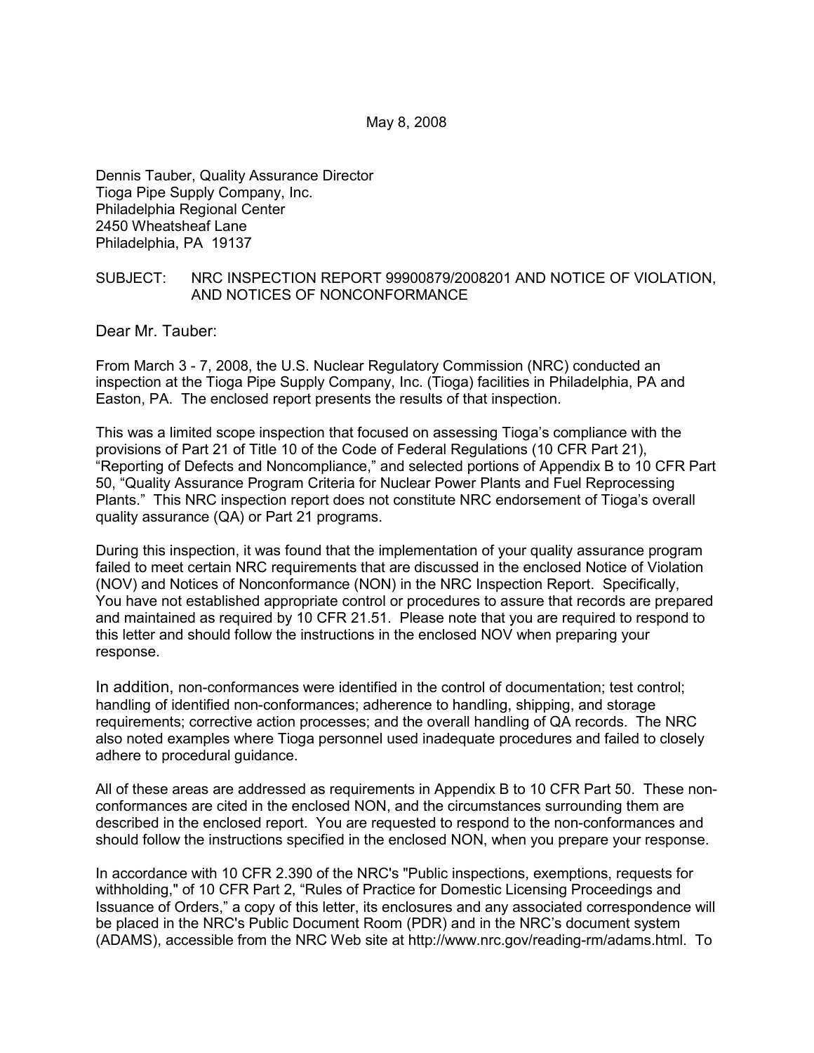May 8, 2008

Dennis Tauber, Quality Assurance Director
Tioga Pipe Supply Company, Inc.
Philadelphia Regional Center
2450 Wheatsheaf Lane
Philadelphia, PA 19137

SUBJECT: NRC INSPECTION REPORT 99900879/2008201 AND NOTICE OF VIOLATION, AND NOTICES OF NONCONFORMANCE

Dear Mr. Tauber:

From March 3 - 7, 2008, the U.S. Nuclear Regulatory Commission (NRC) conducted an inspection at the Tioga Pipe Supply Company, Inc. (Tioga) facilities in Philadelphia, PA and Easton, PA. The enclosed report presents the results of that inspection.

This was a limited scope inspection that focused on assessing Tioga's compliance with the provisions of Part 21 of Title 10 of the Code of Federal Regulations (10 CFR Part 21), "Reporting of Defects and Noncompliance," and selected portions of Appendix B to 10 CFR Part 50, "Quality Assurance Program Criteria for Nuclear Power Plants and Fuel Reprocessing Plants." This NRC inspection report does not constitute NRC endorsement of Tioga's overall quality assurance (QA) or Part 21 programs.

During this inspection, it was found that the implementation of your quality assurance program failed to meet certain NRC requirements that are discussed in the enclosed Notice of Violation (NOV) and Notices of Nonconformance (NON) in the NRC Inspection Report. Specifically, You have not established appropriate control or procedures to assure that records are prepared and maintained as required by 10 CFR 21.51. Please note that you are required to respond to this letter and should follow the instructions in the enclosed NOV when preparing your response.

In addition, non-conformances were identified in the control of documentation; test control; handling of identified non-conformances; adherence to handling, shipping, and storage requirements; corrective action processes; and the overall handling of QA records. The NRC also noted examples where Tioga personnel used inadequate procedures and failed to closely adhere to procedural guidance.

All of these areas are addressed as requirements in Appendix B to 10 CFR Part 50. These non-conformances are cited in the enclosed NON, and the circumstances surrounding them are described in the enclosed report. You are requested to respond to the non-conformances and should follow the instructions specified in the enclosed NON, when you prepare your response.

In accordance with 10 CFR 2.390 of the NRC's "Public inspections, exemptions, requests for withholding," of 10 CFR Part 2, "Rules of Practice for Domestic Licensing Proceedings and Issuance of Orders," a copy of this letter, its enclosures and any associated correspondence will be placed in the NRC's Public Document Room (PDR) and in the NRC's document system (ADAMS), accessible from the NRC Web site at http://www.nrc.gov/reading-rm/adams.html. To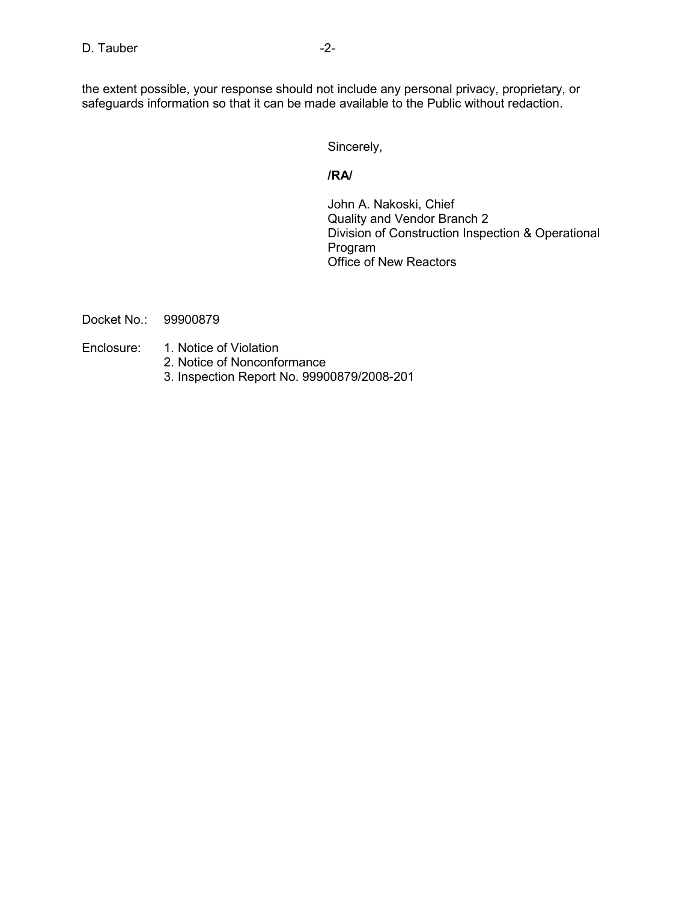the extent possible, your response should not include any personal privacy, proprietary, or safeguards information so that it can be made available to the Public without redaction.

Sincerely,

**/RA/**

John A. Nakoski, Chief
Quality and Vendor Branch 2
Division of Construction Inspection & Operational Program
Office of New Reactors

Docket No.: 99900879

Enclosure:
1. Notice of Violation
2. Notice of Nonconformance
3. Inspection Report No. 99900879/2008-201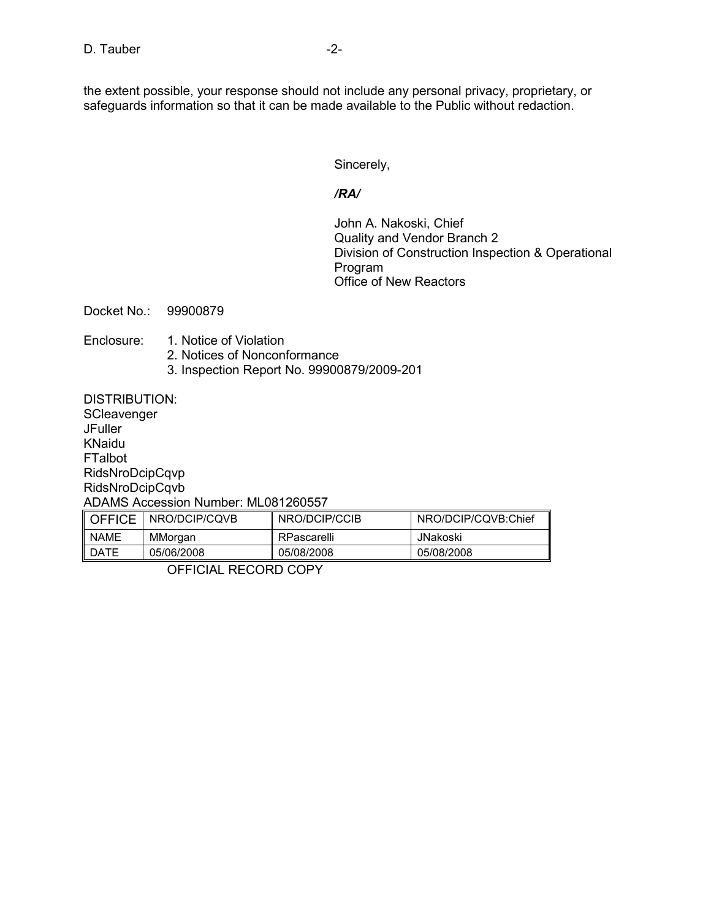the extent possible, your response should not include any personal privacy, proprietary, or safeguards information so that it can be made available to the Public without redaction.

Sincerely,

***/RA/***

John A. Nakoski, Chief
Quality and Vendor Branch 2
Division of Construction Inspection & Operational Program
Office of New Reactors

Docket No.: 99900879

Enclosure:
1. Notice of Violation
2. Notices of Nonconformance
3. Inspection Report No. 99900879/2009-201

DISTRIBUTION:
SCleavenger
JFuller
KNaidu
FTalbot
RidsNroDcipCqvp
RidsNroDcipCqvb

ADAMS Accession Number: ML081260557

| OFFICE | NRO/DCIP/CQVB | NRO/DCIP/CCIB | NRO/DCIP/CQVB:Chief |
|---|---|---|---|
| NAME | MMorgan | RPascarelli | JNakoski |
| DATE | 05/06/2008 | 05/08/2008 | 05/08/2008 |

OFFICIAL RECORD COPY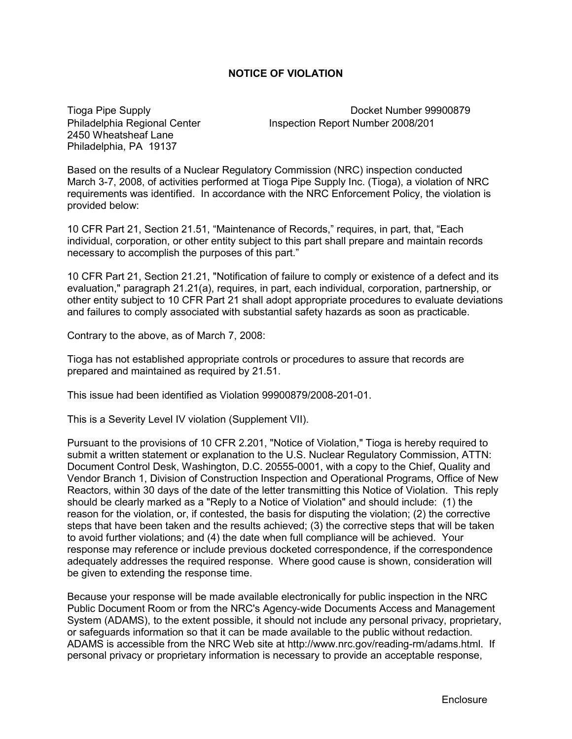# NOTICE OF VIOLATION

Tioga Pipe Supply
Philadelphia Regional Center
2450 Wheatsheaf Lane
Philadelphia, PA 19137

Docket Number 99900879
Inspection Report Number 2008/201

Based on the results of a Nuclear Regulatory Commission (NRC) inspection conducted March 3-7, 2008, of activities performed at Tioga Pipe Supply Inc. (Tioga), a violation of NRC requirements was identified. In accordance with the NRC Enforcement Policy, the violation is provided below:

10 CFR Part 21, Section 21.51, "Maintenance of Records," requires, in part, that, "Each individual, corporation, or other entity subject to this part shall prepare and maintain records necessary to accomplish the purposes of this part."

10 CFR Part 21, Section 21.21, "Notification of failure to comply or existence of a defect and its evaluation," paragraph 21.21(a), requires, in part, each individual, corporation, partnership, or other entity subject to 10 CFR Part 21 shall adopt appropriate procedures to evaluate deviations and failures to comply associated with substantial safety hazards as soon as practicable.

Contrary to the above, as of March 7, 2008:

Tioga has not established appropriate controls or procedures to assure that records are prepared and maintained as required by 21.51.

This issue had been identified as Violation 99900879/2008-201-01.

This is a Severity Level IV violation (Supplement VII).

Pursuant to the provisions of 10 CFR 2.201, "Notice of Violation," Tioga is hereby required to submit a written statement or explanation to the U.S. Nuclear Regulatory Commission, ATTN: Document Control Desk, Washington, D.C. 20555-0001, with a copy to the Chief, Quality and Vendor Branch 1, Division of Construction Inspection and Operational Programs, Office of New Reactors, within 30 days of the date of the letter transmitting this Notice of Violation. This reply should be clearly marked as a "Reply to a Notice of Violation" and should include: (1) the reason for the violation, or, if contested, the basis for disputing the violation; (2) the corrective steps that have been taken and the results achieved; (3) the corrective steps that will be taken to avoid further violations; and (4) the date when full compliance will be achieved. Your response may reference or include previous docketed correspondence, if the correspondence adequately addresses the required response. Where good cause is shown, consideration will be given to extending the response time.

Because your response will be made available electronically for public inspection in the NRC Public Document Room or from the NRC's Agency-wide Documents Access and Management System (ADAMS), to the extent possible, it should not include any personal privacy, proprietary, or safeguards information so that it can be made available to the public without redaction. ADAMS is accessible from the NRC Web site at http://www.nrc.gov/reading-rm/adams.html. If personal privacy or proprietary information is necessary to provide an acceptable response,

Enclosure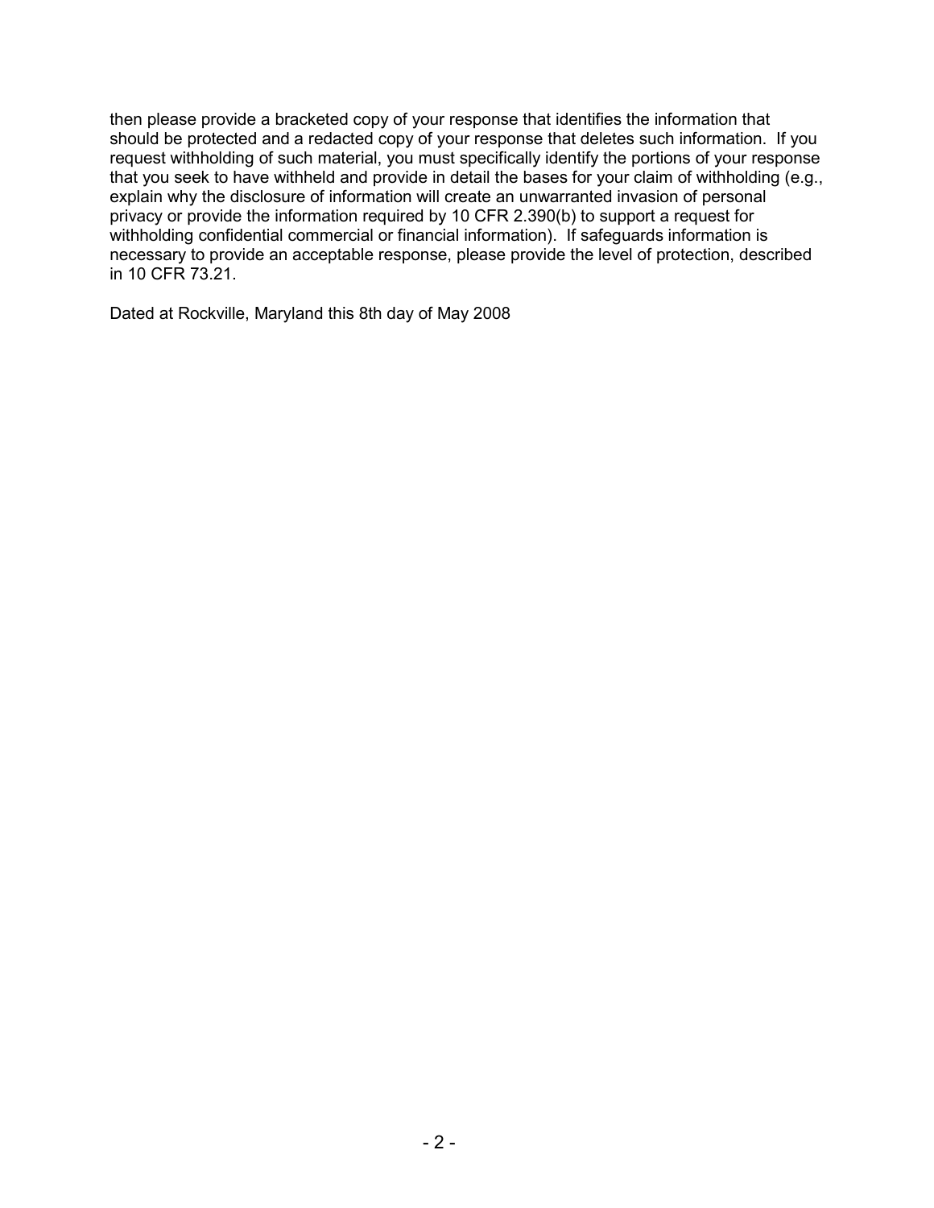then please provide a bracketed copy of your response that identifies the information that should be protected and a redacted copy of your response that deletes such information. If you request withholding of such material, you must specifically identify the portions of your response that you seek to have withheld and provide in detail the bases for your claim of withholding (e.g., explain why the disclosure of information will create an unwarranted invasion of personal privacy or provide the information required by 10 CFR 2.390(b) to support a request for withholding confidential commercial or financial information). If safeguards information is necessary to provide an acceptable response, please provide the level of protection, described in 10 CFR 73.21.

Dated at Rockville, Maryland this 8th day of May 2008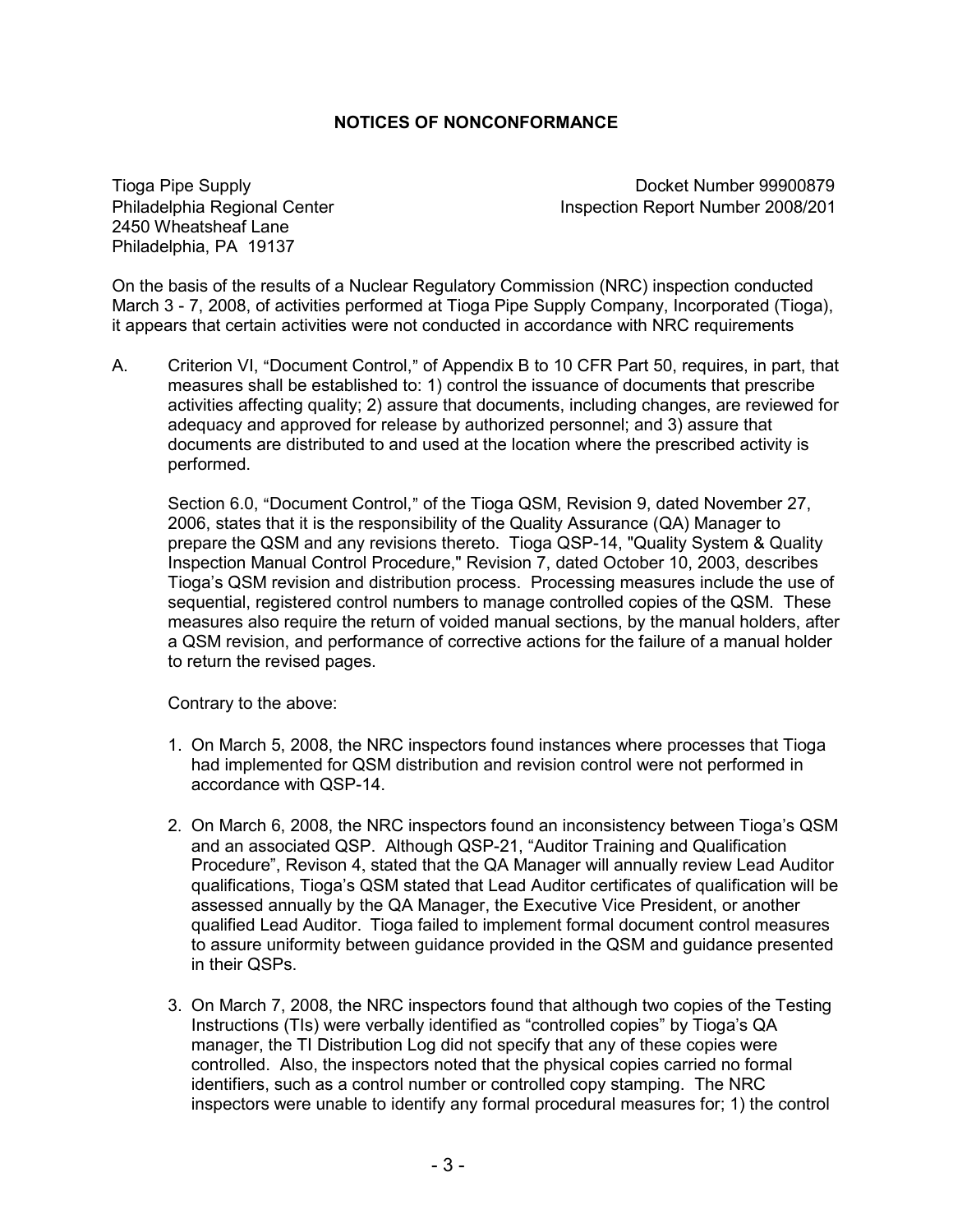# NOTICES OF NONCONFORMANCE

Tioga Pipe Supply
Philadelphia Regional Center
2450 Wheatsheaf Lane
Philadelphia, PA 19137

Docket Number 99900879
Inspection Report Number 2008/201

On the basis of the results of a Nuclear Regulatory Commission (NRC) inspection conducted March 3 - 7, 2008, of activities performed at Tioga Pipe Supply Company, Incorporated (Tioga), it appears that certain activities were not conducted in accordance with NRC requirements

A. Criterion VI, "Document Control," of Appendix B to 10 CFR Part 50, requires, in part, that measures shall be established to: 1) control the issuance of documents that prescribe activities affecting quality; 2) assure that documents, including changes, are reviewed for adequacy and approved for release by authorized personnel; and 3) assure that documents are distributed to and used at the location where the prescribed activity is performed.

   Section 6.0, "Document Control," of the Tioga QSM, Revision 9, dated November 27, 2006, states that it is the responsibility of the Quality Assurance (QA) Manager to prepare the QSM and any revisions thereto. Tioga QSP-14, "Quality System & Quality Inspection Manual Control Procedure," Revision 7, dated October 10, 2003, describes Tioga's QSM revision and distribution process. Processing measures include the use of sequential, registered control numbers to manage controlled copies of the QSM. These measures also require the return of voided manual sections, by the manual holders, after a QSM revision, and performance of corrective actions for the failure of a manual holder to return the revised pages.

   Contrary to the above:

   1. On March 5, 2008, the NRC inspectors found instances where processes that Tioga had implemented for QSM distribution and revision control were not performed in accordance with QSP-14.

   2. On March 6, 2008, the NRC inspectors found an inconsistency between Tioga's QSM and an associated QSP. Although QSP-21, "Auditor Training and Qualification Procedure", Revison 4, stated that the QA Manager will annually review Lead Auditor qualifications, Tioga's QSM stated that Lead Auditor certificates of qualification will be assessed annually by the QA Manager, the Executive Vice President, or another qualified Lead Auditor. Tioga failed to implement formal document control measures to assure uniformity between guidance provided in the QSM and guidance presented in their QSPs.

   3. On March 7, 2008, the NRC inspectors found that although two copies of the Testing Instructions (TIs) were verbally identified as "controlled copies" by Tioga's QA manager, the TI Distribution Log did not specify that any of these copies were controlled. Also, the inspectors noted that the physical copies carried no formal identifiers, such as a control number or controlled copy stamping. The NRC inspectors were unable to identify any formal procedural measures for; 1) the control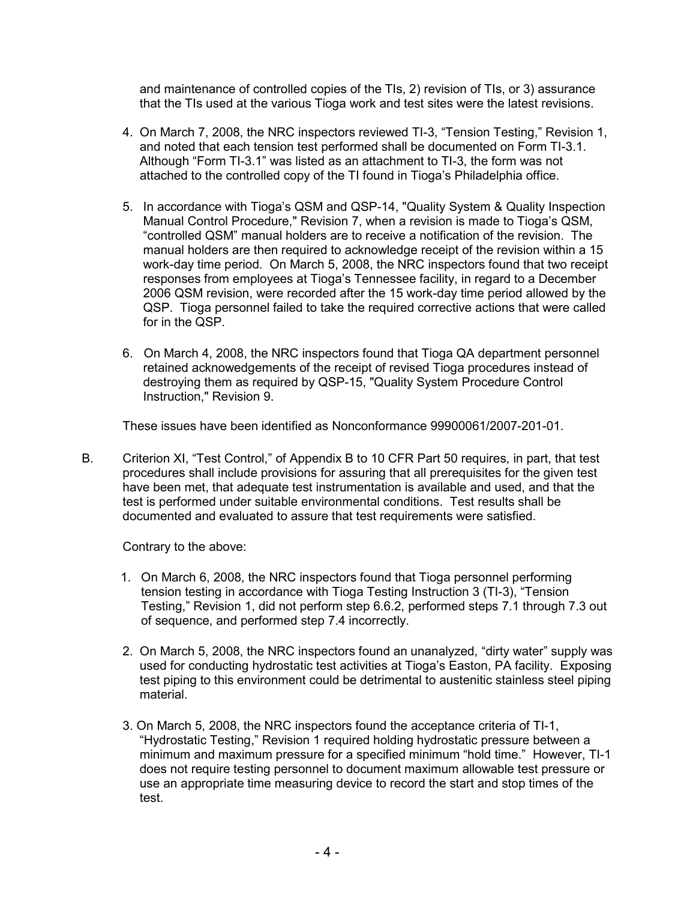and maintenance of controlled copies of the TIs, 2) revision of TIs, or 3) assurance that the TIs used at the various Tioga work and test sites were the latest revisions.

4. On March 7, 2008, the NRC inspectors reviewed TI-3, "Tension Testing," Revision 1, and noted that each tension test performed shall be documented on Form TI-3.1. Although "Form TI-3.1" was listed as an attachment to TI-3, the form was not attached to the controlled copy of the TI found in Tioga's Philadelphia office.

5. In accordance with Tioga's QSM and QSP-14, "Quality System & Quality Inspection Manual Control Procedure," Revision 7, when a revision is made to Tioga's QSM, "controlled QSM" manual holders are to receive a notification of the revision. The manual holders are then required to acknowledge receipt of the revision within a 15 work-day time period. On March 5, 2008, the NRC inspectors found that two receipt responses from employees at Tioga's Tennessee facility, in regard to a December 2006 QSM revision, were recorded after the 15 work-day time period allowed by the QSP. Tioga personnel failed to take the required corrective actions that were called for in the QSP.

6. On March 4, 2008, the NRC inspectors found that Tioga QA department personnel retained acknowedgements of the receipt of revised Tioga procedures instead of destroying them as required by QSP-15, "Quality System Procedure Control Instruction," Revision 9.

These issues have been identified as Nonconformance 99900061/2007-201-01.

B. Criterion XI, "Test Control," of Appendix B to 10 CFR Part 50 requires, in part, that test procedures shall include provisions for assuring that all prerequisites for the given test have been met, that adequate test instrumentation is available and used, and that the test is performed under suitable environmental conditions. Test results shall be documented and evaluated to assure that test requirements were satisfied.

Contrary to the above:

1. On March 6, 2008, the NRC inspectors found that Tioga personnel performing tension testing in accordance with Tioga Testing Instruction 3 (TI-3), "Tension Testing," Revision 1, did not perform step 6.6.2, performed steps 7.1 through 7.3 out of sequence, and performed step 7.4 incorrectly.

2. On March 5, 2008, the NRC inspectors found an unanalyzed, "dirty water" supply was used for conducting hydrostatic test activities at Tioga's Easton, PA facility. Exposing test piping to this environment could be detrimental to austenitic stainless steel piping material.

3. On March 5, 2008, the NRC inspectors found the acceptance criteria of TI-1, "Hydrostatic Testing," Revision 1 required holding hydrostatic pressure between a minimum and maximum pressure for a specified minimum "hold time." However, TI-1 does not require testing personnel to document maximum allowable test pressure or use an appropriate time measuring device to record the start and stop times of the test.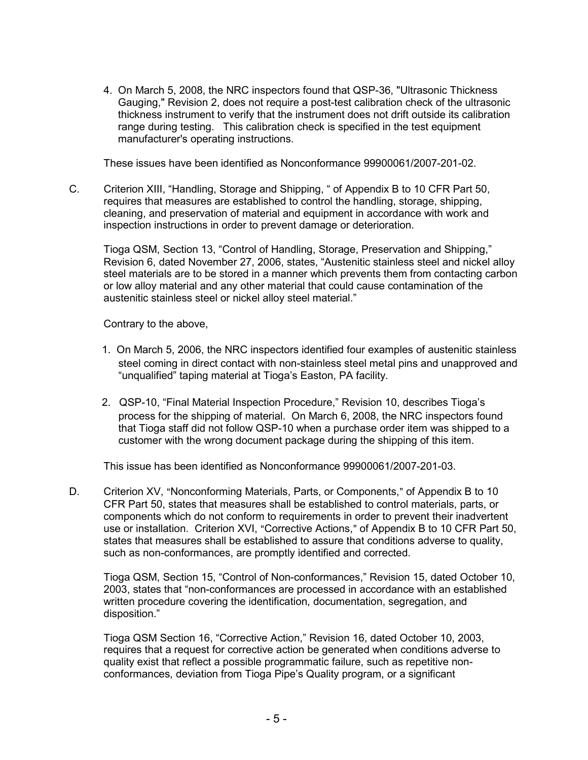4. On March 5, 2008, the NRC inspectors found that QSP-36, "Ultrasonic Thickness Gauging," Revision 2, does not require a post-test calibration check of the ultrasonic thickness instrument to verify that the instrument does not drift outside its calibration range during testing. This calibration check is specified in the test equipment manufacturer's operating instructions.

These issues have been identified as Nonconformance 99900061/2007-201-02.

C. Criterion XIII, "Handling, Storage and Shipping, " of Appendix B to 10 CFR Part 50, requires that measures are established to control the handling, storage, shipping, cleaning, and preservation of material and equipment in accordance with work and inspection instructions in order to prevent damage or deterioration.

Tioga QSM, Section 13, "Control of Handling, Storage, Preservation and Shipping," Revision 6, dated November 27, 2006, states, "Austenitic stainless steel and nickel alloy steel materials are to be stored in a manner which prevents them from contacting carbon or low alloy material and any other material that could cause contamination of the austenitic stainless steel or nickel alloy steel material."

Contrary to the above,

1. On March 5, 2006, the NRC inspectors identified four examples of austenitic stainless steel coming in direct contact with non-stainless steel metal pins and unapproved and "unqualified" taping material at Tioga's Easton, PA facility.

2. QSP-10, "Final Material Inspection Procedure," Revision 10, describes Tioga's process for the shipping of material. On March 6, 2008, the NRC inspectors found that Tioga staff did not follow QSP-10 when a purchase order item was shipped to a customer with the wrong document package during the shipping of this item.

This issue has been identified as Nonconformance 99900061/2007-201-03.

D. Criterion XV, "Nonconforming Materials, Parts, or Components," of Appendix B to 10 CFR Part 50, states that measures shall be established to control materials, parts, or components which do not conform to requirements in order to prevent their inadvertent use or installation. Criterion XVI, "Corrective Actions," of Appendix B to 10 CFR Part 50, states that measures shall be established to assure that conditions adverse to quality, such as non-conformances, are promptly identified and corrected.

Tioga QSM, Section 15, "Control of Non-conformances," Revision 15, dated October 10, 2003, states that "non-conformances are processed in accordance with an established written procedure covering the identification, documentation, segregation, and disposition."

Tioga QSM Section 16, "Corrective Action," Revision 16, dated October 10, 2003, requires that a request for corrective action be generated when conditions adverse to quality exist that reflect a possible programmatic failure, such as repetitive non-conformances, deviation from Tioga Pipe's Quality program, or a significant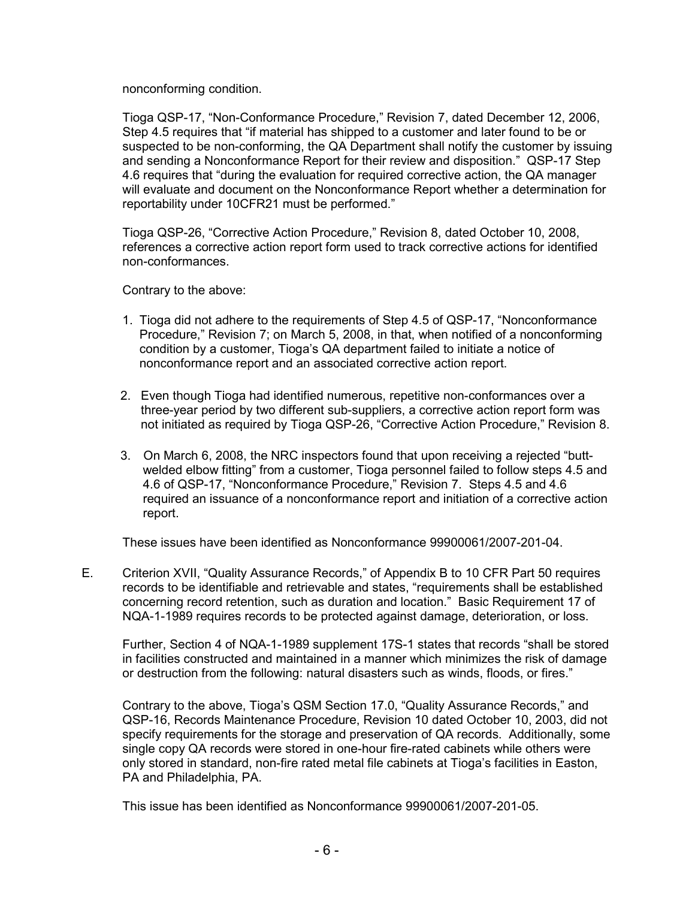nonconforming condition.

Tioga QSP-17, “Non-Conformance Procedure,” Revision 7, dated December 12, 2006, Step 4.5 requires that “if material has shipped to a customer and later found to be or suspected to be non-conforming, the QA Department shall notify the customer by issuing and sending a Nonconformance Report for their review and disposition.” QSP-17 Step 4.6 requires that “during the evaluation for required corrective action, the QA manager will evaluate and document on the Nonconformance Report whether a determination for reportability under 10CFR21 must be performed.”

Tioga QSP-26, “Corrective Action Procedure,” Revision 8, dated October 10, 2008, references a corrective action report form used to track corrective actions for identified non-conformances.

Contrary to the above:

1. Tioga did not adhere to the requirements of Step 4.5 of QSP-17, “Nonconformance Procedure,” Revision 7; on March 5, 2008, in that, when notified of a nonconforming condition by a customer, Tioga’s QA department failed to initiate a notice of nonconformance report and an associated corrective action report.

2. Even though Tioga had identified numerous, repetitive non-conformances over a three-year period by two different sub-suppliers, a corrective action report form was not initiated as required by Tioga QSP-26, “Corrective Action Procedure,” Revision 8.

3. On March 6, 2008, the NRC inspectors found that upon receiving a rejected “butt-welded elbow fitting” from a customer, Tioga personnel failed to follow steps 4.5 and 4.6 of QSP-17, “Nonconformance Procedure,” Revision 7. Steps 4.5 and 4.6 required an issuance of a nonconformance report and initiation of a corrective action report.

These issues have been identified as Nonconformance 99900061/2007-201-04.

E. Criterion XVII, “Quality Assurance Records,” of Appendix B to 10 CFR Part 50 requires records to be identifiable and retrievable and states, “requirements shall be established concerning record retention, such as duration and location.” Basic Requirement 17 of NQA-1-1989 requires records to be protected against damage, deterioration, or loss.

Further, Section 4 of NQA-1-1989 supplement 17S-1 states that records “shall be stored in facilities constructed and maintained in a manner which minimizes the risk of damage or destruction from the following: natural disasters such as winds, floods, or fires.”

Contrary to the above, Tioga’s QSM Section 17.0, “Quality Assurance Records,” and QSP-16, Records Maintenance Procedure, Revision 10 dated October 10, 2003, did not specify requirements for the storage and preservation of QA records. Additionally, some single copy QA records were stored in one-hour fire-rated cabinets while others were only stored in standard, non-fire rated metal file cabinets at Tioga’s facilities in Easton, PA and Philadelphia, PA.

This issue has been identified as Nonconformance 99900061/2007-201-05.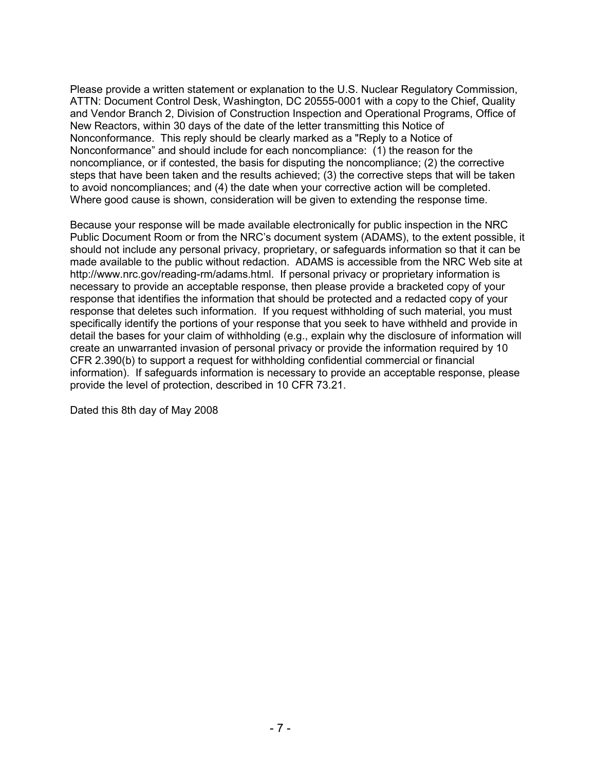Please provide a written statement or explanation to the U.S. Nuclear Regulatory Commission, ATTN: Document Control Desk, Washington, DC 20555-0001 with a copy to the Chief, Quality and Vendor Branch 2, Division of Construction Inspection and Operational Programs, Office of New Reactors, within 30 days of the date of the letter transmitting this Notice of Nonconformance. This reply should be clearly marked as a "Reply to a Notice of Nonconformance" and should include for each noncompliance: (1) the reason for the noncompliance, or if contested, the basis for disputing the noncompliance; (2) the corrective steps that have been taken and the results achieved; (3) the corrective steps that will be taken to avoid noncompliances; and (4) the date when your corrective action will be completed. Where good cause is shown, consideration will be given to extending the response time.

Because your response will be made available electronically for public inspection in the NRC Public Document Room or from the NRC's document system (ADAMS), to the extent possible, it should not include any personal privacy, proprietary, or safeguards information so that it can be made available to the public without redaction. ADAMS is accessible from the NRC Web site at http://www.nrc.gov/reading-rm/adams.html. If personal privacy or proprietary information is necessary to provide an acceptable response, then please provide a bracketed copy of your response that identifies the information that should be protected and a redacted copy of your response that deletes such information. If you request withholding of such material, you must specifically identify the portions of your response that you seek to have withheld and provide in detail the bases for your claim of withholding (e.g., explain why the disclosure of information will create an unwarranted invasion of personal privacy or provide the information required by 10 CFR 2.390(b) to support a request for withholding confidential commercial or financial information). If safeguards information is necessary to provide an acceptable response, please provide the level of protection, described in 10 CFR 73.21.

Dated this 8th day of May 2008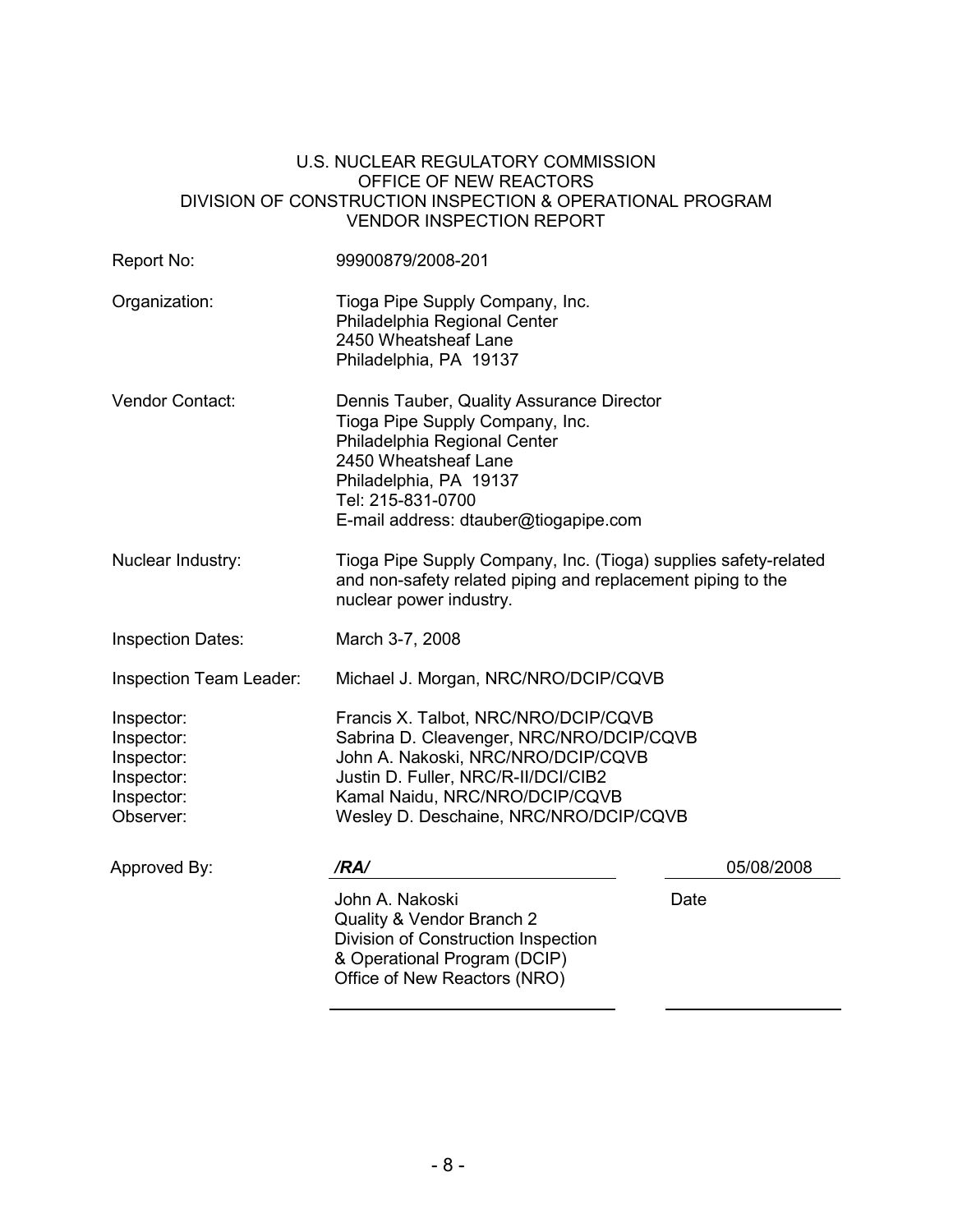U.S. NUCLEAR REGULATORY COMMISSION
OFFICE OF NEW REACTORS
DIVISION OF CONSTRUCTION INSPECTION & OPERATIONAL PROGRAM
VENDOR INSPECTION REPORT

| | |
|---|---|
| Report No: | 99900879/2008-201 |
| Organization: | Tioga Pipe Supply Company, Inc.<br>Philadelphia Regional Center<br>2450 Wheatsheaf Lane<br>Philadelphia, PA 19137 |
| Vendor Contact: | Dennis Tauber, Quality Assurance Director<br>Tioga Pipe Supply Company, Inc.<br>Philadelphia Regional Center<br>2450 Wheatsheaf Lane<br>Philadelphia, PA 19137<br>Tel: 215-831-0700<br>E-mail address: dtauber@tiogapipe.com |
| Nuclear Industry: | Tioga Pipe Supply Company, Inc. (Tioga) supplies safety-related and non-safety related piping and replacement piping to the nuclear power industry. |
| Inspection Dates: | March 3-7, 2008 |
| Inspection Team Leader: | Michael J. Morgan, NRC/NRO/DCIP/CQVB |
| Inspector: | Francis X. Talbot, NRC/NRO/DCIP/CQVB |
| Inspector: | Sabrina D. Cleavenger, NRC/NRO/DCIP/CQVB |
| Inspector: | John A. Nakoski, NRC/NRO/DCIP/CQVB |
| Inspector: | Justin D. Fuller, NRC/R-II/DCI/CIB2 |
| Inspector: | Kamal Naidu, NRC/NRO/DCIP/CQVB |
| Observer: | Wesley D. Deschaine, NRC/NRO/DCIP/CQVB |

Approved By: */RA/* 05/08/2008

John A. Nakoski
Quality & Vendor Branch 2
Division of Construction Inspection
& Operational Program (DCIP)
Office of New Reactors (NRO)

Date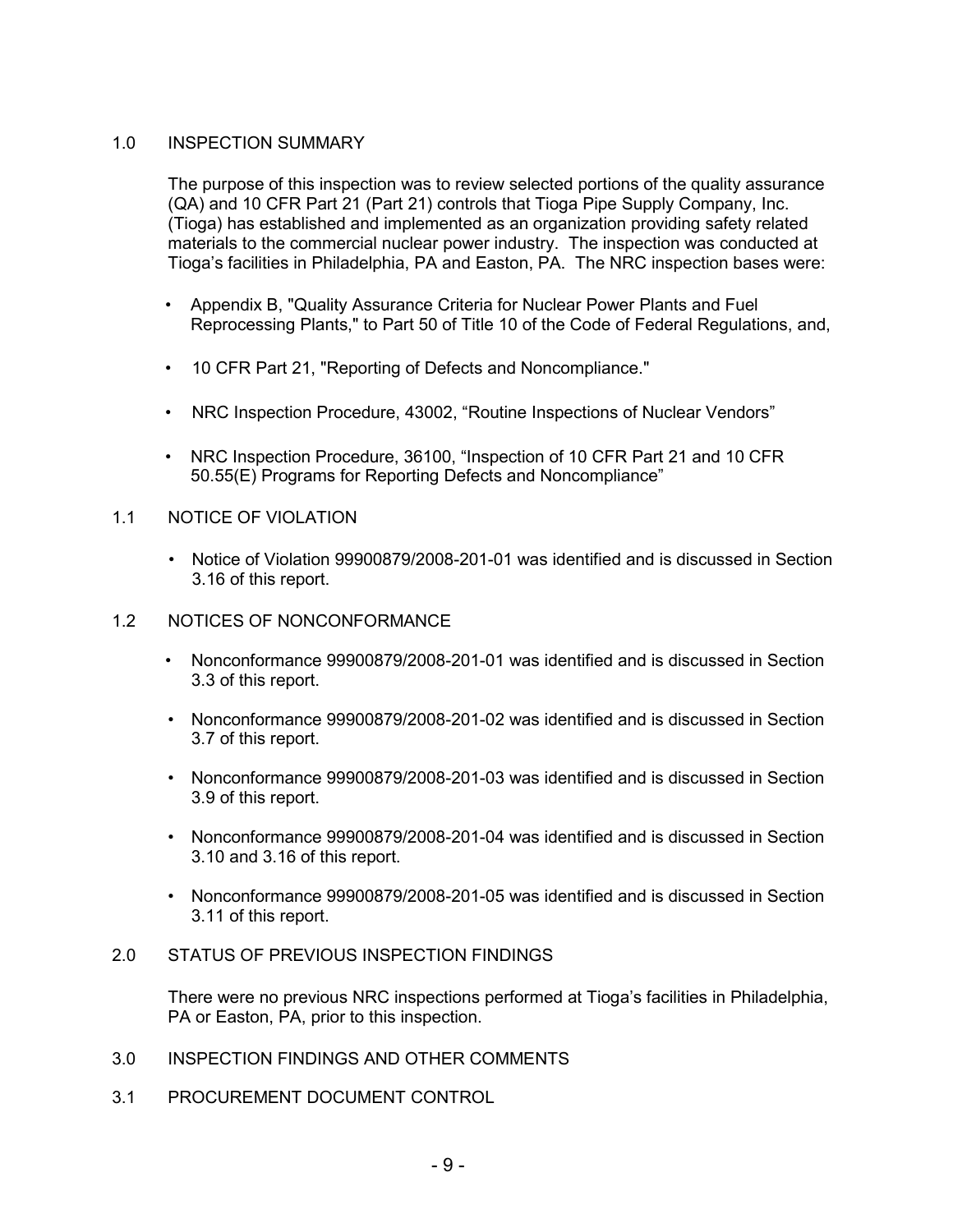## 1.0 INSPECTION SUMMARY

The purpose of this inspection was to review selected portions of the quality assurance (QA) and 10 CFR Part 21 (Part 21) controls that Tioga Pipe Supply Company, Inc. (Tioga) has established and implemented as an organization providing safety related materials to the commercial nuclear power industry. The inspection was conducted at Tioga's facilities in Philadelphia, PA and Easton, PA. The NRC inspection bases were:

- Appendix B, "Quality Assurance Criteria for Nuclear Power Plants and Fuel Reprocessing Plants," to Part 50 of Title 10 of the Code of Federal Regulations, and,
- 10 CFR Part 21, "Reporting of Defects and Noncompliance."
- NRC Inspection Procedure, 43002, "Routine Inspections of Nuclear Vendors"
- NRC Inspection Procedure, 36100, "Inspection of 10 CFR Part 21 and 10 CFR 50.55(E) Programs for Reporting Defects and Noncompliance"

## 1.1 NOTICE OF VIOLATION

- Notice of Violation 99900879/2008-201-01 was identified and is discussed in Section 3.16 of this report.

## 1.2 NOTICES OF NONCONFORMANCE

- Nonconformance 99900879/2008-201-01 was identified and is discussed in Section 3.3 of this report.
- Nonconformance 99900879/2008-201-02 was identified and is discussed in Section 3.7 of this report.
- Nonconformance 99900879/2008-201-03 was identified and is discussed in Section 3.9 of this report.
- Nonconformance 99900879/2008-201-04 was identified and is discussed in Section 3.10 and 3.16 of this report.
- Nonconformance 99900879/2008-201-05 was identified and is discussed in Section 3.11 of this report.

## 2.0 STATUS OF PREVIOUS INSPECTION FINDINGS

There were no previous NRC inspections performed at Tioga's facilities in Philadelphia, PA or Easton, PA, prior to this inspection.

## 3.0 INSPECTION FINDINGS AND OTHER COMMENTS

## 3.1 PROCUREMENT DOCUMENT CONTROL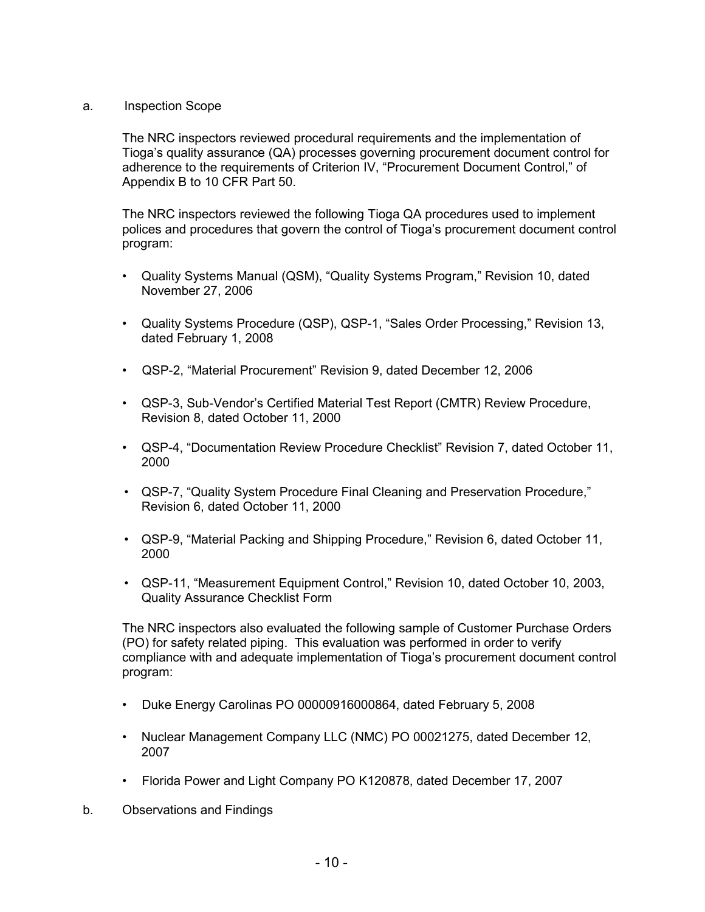a. Inspection Scope

The NRC inspectors reviewed procedural requirements and the implementation of Tioga's quality assurance (QA) processes governing procurement document control for adherence to the requirements of Criterion IV, "Procurement Document Control," of Appendix B to 10 CFR Part 50.

The NRC inspectors reviewed the following Tioga QA procedures used to implement polices and procedures that govern the control of Tioga's procurement document control program:

- Quality Systems Manual (QSM), "Quality Systems Program," Revision 10, dated November 27, 2006
- Quality Systems Procedure (QSP), QSP-1, "Sales Order Processing," Revision 13, dated February 1, 2008
- QSP-2, "Material Procurement" Revision 9, dated December 12, 2006
- QSP-3, Sub-Vendor's Certified Material Test Report (CMTR) Review Procedure, Revision 8, dated October 11, 2000
- QSP-4, "Documentation Review Procedure Checklist" Revision 7, dated October 11, 2000
- QSP-7, "Quality System Procedure Final Cleaning and Preservation Procedure," Revision 6, dated October 11, 2000
- QSP-9, "Material Packing and Shipping Procedure," Revision 6, dated October 11, 2000
- QSP-11, "Measurement Equipment Control," Revision 10, dated October 10, 2003, Quality Assurance Checklist Form

The NRC inspectors also evaluated the following sample of Customer Purchase Orders (PO) for safety related piping. This evaluation was performed in order to verify compliance with and adequate implementation of Tioga's procurement document control program:

- Duke Energy Carolinas PO 00000916000864, dated February 5, 2008
- Nuclear Management Company LLC (NMC) PO 00021275, dated December 12, 2007
- Florida Power and Light Company PO K120878, dated December 17, 2007

b. Observations and Findings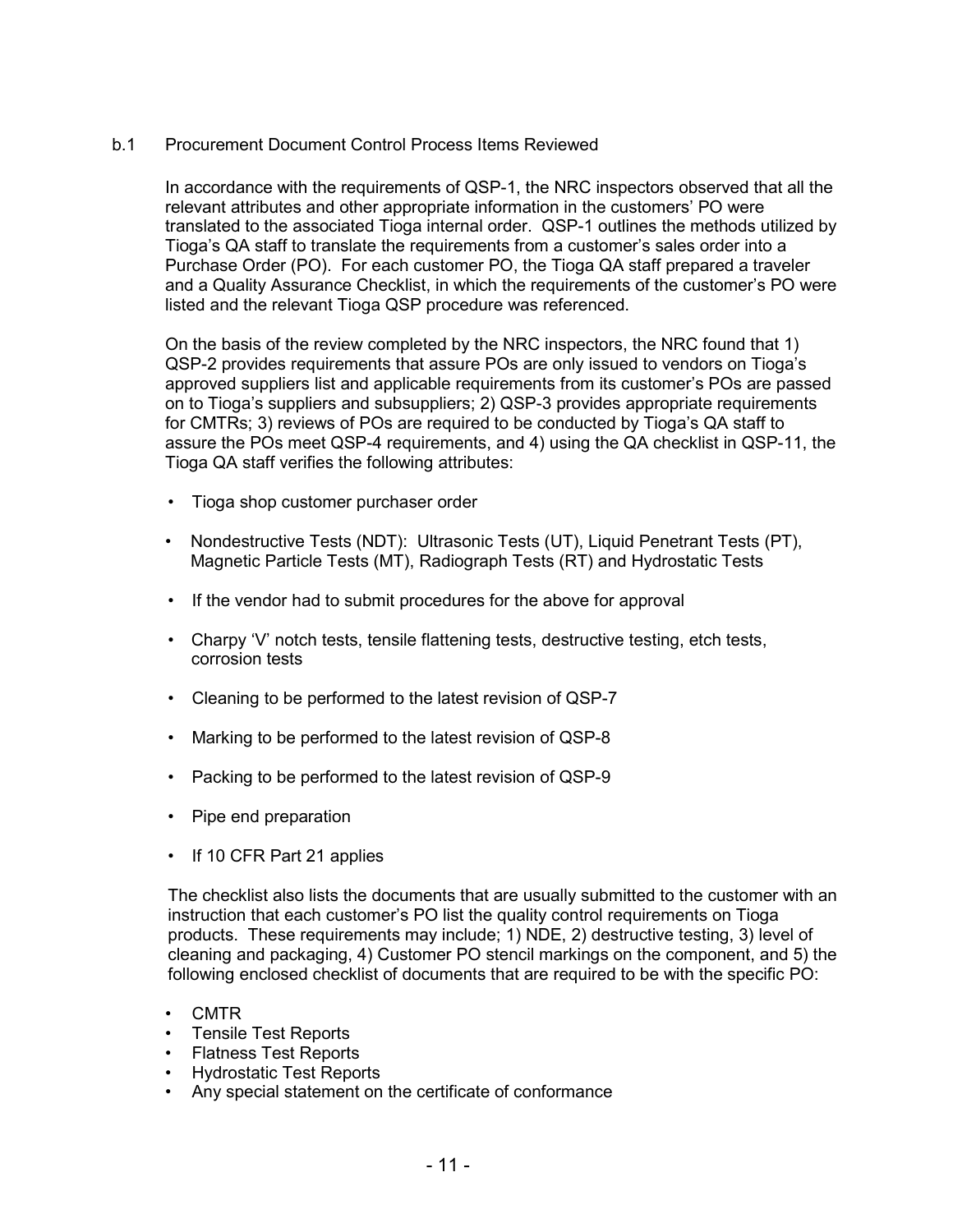b.1 Procurement Document Control Process Items Reviewed

In accordance with the requirements of QSP-1, the NRC inspectors observed that all the relevant attributes and other appropriate information in the customers' PO were translated to the associated Tioga internal order. QSP-1 outlines the methods utilized by Tioga's QA staff to translate the requirements from a customer's sales order into a Purchase Order (PO). For each customer PO, the Tioga QA staff prepared a traveler and a Quality Assurance Checklist, in which the requirements of the customer's PO were listed and the relevant Tioga QSP procedure was referenced.

On the basis of the review completed by the NRC inspectors, the NRC found that 1) QSP-2 provides requirements that assure POs are only issued to vendors on Tioga's approved suppliers list and applicable requirements from its customer's POs are passed on to Tioga's suppliers and subsuppliers; 2) QSP-3 provides appropriate requirements for CMTRs; 3) reviews of POs are required to be conducted by Tioga's QA staff to assure the POs meet QSP-4 requirements, and 4) using the QA checklist in QSP-11, the Tioga QA staff verifies the following attributes:

- Tioga shop customer purchaser order
- Nondestructive Tests (NDT): Ultrasonic Tests (UT), Liquid Penetrant Tests (PT), Magnetic Particle Tests (MT), Radiograph Tests (RT) and Hydrostatic Tests
- If the vendor had to submit procedures for the above for approval
- Charpy 'V' notch tests, tensile flattening tests, destructive testing, etch tests, corrosion tests
- Cleaning to be performed to the latest revision of QSP-7
- Marking to be performed to the latest revision of QSP-8
- Packing to be performed to the latest revision of QSP-9
- Pipe end preparation
- If 10 CFR Part 21 applies

The checklist also lists the documents that are usually submitted to the customer with an instruction that each customer's PO list the quality control requirements on Tioga products. These requirements may include; 1) NDE, 2) destructive testing, 3) level of cleaning and packaging, 4) Customer PO stencil markings on the component, and 5) the following enclosed checklist of documents that are required to be with the specific PO:

- CMTR
- Tensile Test Reports
- Flatness Test Reports
- Hydrostatic Test Reports
- Any special statement on the certificate of conformance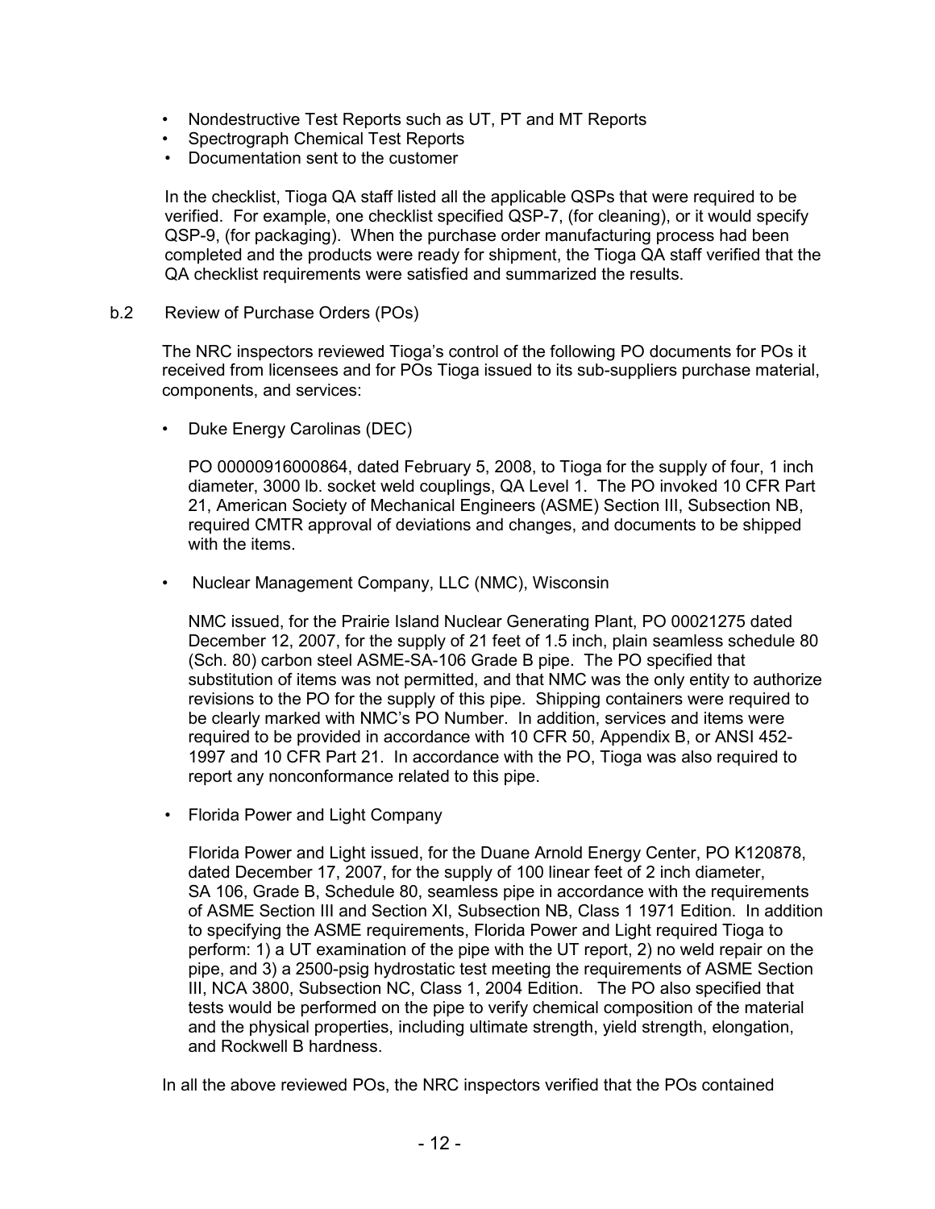- Nondestructive Test Reports such as UT, PT and MT Reports
- Spectrograph Chemical Test Reports
- Documentation sent to the customer

In the checklist, Tioga QA staff listed all the applicable QSPs that were required to be verified. For example, one checklist specified QSP-7, (for cleaning), or it would specify QSP-9, (for packaging). When the purchase order manufacturing process had been completed and the products were ready for shipment, the Tioga QA staff verified that the QA checklist requirements were satisfied and summarized the results.

b.2 Review of Purchase Orders (POs)

The NRC inspectors reviewed Tioga's control of the following PO documents for POs it received from licensees and for POs Tioga issued to its sub-suppliers purchase material, components, and services:

- Duke Energy Carolinas (DEC)

  PO 00000916000864, dated February 5, 2008, to Tioga for the supply of four, 1 inch diameter, 3000 lb. socket weld couplings, QA Level 1. The PO invoked 10 CFR Part 21, American Society of Mechanical Engineers (ASME) Section III, Subsection NB, required CMTR approval of deviations and changes, and documents to be shipped with the items.

- Nuclear Management Company, LLC (NMC), Wisconsin

  NMC issued, for the Prairie Island Nuclear Generating Plant, PO 00021275 dated December 12, 2007, for the supply of 21 feet of 1.5 inch, plain seamless schedule 80 (Sch. 80) carbon steel ASME-SA-106 Grade B pipe. The PO specified that substitution of items was not permitted, and that NMC was the only entity to authorize revisions to the PO for the supply of this pipe. Shipping containers were required to be clearly marked with NMC's PO Number. In addition, services and items were required to be provided in accordance with 10 CFR 50, Appendix B, or ANSI 452-1997 and 10 CFR Part 21. In accordance with the PO, Tioga was also required to report any nonconformance related to this pipe.

- Florida Power and Light Company

  Florida Power and Light issued, for the Duane Arnold Energy Center, PO K120878, dated December 17, 2007, for the supply of 100 linear feet of 2 inch diameter, SA 106, Grade B, Schedule 80, seamless pipe in accordance with the requirements of ASME Section III and Section XI, Subsection NB, Class 1 1971 Edition. In addition to specifying the ASME requirements, Florida Power and Light required Tioga to perform: 1) a UT examination of the pipe with the UT report, 2) no weld repair on the pipe, and 3) a 2500-psig hydrostatic test meeting the requirements of ASME Section III, NCA 3800, Subsection NC, Class 1, 2004 Edition. The PO also specified that tests would be performed on the pipe to verify chemical composition of the material and the physical properties, including ultimate strength, yield strength, elongation, and Rockwell B hardness.

In all the above reviewed POs, the NRC inspectors verified that the POs contained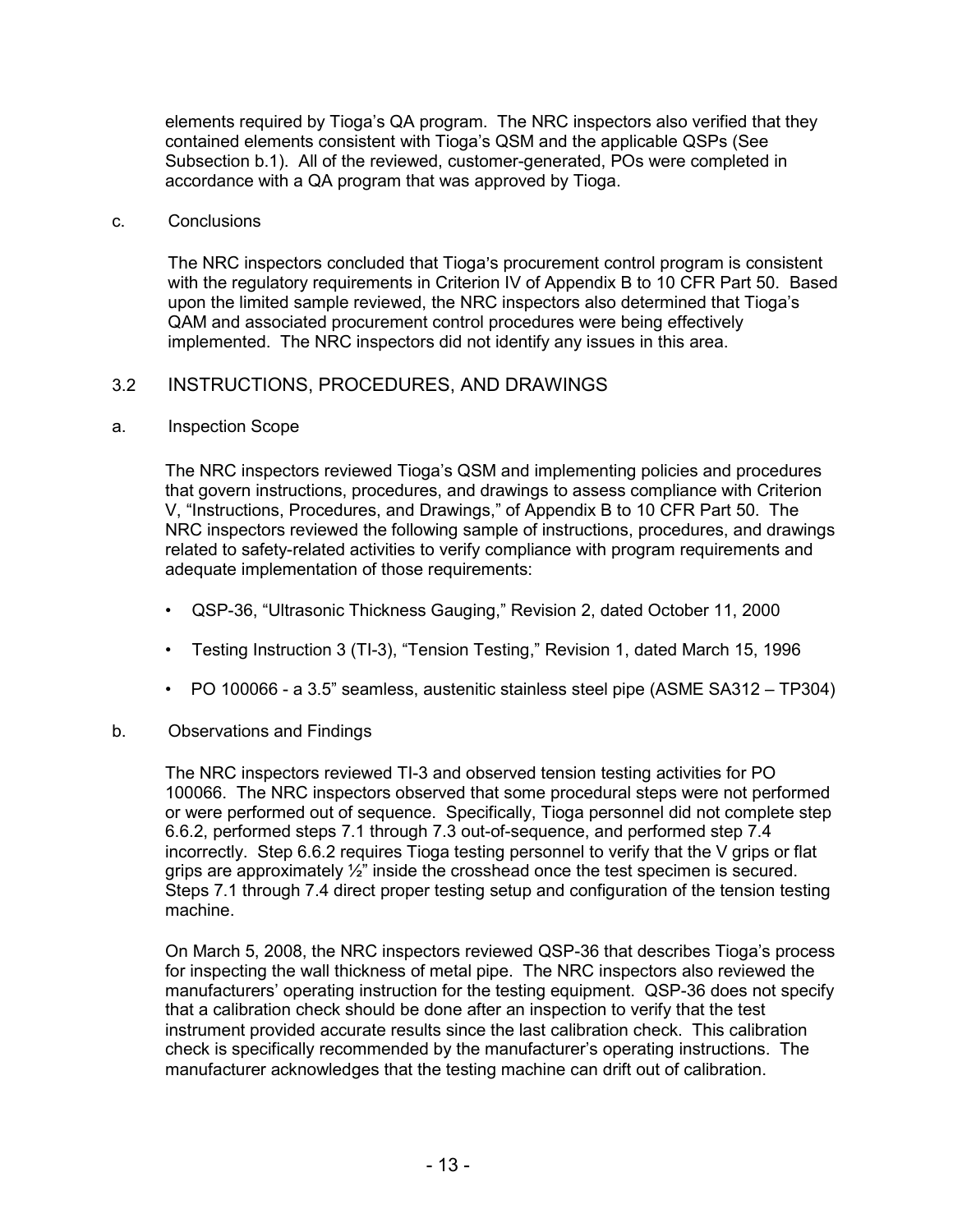elements required by Tioga's QA program. The NRC inspectors also verified that they contained elements consistent with Tioga's QSM and the applicable QSPs (See Subsection b.1). All of the reviewed, customer-generated, POs were completed in accordance with a QA program that was approved by Tioga.

c. Conclusions

The NRC inspectors concluded that Tioga's procurement control program is consistent with the regulatory requirements in Criterion IV of Appendix B to 10 CFR Part 50. Based upon the limited sample reviewed, the NRC inspectors also determined that Tioga's QAM and associated procurement control procedures were being effectively implemented. The NRC inspectors did not identify any issues in this area.

## 3.2 INSTRUCTIONS, PROCEDURES, AND DRAWINGS

a. Inspection Scope

The NRC inspectors reviewed Tioga's QSM and implementing policies and procedures that govern instructions, procedures, and drawings to assess compliance with Criterion V, "Instructions, Procedures, and Drawings," of Appendix B to 10 CFR Part 50. The NRC inspectors reviewed the following sample of instructions, procedures, and drawings related to safety-related activities to verify compliance with program requirements and adequate implementation of those requirements:

- QSP-36, "Ultrasonic Thickness Gauging," Revision 2, dated October 11, 2000
- Testing Instruction 3 (TI-3), "Tension Testing," Revision 1, dated March 15, 1996
- PO 100066 - a 3.5" seamless, austenitic stainless steel pipe (ASME SA312 – TP304)

b. Observations and Findings

The NRC inspectors reviewed TI-3 and observed tension testing activities for PO 100066. The NRC inspectors observed that some procedural steps were not performed or were performed out of sequence. Specifically, Tioga personnel did not complete step 6.6.2, performed steps 7.1 through 7.3 out-of-sequence, and performed step 7.4 incorrectly. Step 6.6.2 requires Tioga testing personnel to verify that the V grips or flat grips are approximately ½" inside the crosshead once the test specimen is secured. Steps 7.1 through 7.4 direct proper testing setup and configuration of the tension testing machine.

On March 5, 2008, the NRC inspectors reviewed QSP-36 that describes Tioga's process for inspecting the wall thickness of metal pipe. The NRC inspectors also reviewed the manufacturers' operating instruction for the testing equipment. QSP-36 does not specify that a calibration check should be done after an inspection to verify that the test instrument provided accurate results since the last calibration check. This calibration check is specifically recommended by the manufacturer's operating instructions. The manufacturer acknowledges that the testing machine can drift out of calibration.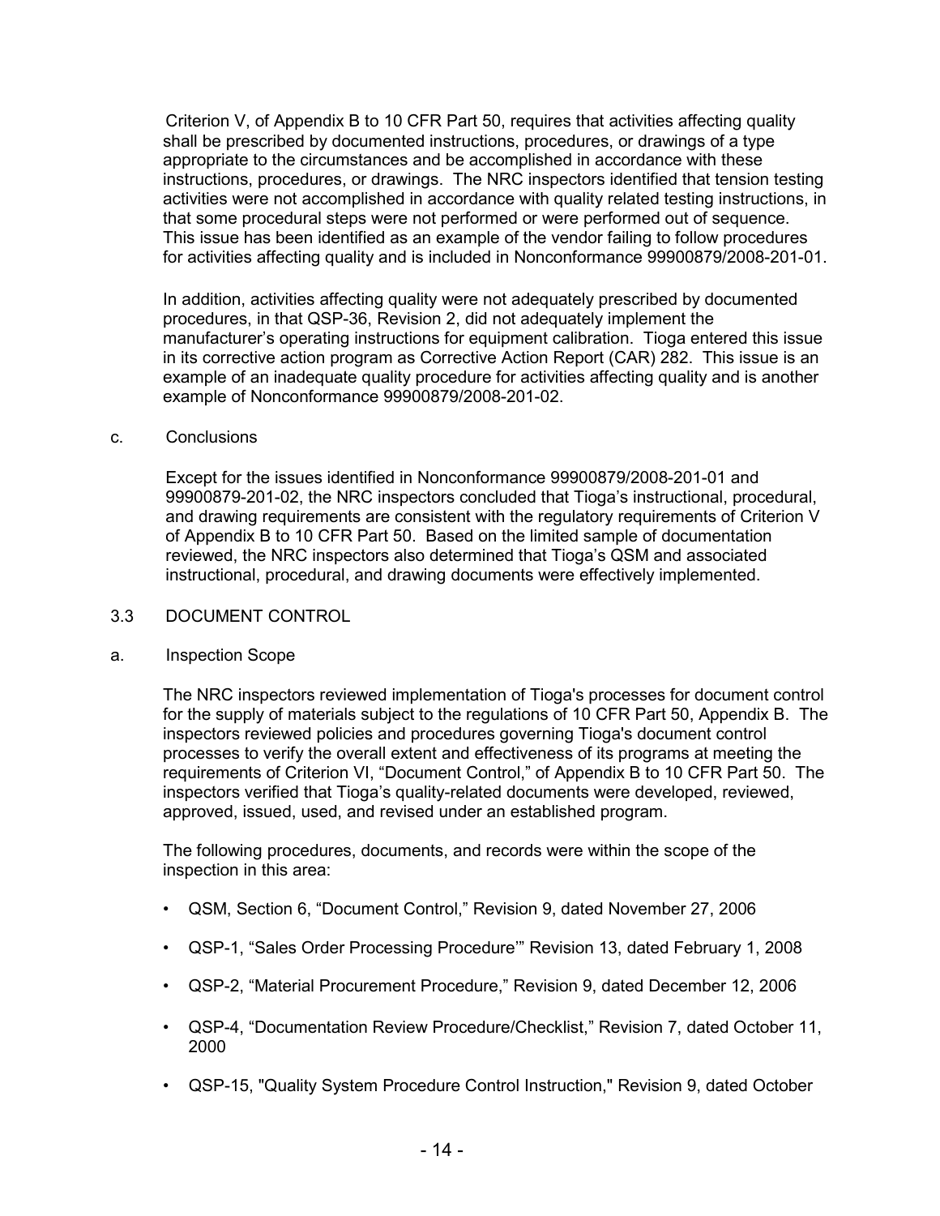Criterion V, of Appendix B to 10 CFR Part 50, requires that activities affecting quality shall be prescribed by documented instructions, procedures, or drawings of a type appropriate to the circumstances and be accomplished in accordance with these instructions, procedures, or drawings. The NRC inspectors identified that tension testing activities were not accomplished in accordance with quality related testing instructions, in that some procedural steps were not performed or were performed out of sequence. This issue has been identified as an example of the vendor failing to follow procedures for activities affecting quality and is included in Nonconformance 99900879/2008-201-01.

In addition, activities affecting quality were not adequately prescribed by documented procedures, in that QSP-36, Revision 2, did not adequately implement the manufacturer's operating instructions for equipment calibration. Tioga entered this issue in its corrective action program as Corrective Action Report (CAR) 282. This issue is an example of an inadequate quality procedure for activities affecting quality and is another example of Nonconformance 99900879/2008-201-02.

c. Conclusions

Except for the issues identified in Nonconformance 99900879/2008-201-01 and 99900879-201-02, the NRC inspectors concluded that Tioga's instructional, procedural, and drawing requirements are consistent with the regulatory requirements of Criterion V of Appendix B to 10 CFR Part 50. Based on the limited sample of documentation reviewed, the NRC inspectors also determined that Tioga's QSM and associated instructional, procedural, and drawing documents were effectively implemented.

## 3.3 DOCUMENT CONTROL

a. Inspection Scope

The NRC inspectors reviewed implementation of Tioga's processes for document control for the supply of materials subject to the regulations of 10 CFR Part 50, Appendix B. The inspectors reviewed policies and procedures governing Tioga's document control processes to verify the overall extent and effectiveness of its programs at meeting the requirements of Criterion VI, "Document Control," of Appendix B to 10 CFR Part 50. The inspectors verified that Tioga's quality-related documents were developed, reviewed, approved, issued, used, and revised under an established program.

The following procedures, documents, and records were within the scope of the inspection in this area:

- QSM, Section 6, "Document Control," Revision 9, dated November 27, 2006
- QSP-1, "Sales Order Processing Procedure'" Revision 13, dated February 1, 2008
- QSP-2, "Material Procurement Procedure," Revision 9, dated December 12, 2006
- QSP-4, "Documentation Review Procedure/Checklist," Revision 7, dated October 11, 2000
- QSP-15, "Quality System Procedure Control Instruction," Revision 9, dated October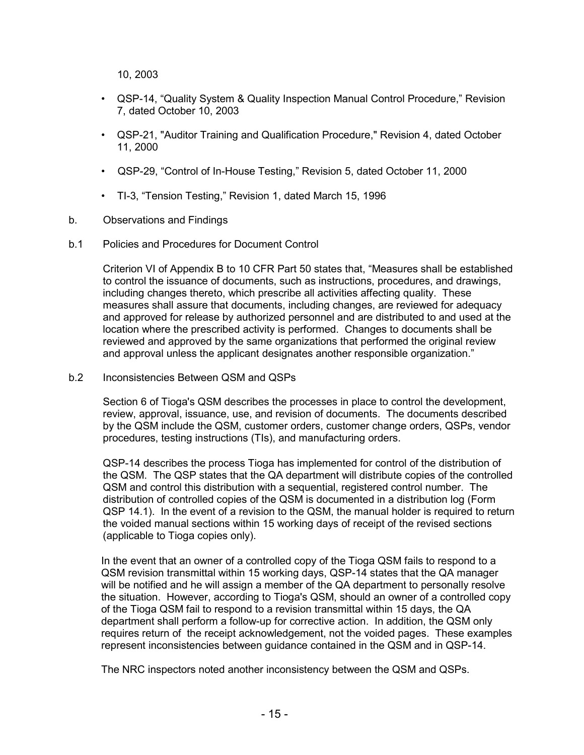10, 2003

- QSP-14, “Quality System & Quality Inspection Manual Control Procedure,” Revision 7, dated October 10, 2003
- QSP-21, "Auditor Training and Qualification Procedure," Revision 4, dated October 11, 2000
- QSP-29, “Control of In-House Testing,” Revision 5, dated October 11, 2000
- TI-3, “Tension Testing,” Revision 1, dated March 15, 1996

b. Observations and Findings

b.1 Policies and Procedures for Document Control

Criterion VI of Appendix B to 10 CFR Part 50 states that, “Measures shall be established to control the issuance of documents, such as instructions, procedures, and drawings, including changes thereto, which prescribe all activities affecting quality. These measures shall assure that documents, including changes, are reviewed for adequacy and approved for release by authorized personnel and are distributed to and used at the location where the prescribed activity is performed. Changes to documents shall be reviewed and approved by the same organizations that performed the original review and approval unless the applicant designates another responsible organization.”

b.2 Inconsistencies Between QSM and QSPs

Section 6 of Tioga's QSM describes the processes in place to control the development, review, approval, issuance, use, and revision of documents. The documents described by the QSM include the QSM, customer orders, customer change orders, QSPs, vendor procedures, testing instructions (TIs), and manufacturing orders.

QSP-14 describes the process Tioga has implemented for control of the distribution of the QSM. The QSP states that the QA department will distribute copies of the controlled QSM and control this distribution with a sequential, registered control number. The distribution of controlled copies of the QSM is documented in a distribution log (Form QSP 14.1). In the event of a revision to the QSM, the manual holder is required to return the voided manual sections within 15 working days of receipt of the revised sections (applicable to Tioga copies only).

In the event that an owner of a controlled copy of the Tioga QSM fails to respond to a QSM revision transmittal within 15 working days, QSP-14 states that the QA manager will be notified and he will assign a member of the QA department to personally resolve the situation. However, according to Tioga's QSM, should an owner of a controlled copy of the Tioga QSM fail to respond to a revision transmittal within 15 days, the QA department shall perform a follow-up for corrective action. In addition, the QSM only requires return of the receipt acknowledgement, not the voided pages. These examples represent inconsistencies between guidance contained in the QSM and in QSP-14.

The NRC inspectors noted another inconsistency between the QSM and QSPs.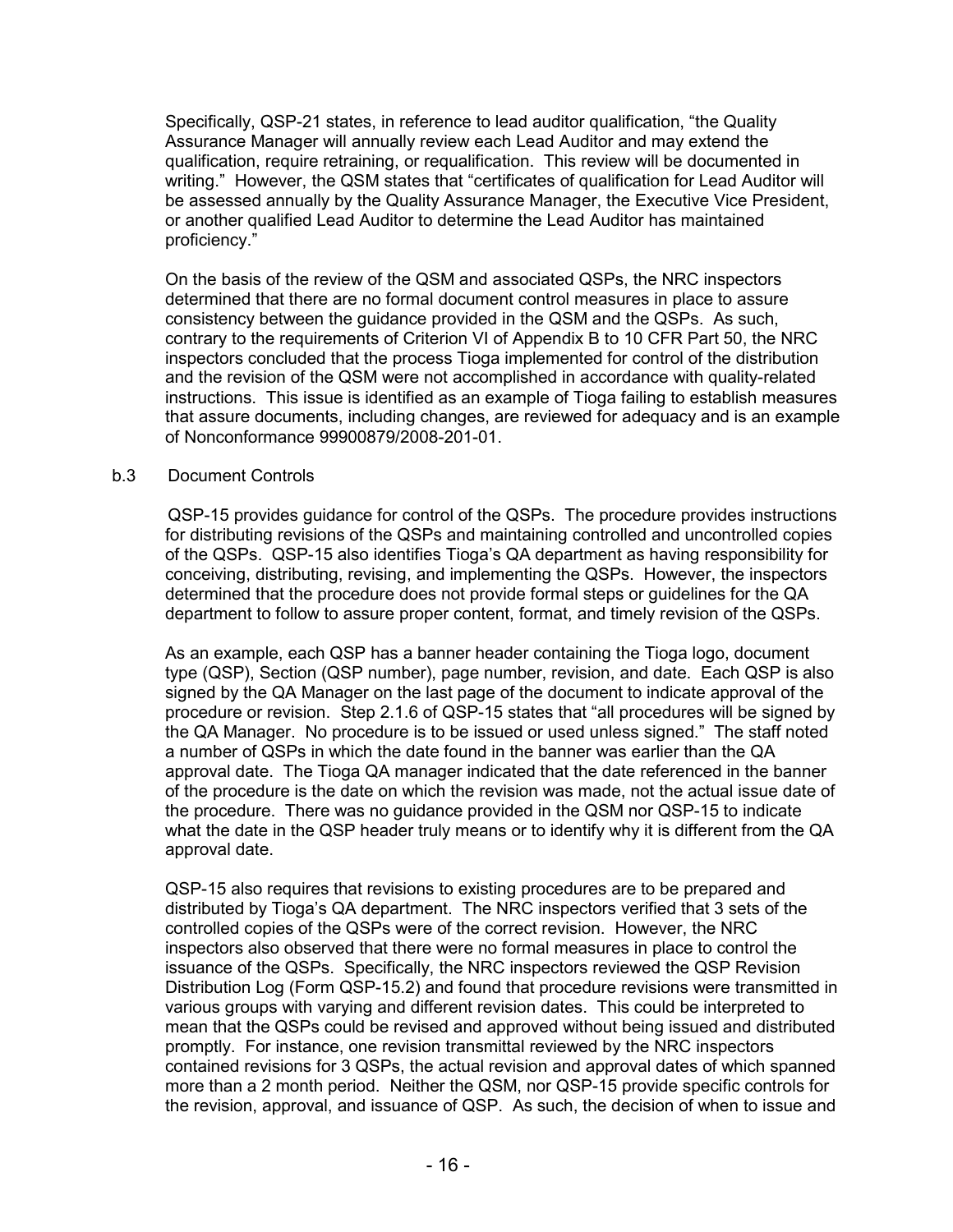Specifically, QSP-21 states, in reference to lead auditor qualification, "the Quality Assurance Manager will annually review each Lead Auditor and may extend the qualification, require retraining, or requalification. This review will be documented in writing." However, the QSM states that "certificates of qualification for Lead Auditor will be assessed annually by the Quality Assurance Manager, the Executive Vice President, or another qualified Lead Auditor to determine the Lead Auditor has maintained proficiency."

On the basis of the review of the QSM and associated QSPs, the NRC inspectors determined that there are no formal document control measures in place to assure consistency between the guidance provided in the QSM and the QSPs. As such, contrary to the requirements of Criterion VI of Appendix B to 10 CFR Part 50, the NRC inspectors concluded that the process Tioga implemented for control of the distribution and the revision of the QSM were not accomplished in accordance with quality-related instructions. This issue is identified as an example of Tioga failing to establish measures that assure documents, including changes, are reviewed for adequacy and is an example of Nonconformance 99900879/2008-201-01.

### b.3 Document Controls

QSP-15 provides guidance for control of the QSPs. The procedure provides instructions for distributing revisions of the QSPs and maintaining controlled and uncontrolled copies of the QSPs. QSP-15 also identifies Tioga's QA department as having responsibility for conceiving, distributing, revising, and implementing the QSPs. However, the inspectors determined that the procedure does not provide formal steps or guidelines for the QA department to follow to assure proper content, format, and timely revision of the QSPs.

As an example, each QSP has a banner header containing the Tioga logo, document type (QSP), Section (QSP number), page number, revision, and date. Each QSP is also signed by the QA Manager on the last page of the document to indicate approval of the procedure or revision. Step 2.1.6 of QSP-15 states that "all procedures will be signed by the QA Manager. No procedure is to be issued or used unless signed." The staff noted a number of QSPs in which the date found in the banner was earlier than the QA approval date. The Tioga QA manager indicated that the date referenced in the banner of the procedure is the date on which the revision was made, not the actual issue date of the procedure. There was no guidance provided in the QSM nor QSP-15 to indicate what the date in the QSP header truly means or to identify why it is different from the QA approval date.

QSP-15 also requires that revisions to existing procedures are to be prepared and distributed by Tioga's QA department. The NRC inspectors verified that 3 sets of the controlled copies of the QSPs were of the correct revision. However, the NRC inspectors also observed that there were no formal measures in place to control the issuance of the QSPs. Specifically, the NRC inspectors reviewed the QSP Revision Distribution Log (Form QSP-15.2) and found that procedure revisions were transmitted in various groups with varying and different revision dates. This could be interpreted to mean that the QSPs could be revised and approved without being issued and distributed promptly. For instance, one revision transmittal reviewed by the NRC inspectors contained revisions for 3 QSPs, the actual revision and approval dates of which spanned more than a 2 month period. Neither the QSM, nor QSP-15 provide specific controls for the revision, approval, and issuance of QSP. As such, the decision of when to issue and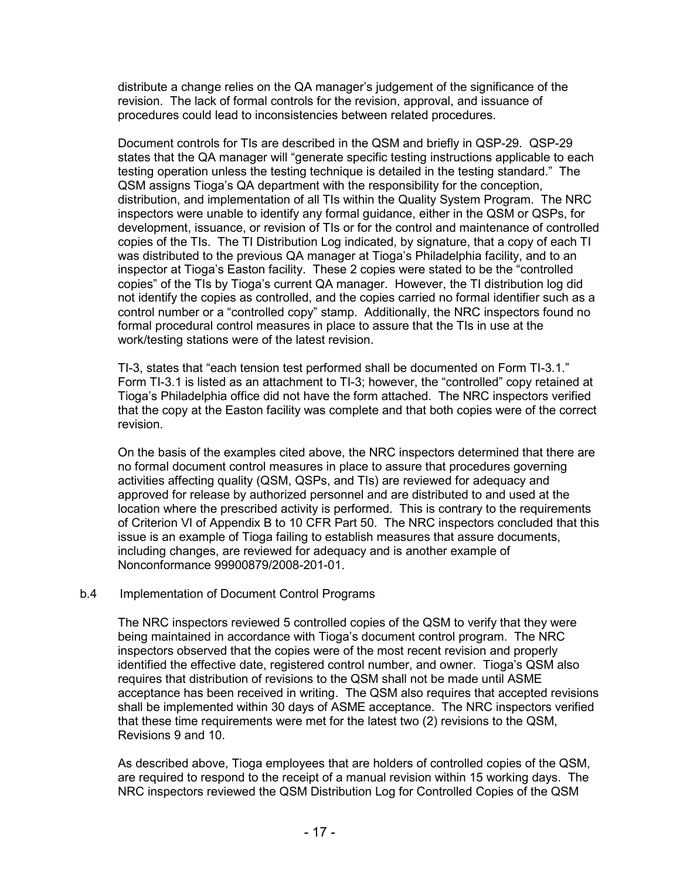distribute a change relies on the QA manager's judgement of the significance of the revision. The lack of formal controls for the revision, approval, and issuance of procedures could lead to inconsistencies between related procedures.

Document controls for TIs are described in the QSM and briefly in QSP-29. QSP-29 states that the QA manager will "generate specific testing instructions applicable to each testing operation unless the testing technique is detailed in the testing standard." The QSM assigns Tioga's QA department with the responsibility for the conception, distribution, and implementation of all TIs within the Quality System Program. The NRC inspectors were unable to identify any formal guidance, either in the QSM or QSPs, for development, issuance, or revision of TIs or for the control and maintenance of controlled copies of the TIs. The TI Distribution Log indicated, by signature, that a copy of each TI was distributed to the previous QA manager at Tioga's Philadelphia facility, and to an inspector at Tioga's Easton facility. These 2 copies were stated to be the "controlled copies" of the TIs by Tioga's current QA manager. However, the TI distribution log did not identify the copies as controlled, and the copies carried no formal identifier such as a control number or a "controlled copy" stamp. Additionally, the NRC inspectors found no formal procedural control measures in place to assure that the TIs in use at the work/testing stations were of the latest revision.

TI-3, states that "each tension test performed shall be documented on Form TI-3.1." Form TI-3.1 is listed as an attachment to TI-3; however, the "controlled" copy retained at Tioga's Philadelphia office did not have the form attached. The NRC inspectors verified that the copy at the Easton facility was complete and that both copies were of the correct revision.

On the basis of the examples cited above, the NRC inspectors determined that there are no formal document control measures in place to assure that procedures governing activities affecting quality (QSM, QSPs, and TIs) are reviewed for adequacy and approved for release by authorized personnel and are distributed to and used at the location where the prescribed activity is performed. This is contrary to the requirements of Criterion VI of Appendix B to 10 CFR Part 50. The NRC inspectors concluded that this issue is an example of Tioga failing to establish measures that assure documents, including changes, are reviewed for adequacy and is another example of Nonconformance 99900879/2008-201-01.

b.4 Implementation of Document Control Programs

The NRC inspectors reviewed 5 controlled copies of the QSM to verify that they were being maintained in accordance with Tioga's document control program. The NRC inspectors observed that the copies were of the most recent revision and properly identified the effective date, registered control number, and owner. Tioga's QSM also requires that distribution of revisions to the QSM shall not be made until ASME acceptance has been received in writing. The QSM also requires that accepted revisions shall be implemented within 30 days of ASME acceptance. The NRC inspectors verified that these time requirements were met for the latest two (2) revisions to the QSM, Revisions 9 and 10.

As described above, Tioga employees that are holders of controlled copies of the QSM, are required to respond to the receipt of a manual revision within 15 working days. The NRC inspectors reviewed the QSM Distribution Log for Controlled Copies of the QSM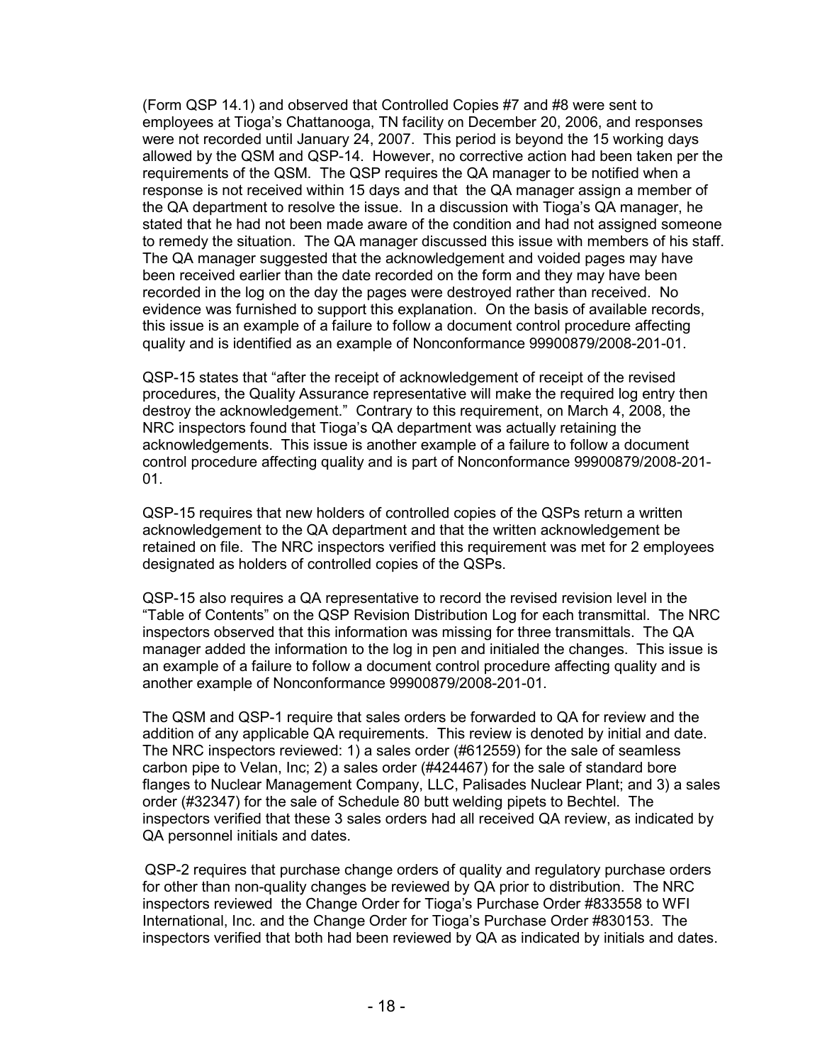(Form QSP 14.1) and observed that Controlled Copies #7 and #8 were sent to employees at Tioga's Chattanooga, TN facility on December 20, 2006, and responses were not recorded until January 24, 2007. This period is beyond the 15 working days allowed by the QSM and QSP-14. However, no corrective action had been taken per the requirements of the QSM. The QSP requires the QA manager to be notified when a response is not received within 15 days and that the QA manager assign a member of the QA department to resolve the issue. In a discussion with Tioga's QA manager, he stated that he had not been made aware of the condition and had not assigned someone to remedy the situation. The QA manager discussed this issue with members of his staff. The QA manager suggested that the acknowledgement and voided pages may have been received earlier than the date recorded on the form and they may have been recorded in the log on the day the pages were destroyed rather than received. No evidence was furnished to support this explanation. On the basis of available records, this issue is an example of a failure to follow a document control procedure affecting quality and is identified as an example of Nonconformance 99900879/2008-201-01.

QSP-15 states that "after the receipt of acknowledgement of receipt of the revised procedures, the Quality Assurance representative will make the required log entry then destroy the acknowledgement." Contrary to this requirement, on March 4, 2008, the NRC inspectors found that Tioga's QA department was actually retaining the acknowledgements. This issue is another example of a failure to follow a document control procedure affecting quality and is part of Nonconformance 99900879/2008-201-01.

QSP-15 requires that new holders of controlled copies of the QSPs return a written acknowledgement to the QA department and that the written acknowledgement be retained on file. The NRC inspectors verified this requirement was met for 2 employees designated as holders of controlled copies of the QSPs.

QSP-15 also requires a QA representative to record the revised revision level in the "Table of Contents" on the QSP Revision Distribution Log for each transmittal. The NRC inspectors observed that this information was missing for three transmittals. The QA manager added the information to the log in pen and initialed the changes. This issue is an example of a failure to follow a document control procedure affecting quality and is another example of Nonconformance 99900879/2008-201-01.

The QSM and QSP-1 require that sales orders be forwarded to QA for review and the addition of any applicable QA requirements. This review is denoted by initial and date. The NRC inspectors reviewed: 1) a sales order (#612559) for the sale of seamless carbon pipe to Velan, Inc; 2) a sales order (#424467) for the sale of standard bore flanges to Nuclear Management Company, LLC, Palisades Nuclear Plant; and 3) a sales order (#32347) for the sale of Schedule 80 butt welding pipets to Bechtel. The inspectors verified that these 3 sales orders had all received QA review, as indicated by QA personnel initials and dates.

QSP-2 requires that purchase change orders of quality and regulatory purchase orders for other than non-quality changes be reviewed by QA prior to distribution. The NRC inspectors reviewed the Change Order for Tioga's Purchase Order #833558 to WFI International, Inc. and the Change Order for Tioga's Purchase Order #830153. The inspectors verified that both had been reviewed by QA as indicated by initials and dates.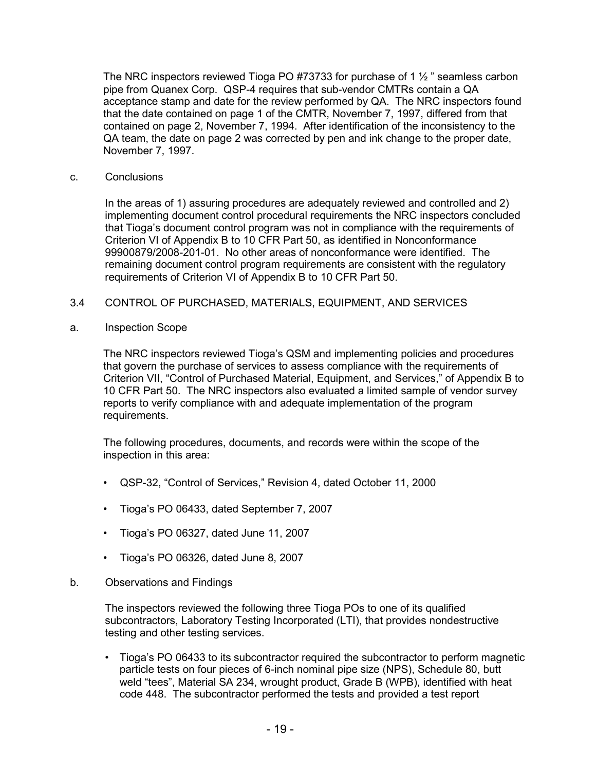The NRC inspectors reviewed Tioga PO #73733 for purchase of 1 ½ " seamless carbon pipe from Quanex Corp. QSP-4 requires that sub-vendor CMTRs contain a QA acceptance stamp and date for the review performed by QA. The NRC inspectors found that the date contained on page 1 of the CMTR, November 7, 1997, differed from that contained on page 2, November 7, 1994. After identification of the inconsistency to the QA team, the date on page 2 was corrected by pen and ink change to the proper date, November 7, 1997.

c. Conclusions

In the areas of 1) assuring procedures are adequately reviewed and controlled and 2) implementing document control procedural requirements the NRC inspectors concluded that Tioga's document control program was not in compliance with the requirements of Criterion VI of Appendix B to 10 CFR Part 50, as identified in Nonconformance 99900879/2008-201-01. No other areas of nonconformance were identified. The remaining document control program requirements are consistent with the regulatory requirements of Criterion VI of Appendix B to 10 CFR Part 50.

## 3.4 CONTROL OF PURCHASED, MATERIALS, EQUIPMENT, AND SERVICES

a. Inspection Scope

The NRC inspectors reviewed Tioga's QSM and implementing policies and procedures that govern the purchase of services to assess compliance with the requirements of Criterion VII, "Control of Purchased Material, Equipment, and Services," of Appendix B to 10 CFR Part 50. The NRC inspectors also evaluated a limited sample of vendor survey reports to verify compliance with and adequate implementation of the program requirements.

The following procedures, documents, and records were within the scope of the inspection in this area:

- QSP-32, "Control of Services," Revision 4, dated October 11, 2000
- Tioga's PO 06433, dated September 7, 2007
- Tioga's PO 06327, dated June 11, 2007
- Tioga's PO 06326, dated June 8, 2007

b. Observations and Findings

The inspectors reviewed the following three Tioga POs to one of its qualified subcontractors, Laboratory Testing Incorporated (LTI), that provides nondestructive testing and other testing services.

- Tioga's PO 06433 to its subcontractor required the subcontractor to perform magnetic particle tests on four pieces of 6-inch nominal pipe size (NPS), Schedule 80, butt weld "tees", Material SA 234, wrought product, Grade B (WPB), identified with heat code 448. The subcontractor performed the tests and provided a test report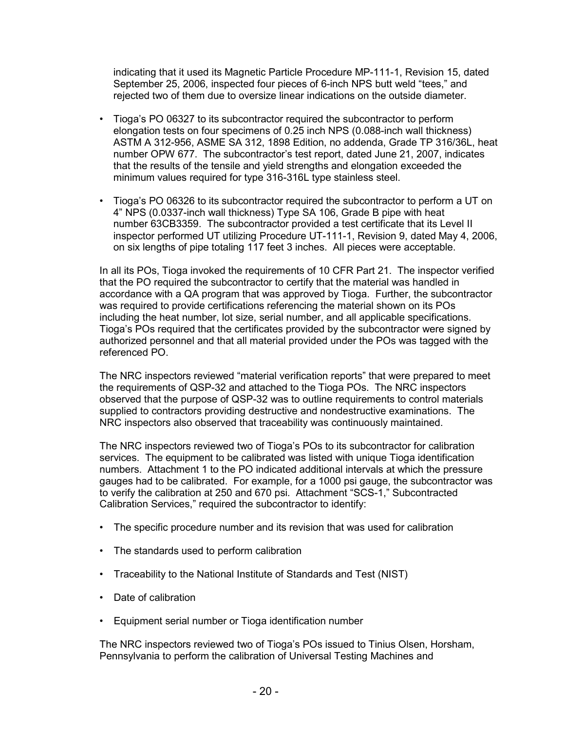indicating that it used its Magnetic Particle Procedure MP-111-1, Revision 15, dated September 25, 2006, inspected four pieces of 6-inch NPS butt weld “tees,” and rejected two of them due to oversize linear indications on the outside diameter.

- Tioga’s PO 06327 to its subcontractor required the subcontractor to perform elongation tests on four specimens of 0.25 inch NPS (0.088-inch wall thickness) ASTM A 312-956, ASME SA 312, 1898 Edition, no addenda, Grade TP 316/36L, heat number OPW 677. The subcontractor’s test report, dated June 21, 2007, indicates that the results of the tensile and yield strengths and elongation exceeded the minimum values required for type 316-316L type stainless steel.

- Tioga’s PO 06326 to its subcontractor required the subcontractor to perform a UT on 4” NPS (0.0337-inch wall thickness) Type SA 106, Grade B pipe with heat number 63CB3359. The subcontractor provided a test certificate that its Level II inspector performed UT utilizing Procedure UT-111-1, Revision 9, dated May 4, 2006, on six lengths of pipe totaling 117 feet 3 inches. All pieces were acceptable.

In all its POs, Tioga invoked the requirements of 10 CFR Part 21. The inspector verified that the PO required the subcontractor to certify that the material was handled in accordance with a QA program that was approved by Tioga. Further, the subcontractor was required to provide certifications referencing the material shown on its POs including the heat number, lot size, serial number, and all applicable specifications. Tioga’s POs required that the certificates provided by the subcontractor were signed by authorized personnel and that all material provided under the POs was tagged with the referenced PO.

The NRC inspectors reviewed “material verification reports” that were prepared to meet the requirements of QSP-32 and attached to the Tioga POs. The NRC inspectors observed that the purpose of QSP-32 was to outline requirements to control materials supplied to contractors providing destructive and nondestructive examinations. The NRC inspectors also observed that traceability was continuously maintained.

The NRC inspectors reviewed two of Tioga’s POs to its subcontractor for calibration services. The equipment to be calibrated was listed with unique Tioga identification numbers. Attachment 1 to the PO indicated additional intervals at which the pressure gauges had to be calibrated. For example, for a 1000 psi gauge, the subcontractor was to verify the calibration at 250 and 670 psi. Attachment “SCS-1,” Subcontracted Calibration Services,” required the subcontractor to identify:

- The specific procedure number and its revision that was used for calibration

- The standards used to perform calibration

- Traceability to the National Institute of Standards and Test (NIST)

- Date of calibration

- Equipment serial number or Tioga identification number

The NRC inspectors reviewed two of Tioga’s POs issued to Tinius Olsen, Horsham, Pennsylvania to perform the calibration of Universal Testing Machines and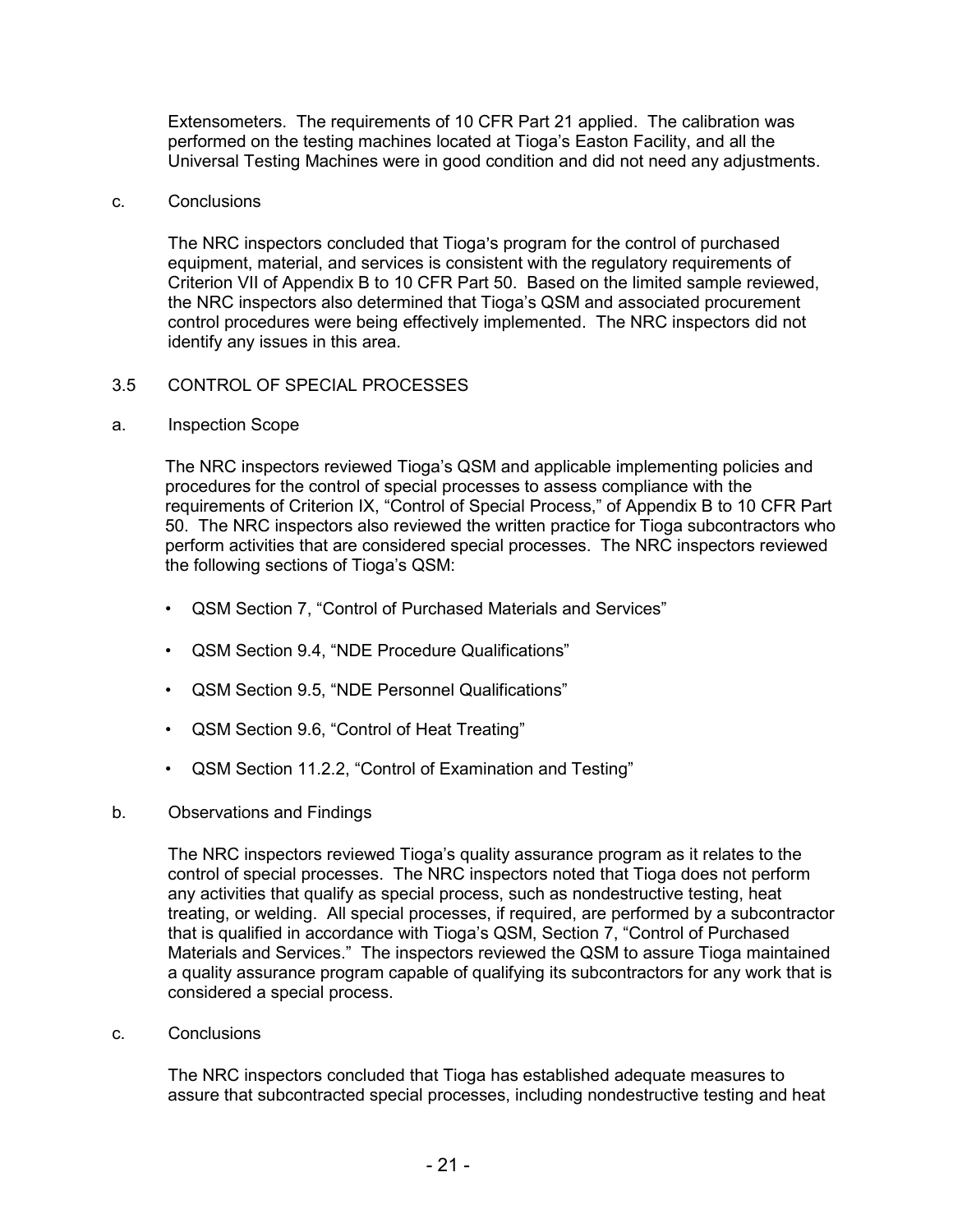Extensometers. The requirements of 10 CFR Part 21 applied. The calibration was performed on the testing machines located at Tioga's Easton Facility, and all the Universal Testing Machines were in good condition and did not need any adjustments.

c. Conclusions

The NRC inspectors concluded that Tioga's program for the control of purchased equipment, material, and services is consistent with the regulatory requirements of Criterion VII of Appendix B to 10 CFR Part 50. Based on the limited sample reviewed, the NRC inspectors also determined that Tioga's QSM and associated procurement control procedures were being effectively implemented. The NRC inspectors did not identify any issues in this area.

## 3.5 CONTROL OF SPECIAL PROCESSES

a. Inspection Scope

The NRC inspectors reviewed Tioga's QSM and applicable implementing policies and procedures for the control of special processes to assess compliance with the requirements of Criterion IX, "Control of Special Process," of Appendix B to 10 CFR Part 50. The NRC inspectors also reviewed the written practice for Tioga subcontractors who perform activities that are considered special processes. The NRC inspectors reviewed the following sections of Tioga's QSM:

- QSM Section 7, "Control of Purchased Materials and Services"
- QSM Section 9.4, "NDE Procedure Qualifications"
- QSM Section 9.5, "NDE Personnel Qualifications"
- QSM Section 9.6, "Control of Heat Treating"
- QSM Section 11.2.2, "Control of Examination and Testing"

b. Observations and Findings

The NRC inspectors reviewed Tioga's quality assurance program as it relates to the control of special processes. The NRC inspectors noted that Tioga does not perform any activities that qualify as special process, such as nondestructive testing, heat treating, or welding. All special processes, if required, are performed by a subcontractor that is qualified in accordance with Tioga's QSM, Section 7, "Control of Purchased Materials and Services." The inspectors reviewed the QSM to assure Tioga maintained a quality assurance program capable of qualifying its subcontractors for any work that is considered a special process.

c. Conclusions

The NRC inspectors concluded that Tioga has established adequate measures to assure that subcontracted special processes, including nondestructive testing and heat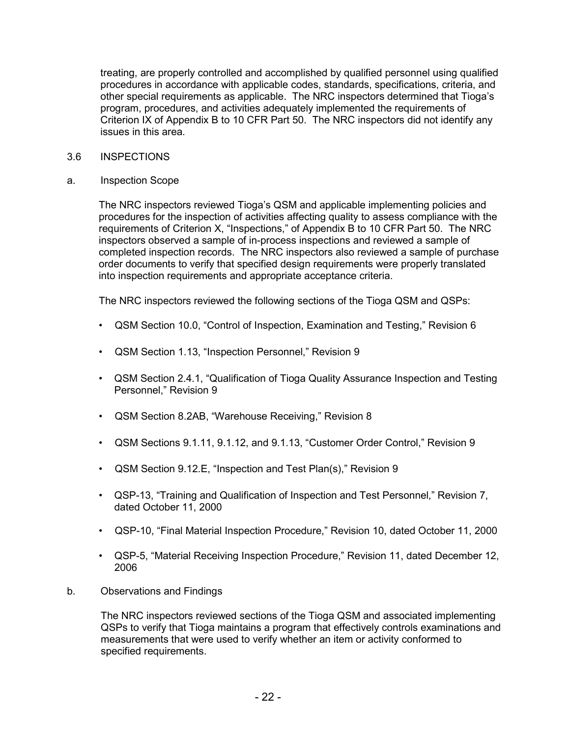treating, are properly controlled and accomplished by qualified personnel using qualified procedures in accordance with applicable codes, standards, specifications, criteria, and other special requirements as applicable. The NRC inspectors determined that Tioga's program, procedures, and activities adequately implemented the requirements of Criterion IX of Appendix B to 10 CFR Part 50. The NRC inspectors did not identify any issues in this area.

## 3.6 INSPECTIONS

### a. Inspection Scope

The NRC inspectors reviewed Tioga's QSM and applicable implementing policies and procedures for the inspection of activities affecting quality to assess compliance with the requirements of Criterion X, "Inspections," of Appendix B to 10 CFR Part 50. The NRC inspectors observed a sample of in-process inspections and reviewed a sample of completed inspection records. The NRC inspectors also reviewed a sample of purchase order documents to verify that specified design requirements were properly translated into inspection requirements and appropriate acceptance criteria.

The NRC inspectors reviewed the following sections of the Tioga QSM and QSPs:

- QSM Section 10.0, "Control of Inspection, Examination and Testing," Revision 6
- QSM Section 1.13, "Inspection Personnel," Revision 9
- QSM Section 2.4.1, "Qualification of Tioga Quality Assurance Inspection and Testing Personnel," Revision 9
- QSM Section 8.2AB, "Warehouse Receiving," Revision 8
- QSM Sections 9.1.11, 9.1.12, and 9.1.13, "Customer Order Control," Revision 9
- QSM Section 9.12.E, "Inspection and Test Plan(s)," Revision 9
- QSP-13, "Training and Qualification of Inspection and Test Personnel," Revision 7, dated October 11, 2000
- QSP-10, "Final Material Inspection Procedure," Revision 10, dated October 11, 2000
- QSP-5, "Material Receiving Inspection Procedure," Revision 11, dated December 12, 2006

### b. Observations and Findings

The NRC inspectors reviewed sections of the Tioga QSM and associated implementing QSPs to verify that Tioga maintains a program that effectively controls examinations and measurements that were used to verify whether an item or activity conformed to specified requirements.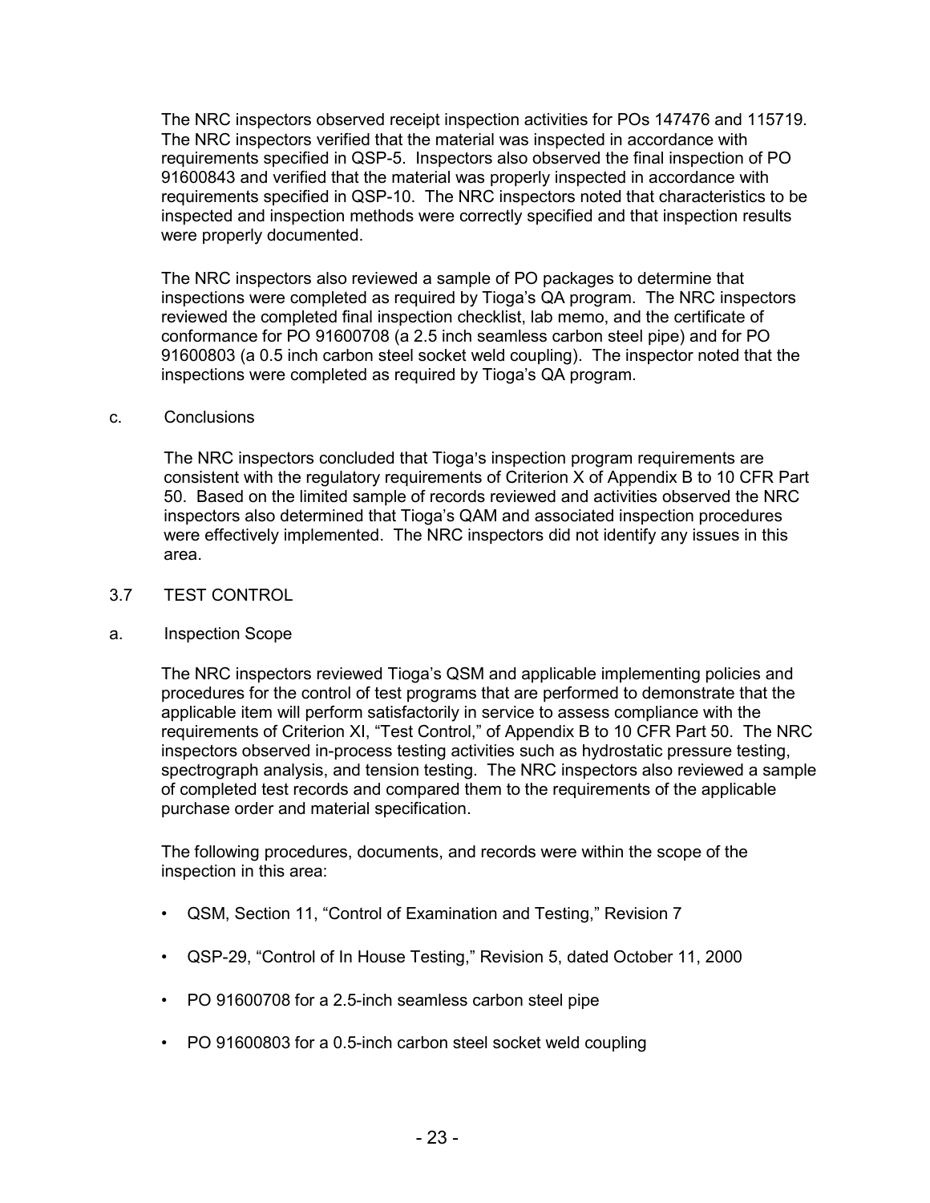The NRC inspectors observed receipt inspection activities for POs 147476 and 115719. The NRC inspectors verified that the material was inspected in accordance with requirements specified in QSP-5. Inspectors also observed the final inspection of PO 91600843 and verified that the material was properly inspected in accordance with requirements specified in QSP-10. The NRC inspectors noted that characteristics to be inspected and inspection methods were correctly specified and that inspection results were properly documented.

The NRC inspectors also reviewed a sample of PO packages to determine that inspections were completed as required by Tioga's QA program. The NRC inspectors reviewed the completed final inspection checklist, lab memo, and the certificate of conformance for PO 91600708 (a 2.5 inch seamless carbon steel pipe) and for PO 91600803 (a 0.5 inch carbon steel socket weld coupling). The inspector noted that the inspections were completed as required by Tioga's QA program.

c. Conclusions

The NRC inspectors concluded that Tioga's inspection program requirements are consistent with the regulatory requirements of Criterion X of Appendix B to 10 CFR Part 50. Based on the limited sample of records reviewed and activities observed the NRC inspectors also determined that Tioga's QAM and associated inspection procedures were effectively implemented. The NRC inspectors did not identify any issues in this area.

## 3.7 TEST CONTROL

a. Inspection Scope

The NRC inspectors reviewed Tioga's QSM and applicable implementing policies and procedures for the control of test programs that are performed to demonstrate that the applicable item will perform satisfactorily in service to assess compliance with the requirements of Criterion XI, "Test Control," of Appendix B to 10 CFR Part 50. The NRC inspectors observed in-process testing activities such as hydrostatic pressure testing, spectrograph analysis, and tension testing. The NRC inspectors also reviewed a sample of completed test records and compared them to the requirements of the applicable purchase order and material specification.

The following procedures, documents, and records were within the scope of the inspection in this area:

- QSM, Section 11, "Control of Examination and Testing," Revision 7
- QSP-29, "Control of In House Testing," Revision 5, dated October 11, 2000
- PO 91600708 for a 2.5-inch seamless carbon steel pipe
- PO 91600803 for a 0.5-inch carbon steel socket weld coupling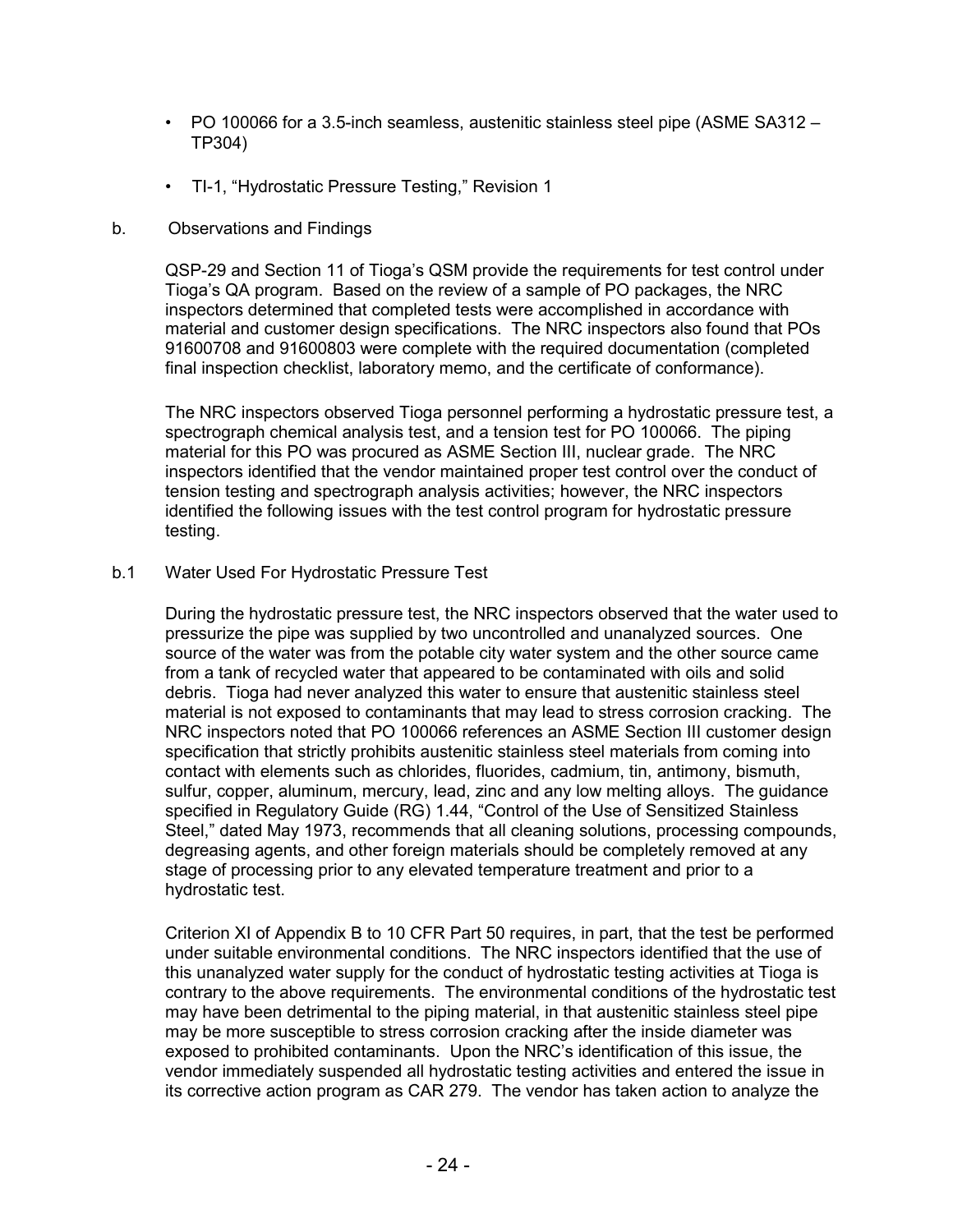- PO 100066 for a 3.5-inch seamless, austenitic stainless steel pipe (ASME SA312 – TP304)

- TI-1, "Hydrostatic Pressure Testing," Revision 1

b. Observations and Findings

QSP-29 and Section 11 of Tioga's QSM provide the requirements for test control under Tioga's QA program. Based on the review of a sample of PO packages, the NRC inspectors determined that completed tests were accomplished in accordance with material and customer design specifications. The NRC inspectors also found that POs 91600708 and 91600803 were complete with the required documentation (completed final inspection checklist, laboratory memo, and the certificate of conformance).

The NRC inspectors observed Tioga personnel performing a hydrostatic pressure test, a spectrograph chemical analysis test, and a tension test for PO 100066. The piping material for this PO was procured as ASME Section III, nuclear grade. The NRC inspectors identified that the vendor maintained proper test control over the conduct of tension testing and spectrograph analysis activities; however, the NRC inspectors identified the following issues with the test control program for hydrostatic pressure testing.

b.1 Water Used For Hydrostatic Pressure Test

During the hydrostatic pressure test, the NRC inspectors observed that the water used to pressurize the pipe was supplied by two uncontrolled and unanalyzed sources. One source of the water was from the potable city water system and the other source came from a tank of recycled water that appeared to be contaminated with oils and solid debris. Tioga had never analyzed this water to ensure that austenitic stainless steel material is not exposed to contaminants that may lead to stress corrosion cracking. The NRC inspectors noted that PO 100066 references an ASME Section III customer design specification that strictly prohibits austenitic stainless steel materials from coming into contact with elements such as chlorides, fluorides, cadmium, tin, antimony, bismuth, sulfur, copper, aluminum, mercury, lead, zinc and any low melting alloys. The guidance specified in Regulatory Guide (RG) 1.44, "Control of the Use of Sensitized Stainless Steel," dated May 1973, recommends that all cleaning solutions, processing compounds, degreasing agents, and other foreign materials should be completely removed at any stage of processing prior to any elevated temperature treatment and prior to a hydrostatic test.

Criterion XI of Appendix B to 10 CFR Part 50 requires, in part, that the test be performed under suitable environmental conditions. The NRC inspectors identified that the use of this unanalyzed water supply for the conduct of hydrostatic testing activities at Tioga is contrary to the above requirements. The environmental conditions of the hydrostatic test may have been detrimental to the piping material, in that austenitic stainless steel pipe may be more susceptible to stress corrosion cracking after the inside diameter was exposed to prohibited contaminants. Upon the NRC's identification of this issue, the vendor immediately suspended all hydrostatic testing activities and entered the issue in its corrective action program as CAR 279. The vendor has taken action to analyze the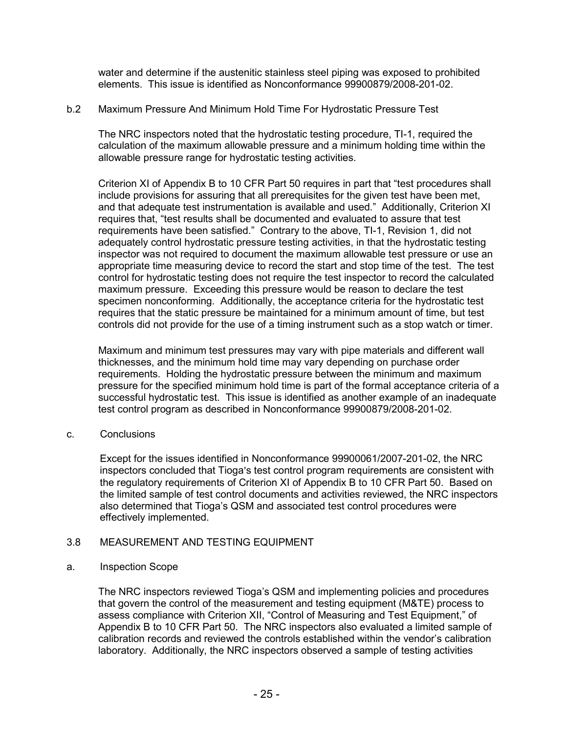water and determine if the austenitic stainless steel piping was exposed to prohibited elements. This issue is identified as Nonconformance 99900879/2008-201-02.

b.2 Maximum Pressure And Minimum Hold Time For Hydrostatic Pressure Test

The NRC inspectors noted that the hydrostatic testing procedure, TI-1, required the calculation of the maximum allowable pressure and a minimum holding time within the allowable pressure range for hydrostatic testing activities.

Criterion XI of Appendix B to 10 CFR Part 50 requires in part that "test procedures shall include provisions for assuring that all prerequisites for the given test have been met, and that adequate test instrumentation is available and used." Additionally, Criterion XI requires that, "test results shall be documented and evaluated to assure that test requirements have been satisfied." Contrary to the above, TI-1, Revision 1, did not adequately control hydrostatic pressure testing activities, in that the hydrostatic testing inspector was not required to document the maximum allowable test pressure or use an appropriate time measuring device to record the start and stop time of the test. The test control for hydrostatic testing does not require the test inspector to record the calculated maximum pressure. Exceeding this pressure would be reason to declare the test specimen nonconforming. Additionally, the acceptance criteria for the hydrostatic test requires that the static pressure be maintained for a minimum amount of time, but test controls did not provide for the use of a timing instrument such as a stop watch or timer.

Maximum and minimum test pressures may vary with pipe materials and different wall thicknesses, and the minimum hold time may vary depending on purchase order requirements. Holding the hydrostatic pressure between the minimum and maximum pressure for the specified minimum hold time is part of the formal acceptance criteria of a successful hydrostatic test. This issue is identified as another example of an inadequate test control program as described in Nonconformance 99900879/2008-201-02.

c. Conclusions

Except for the issues identified in Nonconformance 99900061/2007-201-02, the NRC inspectors concluded that Tioga's test control program requirements are consistent with the regulatory requirements of Criterion XI of Appendix B to 10 CFR Part 50. Based on the limited sample of test control documents and activities reviewed, the NRC inspectors also determined that Tioga's QSM and associated test control procedures were effectively implemented.

## 3.8 MEASUREMENT AND TESTING EQUIPMENT

a. Inspection Scope

The NRC inspectors reviewed Tioga's QSM and implementing policies and procedures that govern the control of the measurement and testing equipment (M&TE) process to assess compliance with Criterion XII, "Control of Measuring and Test Equipment," of Appendix B to 10 CFR Part 50. The NRC inspectors also evaluated a limited sample of calibration records and reviewed the controls established within the vendor's calibration laboratory. Additionally, the NRC inspectors observed a sample of testing activities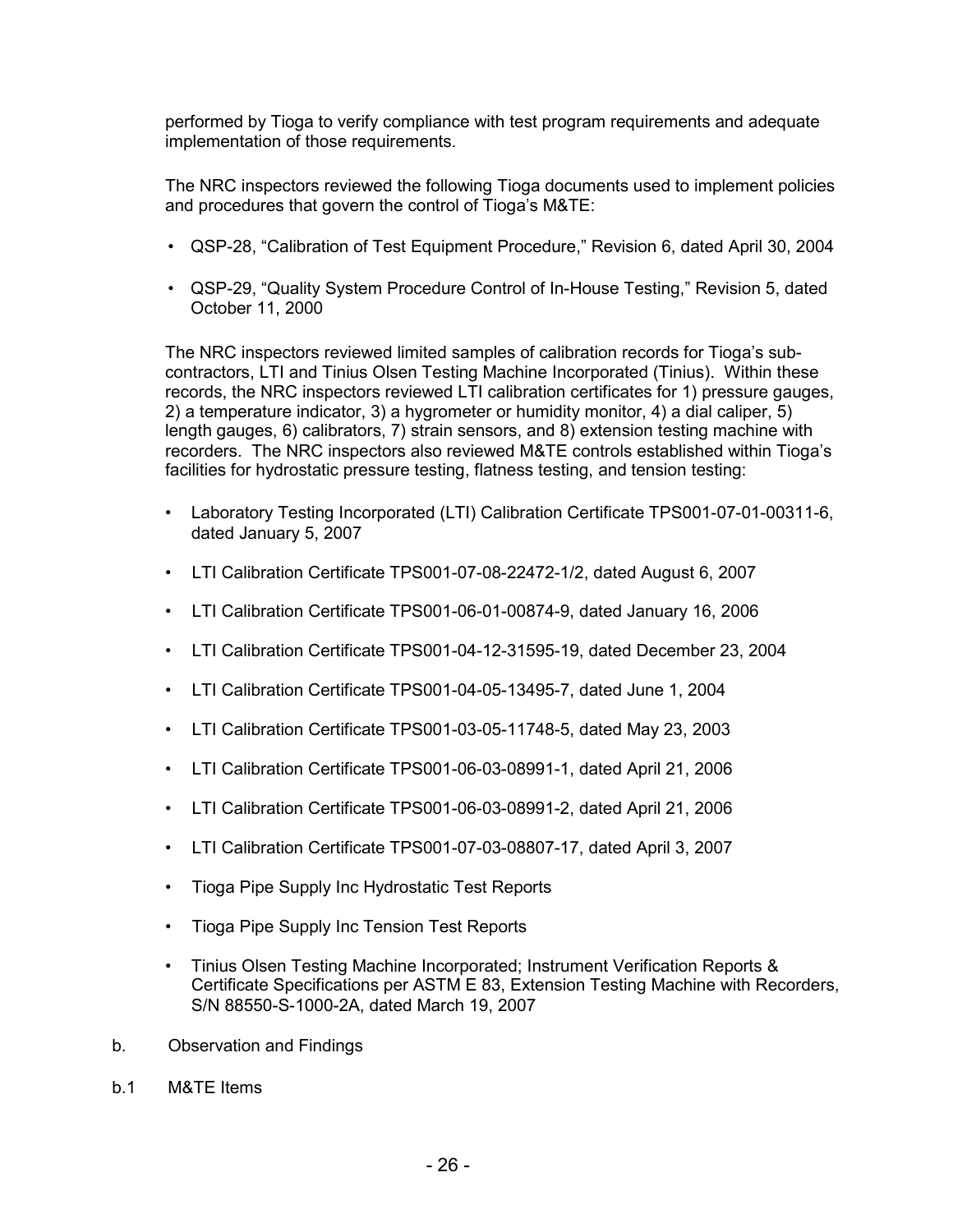performed by Tioga to verify compliance with test program requirements and adequate implementation of those requirements.

The NRC inspectors reviewed the following Tioga documents used to implement policies and procedures that govern the control of Tioga's M&TE:

- QSP-28, "Calibration of Test Equipment Procedure," Revision 6, dated April 30, 2004
- QSP-29, "Quality System Procedure Control of In-House Testing," Revision 5, dated October 11, 2000

The NRC inspectors reviewed limited samples of calibration records for Tioga's sub-contractors, LTI and Tinius Olsen Testing Machine Incorporated (Tinius). Within these records, the NRC inspectors reviewed LTI calibration certificates for 1) pressure gauges, 2) a temperature indicator, 3) a hygrometer or humidity monitor, 4) a dial caliper, 5) length gauges, 6) calibrators, 7) strain sensors, and 8) extension testing machine with recorders. The NRC inspectors also reviewed M&TE controls established within Tioga's facilities for hydrostatic pressure testing, flatness testing, and tension testing:

- Laboratory Testing Incorporated (LTI) Calibration Certificate TPS001-07-01-00311-6, dated January 5, 2007
- LTI Calibration Certificate TPS001-07-08-22472-1/2, dated August 6, 2007
- LTI Calibration Certificate TPS001-06-01-00874-9, dated January 16, 2006
- LTI Calibration Certificate TPS001-04-12-31595-19, dated December 23, 2004
- LTI Calibration Certificate TPS001-04-05-13495-7, dated June 1, 2004
- LTI Calibration Certificate TPS001-03-05-11748-5, dated May 23, 2003
- LTI Calibration Certificate TPS001-06-03-08991-1, dated April 21, 2006
- LTI Calibration Certificate TPS001-06-03-08991-2, dated April 21, 2006
- LTI Calibration Certificate TPS001-07-03-08807-17, dated April 3, 2007
- Tioga Pipe Supply Inc Hydrostatic Test Reports
- Tioga Pipe Supply Inc Tension Test Reports
- Tinius Olsen Testing Machine Incorporated; Instrument Verification Reports & Certificate Specifications per ASTM E 83, Extension Testing Machine with Recorders, S/N 88550-S-1000-2A, dated March 19, 2007

b. Observation and Findings

b.1 M&TE Items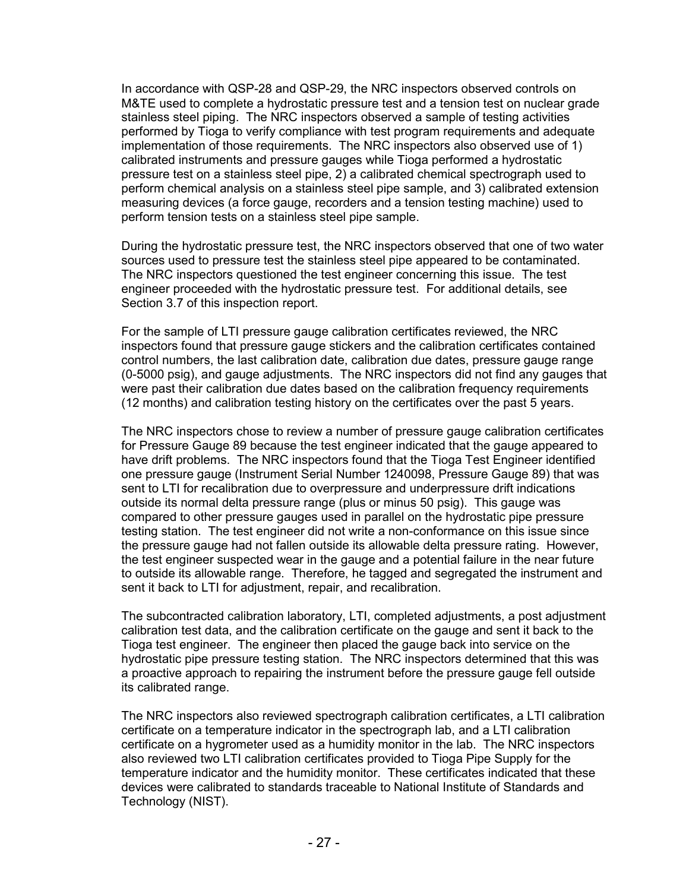In accordance with QSP-28 and QSP-29, the NRC inspectors observed controls on M&TE used to complete a hydrostatic pressure test and a tension test on nuclear grade stainless steel piping. The NRC inspectors observed a sample of testing activities performed by Tioga to verify compliance with test program requirements and adequate implementation of those requirements. The NRC inspectors also observed use of 1) calibrated instruments and pressure gauges while Tioga performed a hydrostatic pressure test on a stainless steel pipe, 2) a calibrated chemical spectrograph used to perform chemical analysis on a stainless steel pipe sample, and 3) calibrated extension measuring devices (a force gauge, recorders and a tension testing machine) used to perform tension tests on a stainless steel pipe sample.

During the hydrostatic pressure test, the NRC inspectors observed that one of two water sources used to pressure test the stainless steel pipe appeared to be contaminated. The NRC inspectors questioned the test engineer concerning this issue. The test engineer proceeded with the hydrostatic pressure test. For additional details, see Section 3.7 of this inspection report.

For the sample of LTI pressure gauge calibration certificates reviewed, the NRC inspectors found that pressure gauge stickers and the calibration certificates contained control numbers, the last calibration date, calibration due dates, pressure gauge range (0-5000 psig), and gauge adjustments. The NRC inspectors did not find any gauges that were past their calibration due dates based on the calibration frequency requirements (12 months) and calibration testing history on the certificates over the past 5 years.

The NRC inspectors chose to review a number of pressure gauge calibration certificates for Pressure Gauge 89 because the test engineer indicated that the gauge appeared to have drift problems. The NRC inspectors found that the Tioga Test Engineer identified one pressure gauge (Instrument Serial Number 1240098, Pressure Gauge 89) that was sent to LTI for recalibration due to overpressure and underpressure drift indications outside its normal delta pressure range (plus or minus 50 psig). This gauge was compared to other pressure gauges used in parallel on the hydrostatic pipe pressure testing station. The test engineer did not write a non-conformance on this issue since the pressure gauge had not fallen outside its allowable delta pressure rating. However, the test engineer suspected wear in the gauge and a potential failure in the near future to outside its allowable range. Therefore, he tagged and segregated the instrument and sent it back to LTI for adjustment, repair, and recalibration.

The subcontracted calibration laboratory, LTI, completed adjustments, a post adjustment calibration test data, and the calibration certificate on the gauge and sent it back to the Tioga test engineer. The engineer then placed the gauge back into service on the hydrostatic pipe pressure testing station. The NRC inspectors determined that this was a proactive approach to repairing the instrument before the pressure gauge fell outside its calibrated range.

The NRC inspectors also reviewed spectrograph calibration certificates, a LTI calibration certificate on a temperature indicator in the spectrograph lab, and a LTI calibration certificate on a hygrometer used as a humidity monitor in the lab. The NRC inspectors also reviewed two LTI calibration certificates provided to Tioga Pipe Supply for the temperature indicator and the humidity monitor. These certificates indicated that these devices were calibrated to standards traceable to National Institute of Standards and Technology (NIST).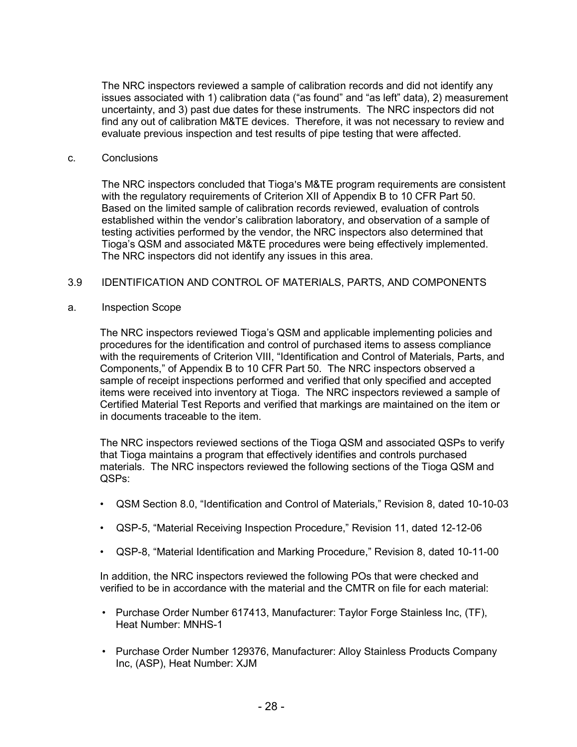The NRC inspectors reviewed a sample of calibration records and did not identify any issues associated with 1) calibration data ("as found" and "as left" data), 2) measurement uncertainty, and 3) past due dates for these instruments. The NRC inspectors did not find any out of calibration M&TE devices. Therefore, it was not necessary to review and evaluate previous inspection and test results of pipe testing that were affected.

c. Conclusions

The NRC inspectors concluded that Tioga's M&TE program requirements are consistent with the regulatory requirements of Criterion XII of Appendix B to 10 CFR Part 50. Based on the limited sample of calibration records reviewed, evaluation of controls established within the vendor's calibration laboratory, and observation of a sample of testing activities performed by the vendor, the NRC inspectors also determined that Tioga's QSM and associated M&TE procedures were being effectively implemented. The NRC inspectors did not identify any issues in this area.

## 3.9 IDENTIFICATION AND CONTROL OF MATERIALS, PARTS, AND COMPONENTS

a. Inspection Scope

The NRC inspectors reviewed Tioga's QSM and applicable implementing policies and procedures for the identification and control of purchased items to assess compliance with the requirements of Criterion VIII, "Identification and Control of Materials, Parts, and Components," of Appendix B to 10 CFR Part 50. The NRC inspectors observed a sample of receipt inspections performed and verified that only specified and accepted items were received into inventory at Tioga. The NRC inspectors reviewed a sample of Certified Material Test Reports and verified that markings are maintained on the item or in documents traceable to the item.

The NRC inspectors reviewed sections of the Tioga QSM and associated QSPs to verify that Tioga maintains a program that effectively identifies and controls purchased materials. The NRC inspectors reviewed the following sections of the Tioga QSM and QSPs:

- QSM Section 8.0, "Identification and Control of Materials," Revision 8, dated 10-10-03
- QSP-5, "Material Receiving Inspection Procedure," Revision 11, dated 12-12-06
- QSP-8, "Material Identification and Marking Procedure," Revision 8, dated 10-11-00

In addition, the NRC inspectors reviewed the following POs that were checked and verified to be in accordance with the material and the CMTR on file for each material:

- Purchase Order Number 617413, Manufacturer: Taylor Forge Stainless Inc, (TF), Heat Number: MNHS-1
- Purchase Order Number 129376, Manufacturer: Alloy Stainless Products Company Inc, (ASP), Heat Number: XJM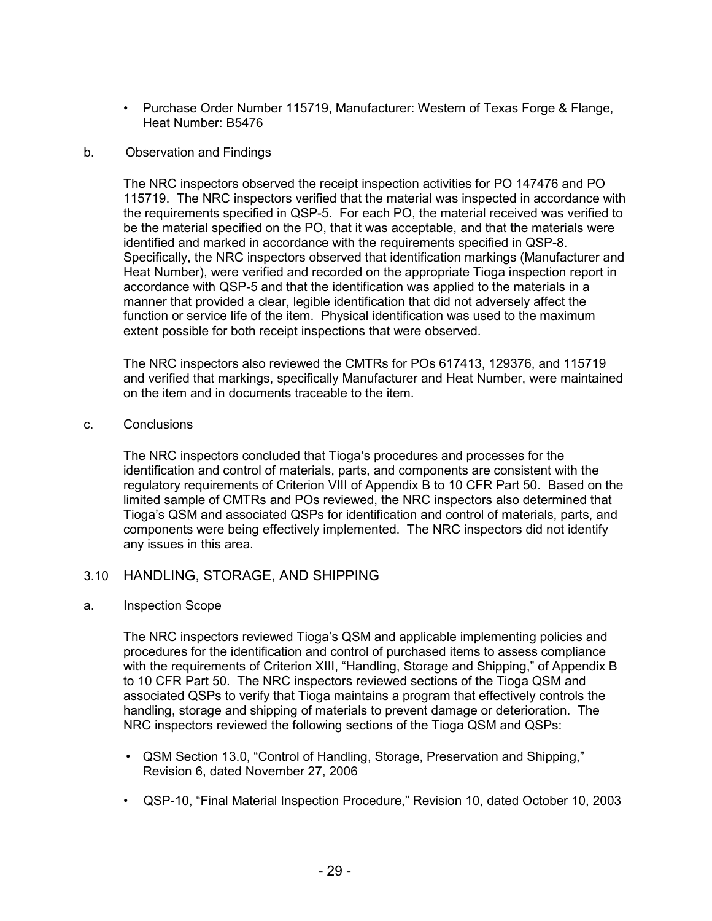- Purchase Order Number 115719, Manufacturer: Western of Texas Forge & Flange, Heat Number: B5476

b. Observation and Findings

The NRC inspectors observed the receipt inspection activities for PO 147476 and PO 115719. The NRC inspectors verified that the material was inspected in accordance with the requirements specified in QSP-5. For each PO, the material received was verified to be the material specified on the PO, that it was acceptable, and that the materials were identified and marked in accordance with the requirements specified in QSP-8. Specifically, the NRC inspectors observed that identification markings (Manufacturer and Heat Number), were verified and recorded on the appropriate Tioga inspection report in accordance with QSP-5 and that the identification was applied to the materials in a manner that provided a clear, legible identification that did not adversely affect the function or service life of the item. Physical identification was used to the maximum extent possible for both receipt inspections that were observed.

The NRC inspectors also reviewed the CMTRs for POs 617413, 129376, and 115719 and verified that markings, specifically Manufacturer and Heat Number, were maintained on the item and in documents traceable to the item.

c. Conclusions

The NRC inspectors concluded that Tioga's procedures and processes for the identification and control of materials, parts, and components are consistent with the regulatory requirements of Criterion VIII of Appendix B to 10 CFR Part 50. Based on the limited sample of CMTRs and POs reviewed, the NRC inspectors also determined that Tioga's QSM and associated QSPs for identification and control of materials, parts, and components were being effectively implemented. The NRC inspectors did not identify any issues in this area.

## 3.10 HANDLING, STORAGE, AND SHIPPING

a. Inspection Scope

The NRC inspectors reviewed Tioga's QSM and applicable implementing policies and procedures for the identification and control of purchased items to assess compliance with the requirements of Criterion XIII, "Handling, Storage and Shipping," of Appendix B to 10 CFR Part 50. The NRC inspectors reviewed sections of the Tioga QSM and associated QSPs to verify that Tioga maintains a program that effectively controls the handling, storage and shipping of materials to prevent damage or deterioration. The NRC inspectors reviewed the following sections of the Tioga QSM and QSPs:

- QSM Section 13.0, "Control of Handling, Storage, Preservation and Shipping," Revision 6, dated November 27, 2006
- QSP-10, "Final Material Inspection Procedure," Revision 10, dated October 10, 2003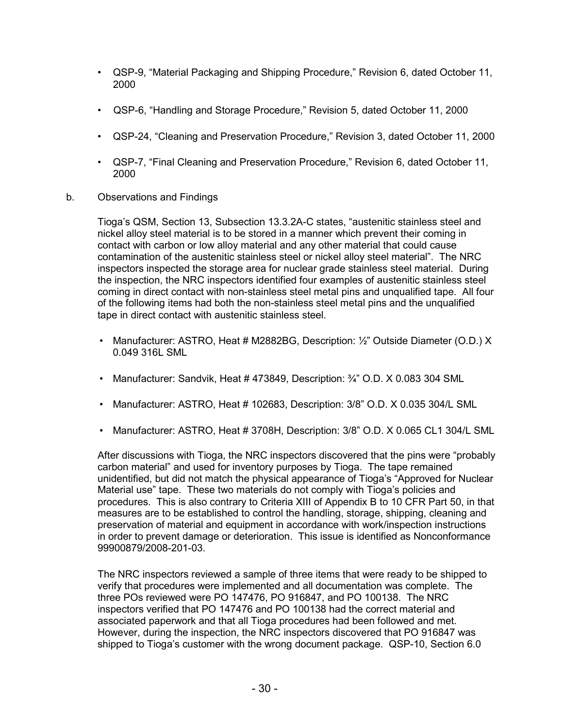- QSP-9, “Material Packaging and Shipping Procedure,” Revision 6, dated October 11, 2000
- QSP-6, “Handling and Storage Procedure,” Revision 5, dated October 11, 2000
- QSP-24, “Cleaning and Preservation Procedure,” Revision 3, dated October 11, 2000
- QSP-7, “Final Cleaning and Preservation Procedure,” Revision 6, dated October 11, 2000

b. Observations and Findings

Tioga’s QSM, Section 13, Subsection 13.3.2A-C states, “austenitic stainless steel and nickel alloy steel material is to be stored in a manner which prevent their coming in contact with carbon or low alloy material and any other material that could cause contamination of the austenitic stainless steel or nickel alloy steel material”. The NRC inspectors inspected the storage area for nuclear grade stainless steel material. During the inspection, the NRC inspectors identified four examples of austenitic stainless steel coming in direct contact with non-stainless steel metal pins and unqualified tape. All four of the following items had both the non-stainless steel metal pins and the unqualified tape in direct contact with austenitic stainless steel.

- Manufacturer: ASTRO, Heat # M2882BG, Description: ½” Outside Diameter (O.D.) X 0.049 316L SML
- Manufacturer: Sandvik, Heat # 473849, Description: ¾” O.D. X 0.083 304 SML
- Manufacturer: ASTRO, Heat # 102683, Description: 3/8” O.D. X 0.035 304/L SML
- Manufacturer: ASTRO, Heat # 3708H, Description: 3/8” O.D. X 0.065 CL1 304/L SML

After discussions with Tioga, the NRC inspectors discovered that the pins were “probably carbon material” and used for inventory purposes by Tioga. The tape remained unidentified, but did not match the physical appearance of Tioga’s “Approved for Nuclear Material use” tape. These two materials do not comply with Tioga’s policies and procedures. This is also contrary to Criteria XIII of Appendix B to 10 CFR Part 50, in that measures are to be established to control the handling, storage, shipping, cleaning and preservation of material and equipment in accordance with work/inspection instructions in order to prevent damage or deterioration. This issue is identified as Nonconformance 99900879/2008-201-03.

The NRC inspectors reviewed a sample of three items that were ready to be shipped to verify that procedures were implemented and all documentation was complete. The three POs reviewed were PO 147476, PO 916847, and PO 100138. The NRC inspectors verified that PO 147476 and PO 100138 had the correct material and associated paperwork and that all Tioga procedures had been followed and met. However, during the inspection, the NRC inspectors discovered that PO 916847 was shipped to Tioga’s customer with the wrong document package. QSP-10, Section 6.0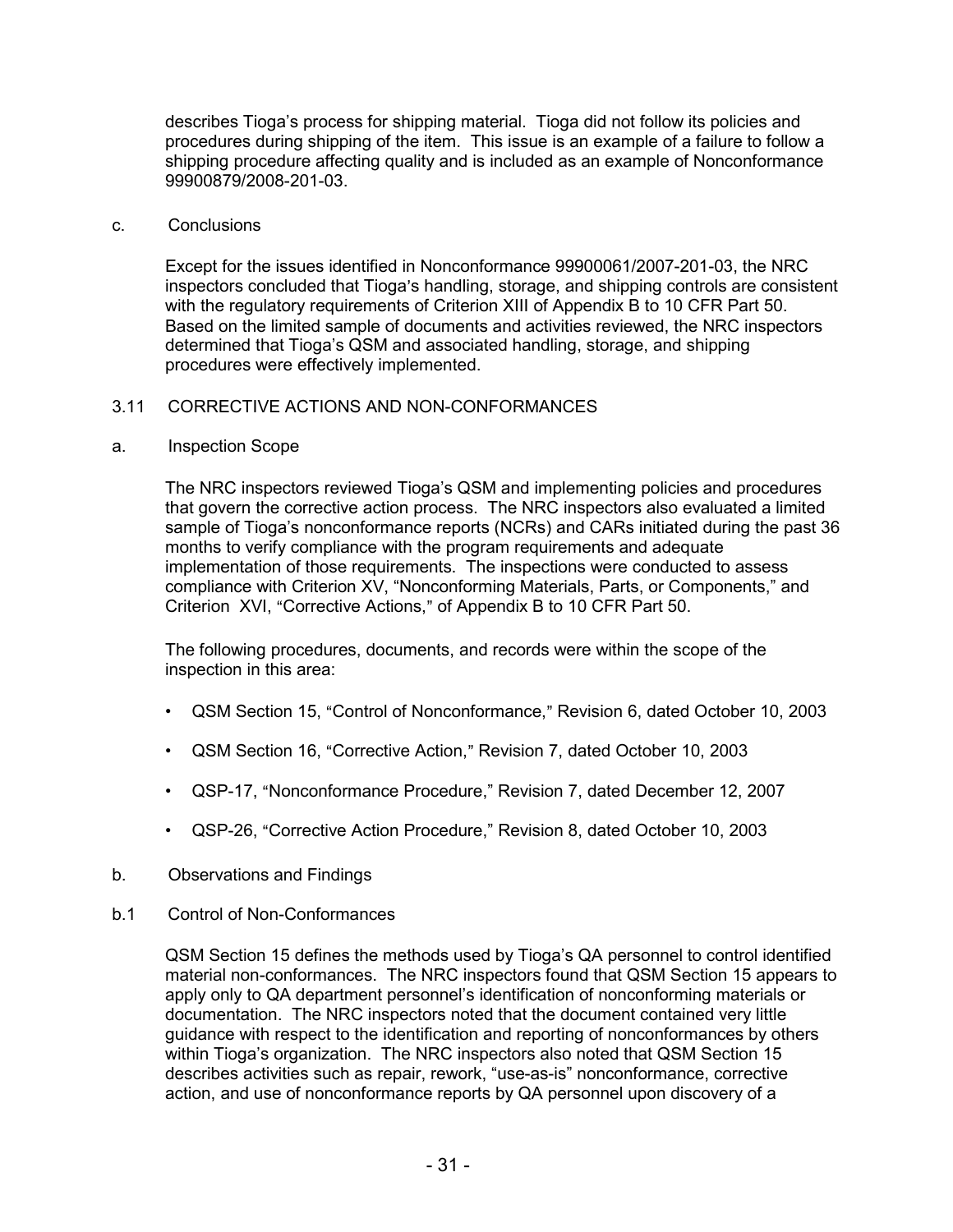describes Tioga's process for shipping material. Tioga did not follow its policies and procedures during shipping of the item. This issue is an example of a failure to follow a shipping procedure affecting quality and is included as an example of Nonconformance 99900879/2008-201-03.

c. Conclusions

Except for the issues identified in Nonconformance 99900061/2007-201-03, the NRC inspectors concluded that Tioga's handling, storage, and shipping controls are consistent with the regulatory requirements of Criterion XIII of Appendix B to 10 CFR Part 50. Based on the limited sample of documents and activities reviewed, the NRC inspectors determined that Tioga's QSM and associated handling, storage, and shipping procedures were effectively implemented.

## 3.11 CORRECTIVE ACTIONS AND NON-CONFORMANCES

a. Inspection Scope

The NRC inspectors reviewed Tioga's QSM and implementing policies and procedures that govern the corrective action process. The NRC inspectors also evaluated a limited sample of Tioga's nonconformance reports (NCRs) and CARs initiated during the past 36 months to verify compliance with the program requirements and adequate implementation of those requirements. The inspections were conducted to assess compliance with Criterion XV, "Nonconforming Materials, Parts, or Components," and Criterion XVI, "Corrective Actions," of Appendix B to 10 CFR Part 50.

The following procedures, documents, and records were within the scope of the inspection in this area:

- QSM Section 15, "Control of Nonconformance," Revision 6, dated October 10, 2003
- QSM Section 16, "Corrective Action," Revision 7, dated October 10, 2003
- QSP-17, "Nonconformance Procedure," Revision 7, dated December 12, 2007
- QSP-26, "Corrective Action Procedure," Revision 8, dated October 10, 2003

b. Observations and Findings

b.1 Control of Non-Conformances

QSM Section 15 defines the methods used by Tioga's QA personnel to control identified material non-conformances. The NRC inspectors found that QSM Section 15 appears to apply only to QA department personnel's identification of nonconforming materials or documentation. The NRC inspectors noted that the document contained very little guidance with respect to the identification and reporting of nonconformances by others within Tioga's organization. The NRC inspectors also noted that QSM Section 15 describes activities such as repair, rework, "use-as-is" nonconformance, corrective action, and use of nonconformance reports by QA personnel upon discovery of a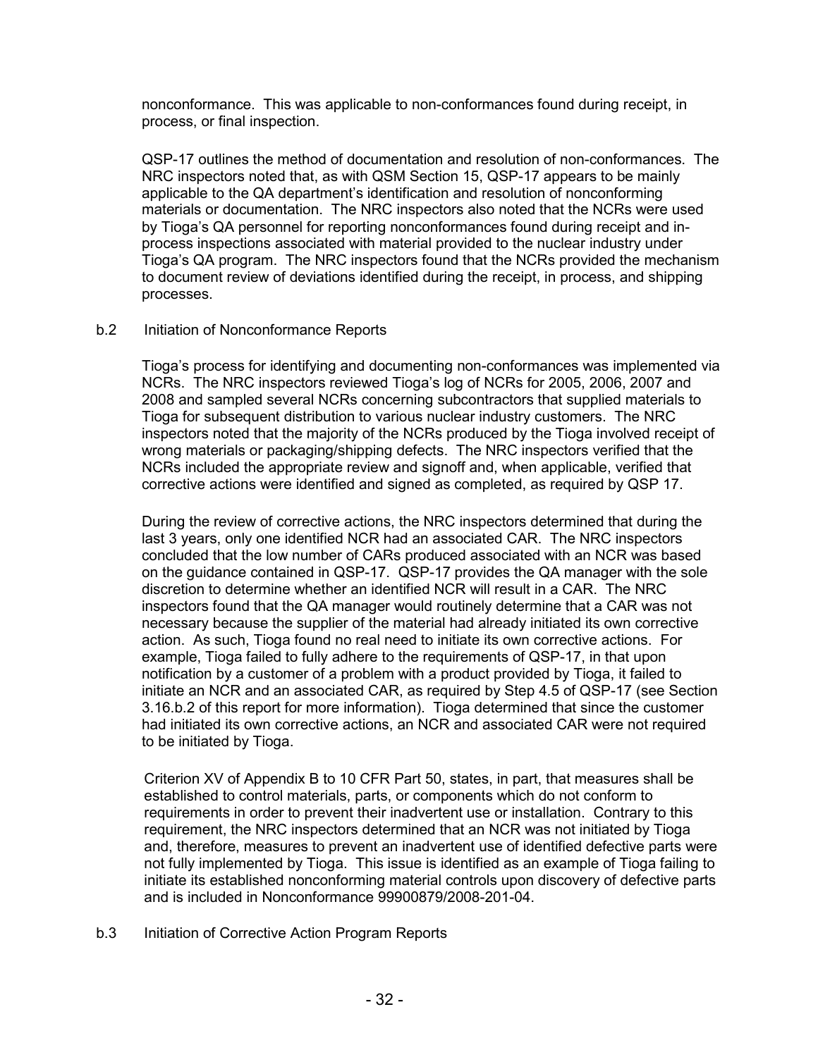nonconformance. This was applicable to non-conformances found during receipt, in process, or final inspection.

QSP-17 outlines the method of documentation and resolution of non-conformances. The NRC inspectors noted that, as with QSM Section 15, QSP-17 appears to be mainly applicable to the QA department's identification and resolution of nonconforming materials or documentation. The NRC inspectors also noted that the NCRs were used by Tioga's QA personnel for reporting nonconformances found during receipt and in-process inspections associated with material provided to the nuclear industry under Tioga's QA program. The NRC inspectors found that the NCRs provided the mechanism to document review of deviations identified during the receipt, in process, and shipping processes.

b.2 Initiation of Nonconformance Reports

Tioga's process for identifying and documenting non-conformances was implemented via NCRs. The NRC inspectors reviewed Tioga's log of NCRs for 2005, 2006, 2007 and 2008 and sampled several NCRs concerning subcontractors that supplied materials to Tioga for subsequent distribution to various nuclear industry customers. The NRC inspectors noted that the majority of the NCRs produced by the Tioga involved receipt of wrong materials or packaging/shipping defects. The NRC inspectors verified that the NCRs included the appropriate review and signoff and, when applicable, verified that corrective actions were identified and signed as completed, as required by QSP 17.

During the review of corrective actions, the NRC inspectors determined that during the last 3 years, only one identified NCR had an associated CAR. The NRC inspectors concluded that the low number of CARs produced associated with an NCR was based on the guidance contained in QSP-17. QSP-17 provides the QA manager with the sole discretion to determine whether an identified NCR will result in a CAR. The NRC inspectors found that the QA manager would routinely determine that a CAR was not necessary because the supplier of the material had already initiated its own corrective action. As such, Tioga found no real need to initiate its own corrective actions. For example, Tioga failed to fully adhere to the requirements of QSP-17, in that upon notification by a customer of a problem with a product provided by Tioga, it failed to initiate an NCR and an associated CAR, as required by Step 4.5 of QSP-17 (see Section 3.16.b.2 of this report for more information). Tioga determined that since the customer had initiated its own corrective actions, an NCR and associated CAR were not required to be initiated by Tioga.

Criterion XV of Appendix B to 10 CFR Part 50, states, in part, that measures shall be established to control materials, parts, or components which do not conform to requirements in order to prevent their inadvertent use or installation. Contrary to this requirement, the NRC inspectors determined that an NCR was not initiated by Tioga and, therefore, measures to prevent an inadvertent use of identified defective parts were not fully implemented by Tioga. This issue is identified as an example of Tioga failing to initiate its established nonconforming material controls upon discovery of defective parts and is included in Nonconformance 99900879/2008-201-04.

b.3 Initiation of Corrective Action Program Reports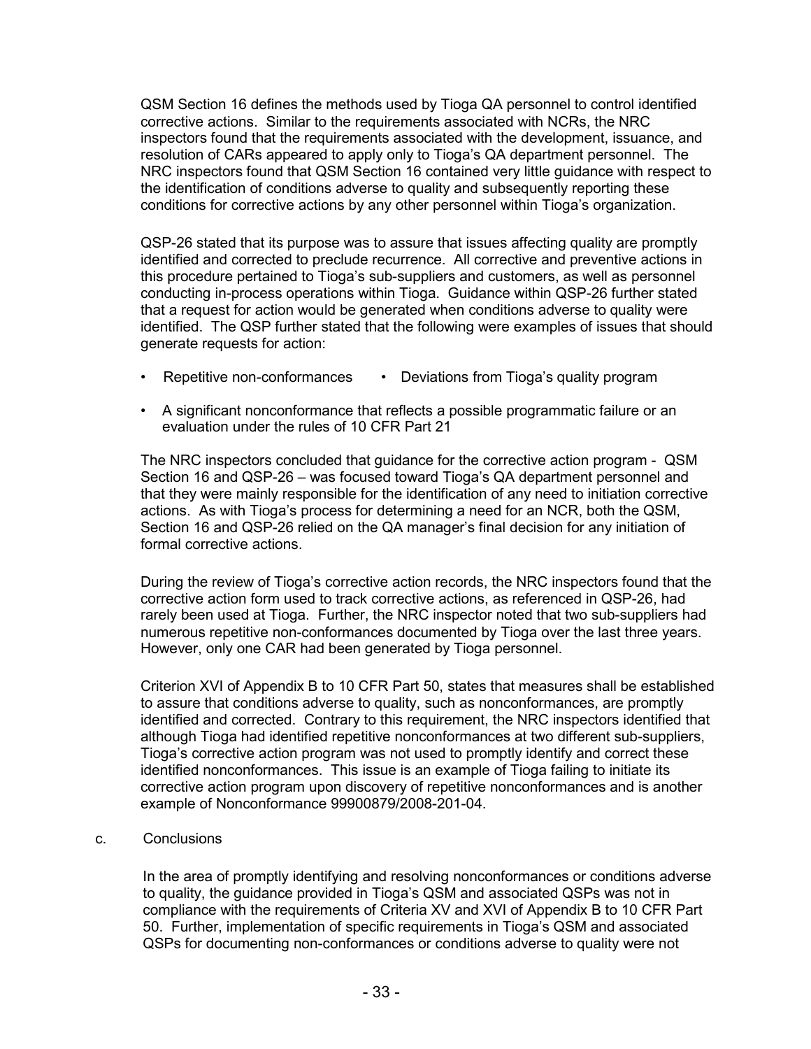QSM Section 16 defines the methods used by Tioga QA personnel to control identified corrective actions. Similar to the requirements associated with NCRs, the NRC inspectors found that the requirements associated with the development, issuance, and resolution of CARs appeared to apply only to Tioga's QA department personnel. The NRC inspectors found that QSM Section 16 contained very little guidance with respect to the identification of conditions adverse to quality and subsequently reporting these conditions for corrective actions by any other personnel within Tioga's organization.

QSP-26 stated that its purpose was to assure that issues affecting quality are promptly identified and corrected to preclude recurrence. All corrective and preventive actions in this procedure pertained to Tioga's sub-suppliers and customers, as well as personnel conducting in-process operations within Tioga. Guidance within QSP-26 further stated that a request for action would be generated when conditions adverse to quality were identified. The QSP further stated that the following were examples of issues that should generate requests for action:

- Repetitive non-conformances
- Deviations from Tioga's quality program
- A significant nonconformance that reflects a possible programmatic failure or an evaluation under the rules of 10 CFR Part 21

The NRC inspectors concluded that guidance for the corrective action program - QSM Section 16 and QSP-26 – was focused toward Tioga's QA department personnel and that they were mainly responsible for the identification of any need to initiation corrective actions. As with Tioga's process for determining a need for an NCR, both the QSM, Section 16 and QSP-26 relied on the QA manager's final decision for any initiation of formal corrective actions.

During the review of Tioga's corrective action records, the NRC inspectors found that the corrective action form used to track corrective actions, as referenced in QSP-26, had rarely been used at Tioga. Further, the NRC inspector noted that two sub-suppliers had numerous repetitive non-conformances documented by Tioga over the last three years. However, only one CAR had been generated by Tioga personnel.

Criterion XVI of Appendix B to 10 CFR Part 50, states that measures shall be established to assure that conditions adverse to quality, such as nonconformances, are promptly identified and corrected. Contrary to this requirement, the NRC inspectors identified that although Tioga had identified repetitive nonconformances at two different sub-suppliers, Tioga's corrective action program was not used to promptly identify and correct these identified nonconformances. This issue is an example of Tioga failing to initiate its corrective action program upon discovery of repetitive nonconformances and is another example of Nonconformance 99900879/2008-201-04.

c. Conclusions

In the area of promptly identifying and resolving nonconformances or conditions adverse to quality, the guidance provided in Tioga's QSM and associated QSPs was not in compliance with the requirements of Criteria XV and XVI of Appendix B to 10 CFR Part 50. Further, implementation of specific requirements in Tioga's QSM and associated QSPs for documenting non-conformances or conditions adverse to quality were not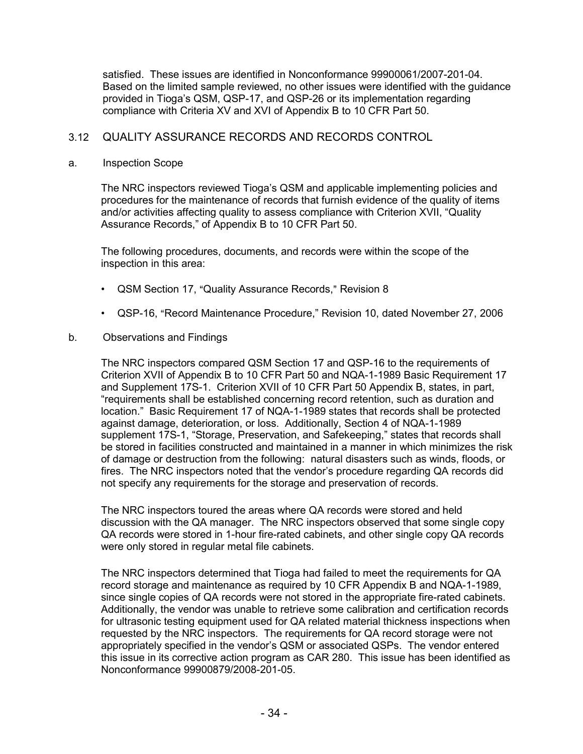satisfied. These issues are identified in Nonconformance 99900061/2007-201-04. Based on the limited sample reviewed, no other issues were identified with the guidance provided in Tioga's QSM, QSP-17, and QSP-26 or its implementation regarding compliance with Criteria XV and XVI of Appendix B to 10 CFR Part 50.

## 3.12 QUALITY ASSURANCE RECORDS AND RECORDS CONTROL

### a. Inspection Scope

The NRC inspectors reviewed Tioga's QSM and applicable implementing policies and procedures for the maintenance of records that furnish evidence of the quality of items and/or activities affecting quality to assess compliance with Criterion XVII, "Quality Assurance Records," of Appendix B to 10 CFR Part 50.

The following procedures, documents, and records were within the scope of the inspection in this area:

- QSM Section 17, "Quality Assurance Records," Revision 8
- QSP-16, "Record Maintenance Procedure," Revision 10, dated November 27, 2006

### b. Observations and Findings

The NRC inspectors compared QSM Section 17 and QSP-16 to the requirements of Criterion XVII of Appendix B to 10 CFR Part 50 and NQA-1-1989 Basic Requirement 17 and Supplement 17S-1. Criterion XVII of 10 CFR Part 50 Appendix B, states, in part, "requirements shall be established concerning record retention, such as duration and location." Basic Requirement 17 of NQA-1-1989 states that records shall be protected against damage, deterioration, or loss. Additionally, Section 4 of NQA-1-1989 supplement 17S-1, "Storage, Preservation, and Safekeeping," states that records shall be stored in facilities constructed and maintained in a manner in which minimizes the risk of damage or destruction from the following: natural disasters such as winds, floods, or fires. The NRC inspectors noted that the vendor's procedure regarding QA records did not specify any requirements for the storage and preservation of records.

The NRC inspectors toured the areas where QA records were stored and held discussion with the QA manager. The NRC inspectors observed that some single copy QA records were stored in 1-hour fire-rated cabinets, and other single copy QA records were only stored in regular metal file cabinets.

The NRC inspectors determined that Tioga had failed to meet the requirements for QA record storage and maintenance as required by 10 CFR Appendix B and NQA-1-1989, since single copies of QA records were not stored in the appropriate fire-rated cabinets. Additionally, the vendor was unable to retrieve some calibration and certification records for ultrasonic testing equipment used for QA related material thickness inspections when requested by the NRC inspectors. The requirements for QA record storage were not appropriately specified in the vendor's QSM or associated QSPs. The vendor entered this issue in its corrective action program as CAR 280. This issue has been identified as Nonconformance 99900879/2008-201-05.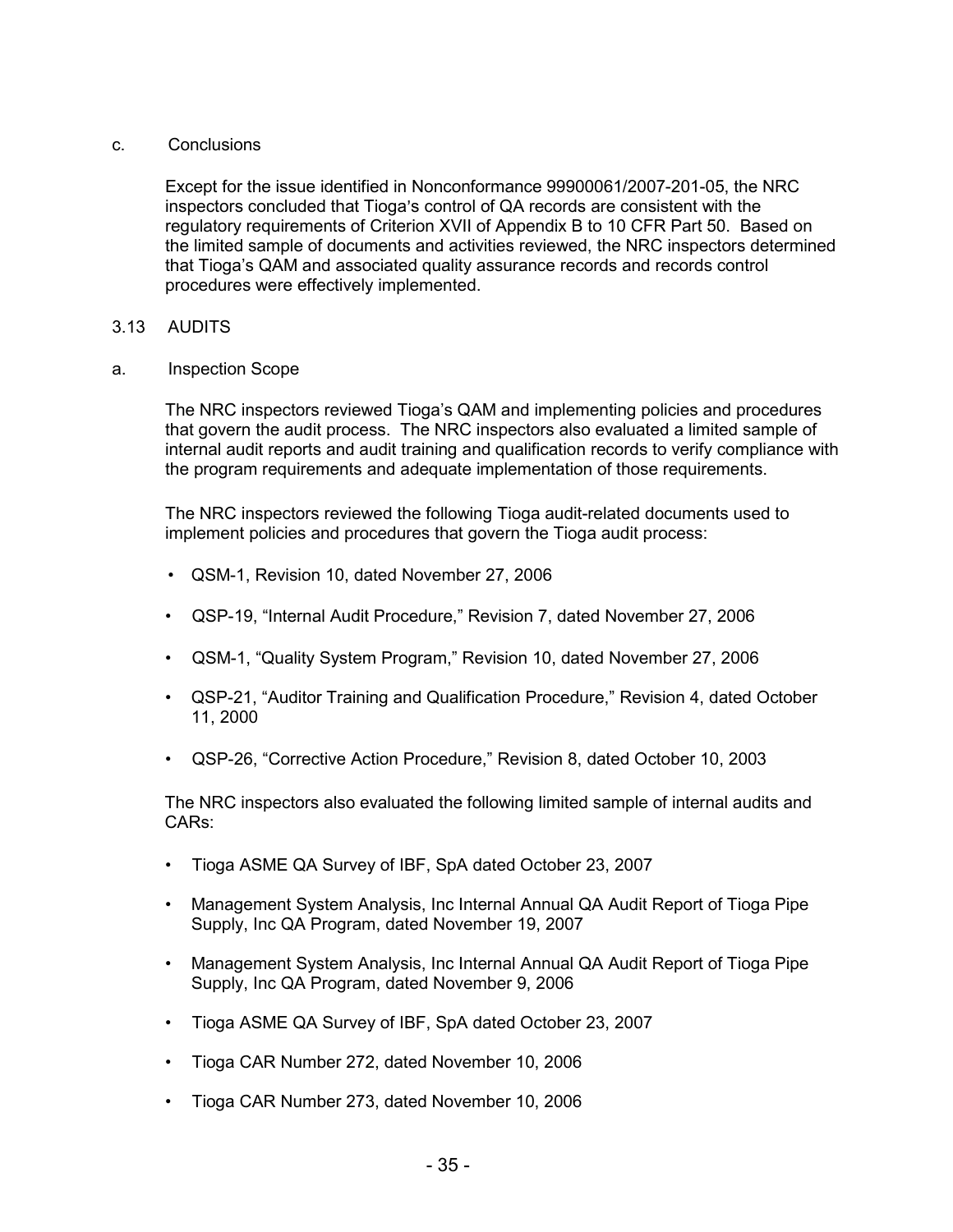c. Conclusions

Except for the issue identified in Nonconformance 99900061/2007-201-05, the NRC inspectors concluded that Tioga's control of QA records are consistent with the regulatory requirements of Criterion XVII of Appendix B to 10 CFR Part 50. Based on the limited sample of documents and activities reviewed, the NRC inspectors determined that Tioga's QAM and associated quality assurance records and records control procedures were effectively implemented.

## 3.13 AUDITS

a. Inspection Scope

The NRC inspectors reviewed Tioga's QAM and implementing policies and procedures that govern the audit process. The NRC inspectors also evaluated a limited sample of internal audit reports and audit training and qualification records to verify compliance with the program requirements and adequate implementation of those requirements.

The NRC inspectors reviewed the following Tioga audit-related documents used to implement policies and procedures that govern the Tioga audit process:

- QSM-1, Revision 10, dated November 27, 2006
- QSP-19, "Internal Audit Procedure," Revision 7, dated November 27, 2006
- QSM-1, "Quality System Program," Revision 10, dated November 27, 2006
- QSP-21, "Auditor Training and Qualification Procedure," Revision 4, dated October 11, 2000
- QSP-26, "Corrective Action Procedure," Revision 8, dated October 10, 2003

The NRC inspectors also evaluated the following limited sample of internal audits and CARs:

- Tioga ASME QA Survey of IBF, SpA dated October 23, 2007
- Management System Analysis, Inc Internal Annual QA Audit Report of Tioga Pipe Supply, Inc QA Program, dated November 19, 2007
- Management System Analysis, Inc Internal Annual QA Audit Report of Tioga Pipe Supply, Inc QA Program, dated November 9, 2006
- Tioga ASME QA Survey of IBF, SpA dated October 23, 2007
- Tioga CAR Number 272, dated November 10, 2006
- Tioga CAR Number 273, dated November 10, 2006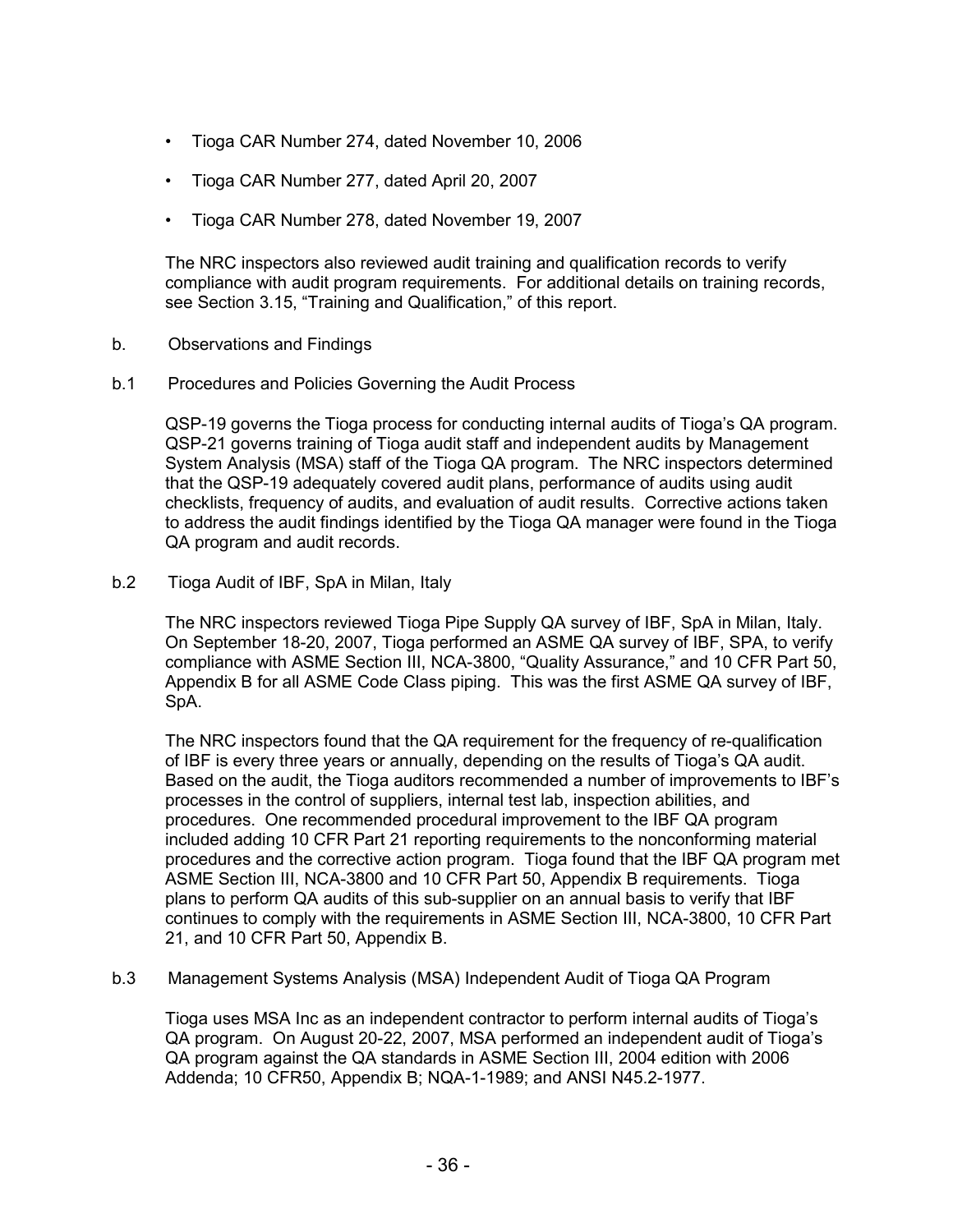- Tioga CAR Number 274, dated November 10, 2006
- Tioga CAR Number 277, dated April 20, 2007
- Tioga CAR Number 278, dated November 19, 2007

The NRC inspectors also reviewed audit training and qualification records to verify compliance with audit program requirements. For additional details on training records, see Section 3.15, "Training and Qualification," of this report.

b. Observations and Findings

b.1 Procedures and Policies Governing the Audit Process

QSP-19 governs the Tioga process for conducting internal audits of Tioga's QA program. QSP-21 governs training of Tioga audit staff and independent audits by Management System Analysis (MSA) staff of the Tioga QA program. The NRC inspectors determined that the QSP-19 adequately covered audit plans, performance of audits using audit checklists, frequency of audits, and evaluation of audit results. Corrective actions taken to address the audit findings identified by the Tioga QA manager were found in the Tioga QA program and audit records.

b.2 Tioga Audit of IBF, SpA in Milan, Italy

The NRC inspectors reviewed Tioga Pipe Supply QA survey of IBF, SpA in Milan, Italy. On September 18-20, 2007, Tioga performed an ASME QA survey of IBF, SPA, to verify compliance with ASME Section III, NCA-3800, "Quality Assurance," and 10 CFR Part 50, Appendix B for all ASME Code Class piping. This was the first ASME QA survey of IBF, SpA.

The NRC inspectors found that the QA requirement for the frequency of re-qualification of IBF is every three years or annually, depending on the results of Tioga's QA audit. Based on the audit, the Tioga auditors recommended a number of improvements to IBF's processes in the control of suppliers, internal test lab, inspection abilities, and procedures. One recommended procedural improvement to the IBF QA program included adding 10 CFR Part 21 reporting requirements to the nonconforming material procedures and the corrective action program. Tioga found that the IBF QA program met ASME Section III, NCA-3800 and 10 CFR Part 50, Appendix B requirements. Tioga plans to perform QA audits of this sub-supplier on an annual basis to verify that IBF continues to comply with the requirements in ASME Section III, NCA-3800, 10 CFR Part 21, and 10 CFR Part 50, Appendix B.

b.3 Management Systems Analysis (MSA) Independent Audit of Tioga QA Program

Tioga uses MSA Inc as an independent contractor to perform internal audits of Tioga's QA program. On August 20-22, 2007, MSA performed an independent audit of Tioga's QA program against the QA standards in ASME Section III, 2004 edition with 2006 Addenda; 10 CFR50, Appendix B; NQA-1-1989; and ANSI N45.2-1977.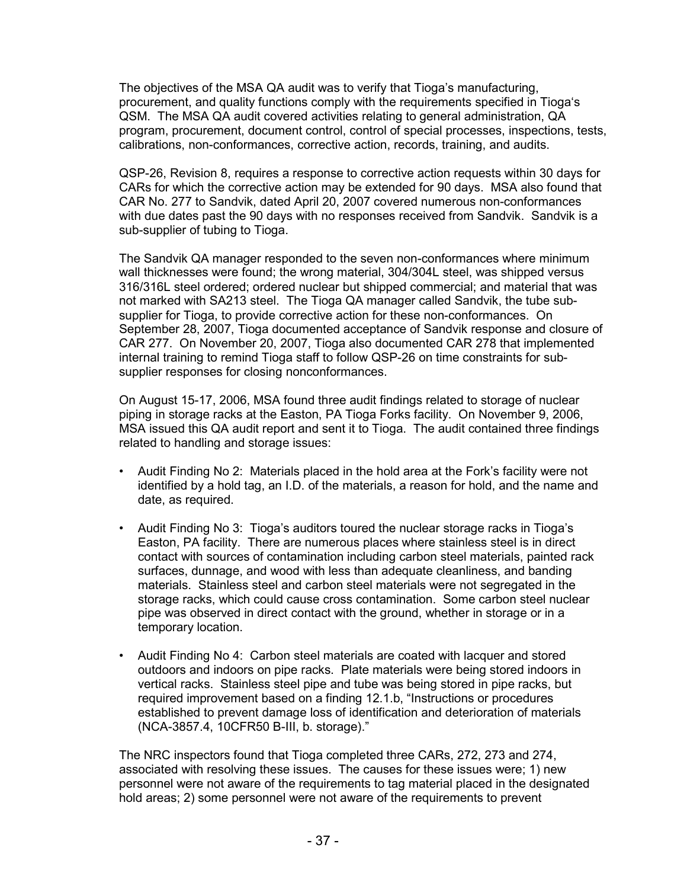The objectives of the MSA QA audit was to verify that Tioga's manufacturing, procurement, and quality functions comply with the requirements specified in Tioga's QSM. The MSA QA audit covered activities relating to general administration, QA program, procurement, document control, control of special processes, inspections, tests, calibrations, non-conformances, corrective action, records, training, and audits.

QSP-26, Revision 8, requires a response to corrective action requests within 30 days for CARs for which the corrective action may be extended for 90 days. MSA also found that CAR No. 277 to Sandvik, dated April 20, 2007 covered numerous non-conformances with due dates past the 90 days with no responses received from Sandvik. Sandvik is a sub-supplier of tubing to Tioga.

The Sandvik QA manager responded to the seven non-conformances where minimum wall thicknesses were found; the wrong material, 304/304L steel, was shipped versus 316/316L steel ordered; ordered nuclear but shipped commercial; and material that was not marked with SA213 steel. The Tioga QA manager called Sandvik, the tube sub-supplier for Tioga, to provide corrective action for these non-conformances. On September 28, 2007, Tioga documented acceptance of Sandvik response and closure of CAR 277. On November 20, 2007, Tioga also documented CAR 278 that implemented internal training to remind Tioga staff to follow QSP-26 on time constraints for sub-supplier responses for closing nonconformances.

On August 15-17, 2006, MSA found three audit findings related to storage of nuclear piping in storage racks at the Easton, PA Tioga Forks facility. On November 9, 2006, MSA issued this QA audit report and sent it to Tioga. The audit contained three findings related to handling and storage issues:

- Audit Finding No 2: Materials placed in the hold area at the Fork's facility were not identified by a hold tag, an I.D. of the materials, a reason for hold, and the name and date, as required.
- Audit Finding No 3: Tioga's auditors toured the nuclear storage racks in Tioga's Easton, PA facility. There are numerous places where stainless steel is in direct contact with sources of contamination including carbon steel materials, painted rack surfaces, dunnage, and wood with less than adequate cleanliness, and banding materials. Stainless steel and carbon steel materials were not segregated in the storage racks, which could cause cross contamination. Some carbon steel nuclear pipe was observed in direct contact with the ground, whether in storage or in a temporary location.
- Audit Finding No 4: Carbon steel materials are coated with lacquer and stored outdoors and indoors on pipe racks. Plate materials were being stored indoors in vertical racks. Stainless steel pipe and tube was being stored in pipe racks, but required improvement based on a finding 12.1.b, "Instructions or procedures established to prevent damage loss of identification and deterioration of materials (NCA-3857.4, 10CFR50 B-III, b. storage)."

The NRC inspectors found that Tioga completed three CARs, 272, 273 and 274, associated with resolving these issues. The causes for these issues were; 1) new personnel were not aware of the requirements to tag material placed in the designated hold areas; 2) some personnel were not aware of the requirements to prevent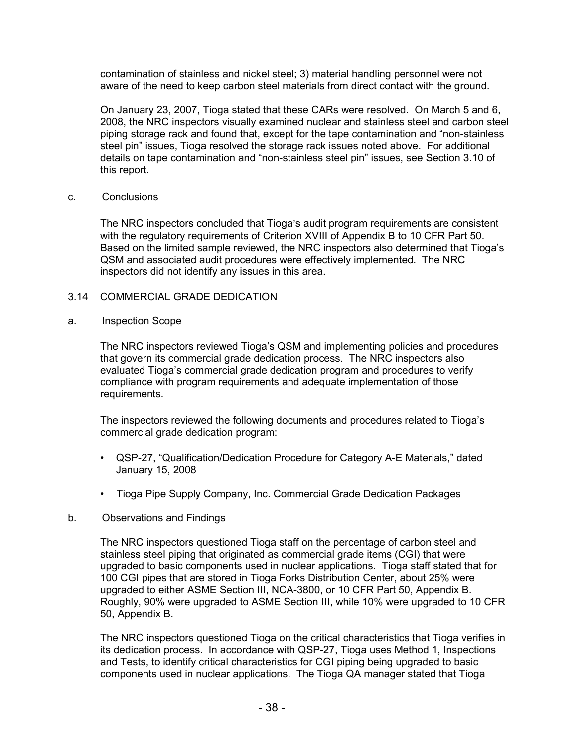contamination of stainless and nickel steel; 3) material handling personnel were not aware of the need to keep carbon steel materials from direct contact with the ground.

On January 23, 2007, Tioga stated that these CARs were resolved. On March 5 and 6, 2008, the NRC inspectors visually examined nuclear and stainless steel and carbon steel piping storage rack and found that, except for the tape contamination and "non-stainless steel pin" issues, Tioga resolved the storage rack issues noted above. For additional details on tape contamination and "non-stainless steel pin" issues, see Section 3.10 of this report.

c. Conclusions

The NRC inspectors concluded that Tioga's audit program requirements are consistent with the regulatory requirements of Criterion XVIII of Appendix B to 10 CFR Part 50. Based on the limited sample reviewed, the NRC inspectors also determined that Tioga's QSM and associated audit procedures were effectively implemented. The NRC inspectors did not identify any issues in this area.

## 3.14 COMMERCIAL GRADE DEDICATION

a. Inspection Scope

The NRC inspectors reviewed Tioga's QSM and implementing policies and procedures that govern its commercial grade dedication process. The NRC inspectors also evaluated Tioga's commercial grade dedication program and procedures to verify compliance with program requirements and adequate implementation of those requirements.

The inspectors reviewed the following documents and procedures related to Tioga's commercial grade dedication program:

- QSP-27, "Qualification/Dedication Procedure for Category A-E Materials," dated January 15, 2008
- Tioga Pipe Supply Company, Inc. Commercial Grade Dedication Packages

b. Observations and Findings

The NRC inspectors questioned Tioga staff on the percentage of carbon steel and stainless steel piping that originated as commercial grade items (CGI) that were upgraded to basic components used in nuclear applications. Tioga staff stated that for 100 CGI pipes that are stored in Tioga Forks Distribution Center, about 25% were upgraded to either ASME Section III, NCA-3800, or 10 CFR Part 50, Appendix B. Roughly, 90% were upgraded to ASME Section III, while 10% were upgraded to 10 CFR 50, Appendix B.

The NRC inspectors questioned Tioga on the critical characteristics that Tioga verifies in its dedication process. In accordance with QSP-27, Tioga uses Method 1, Inspections and Tests, to identify critical characteristics for CGI piping being upgraded to basic components used in nuclear applications. The Tioga QA manager stated that Tioga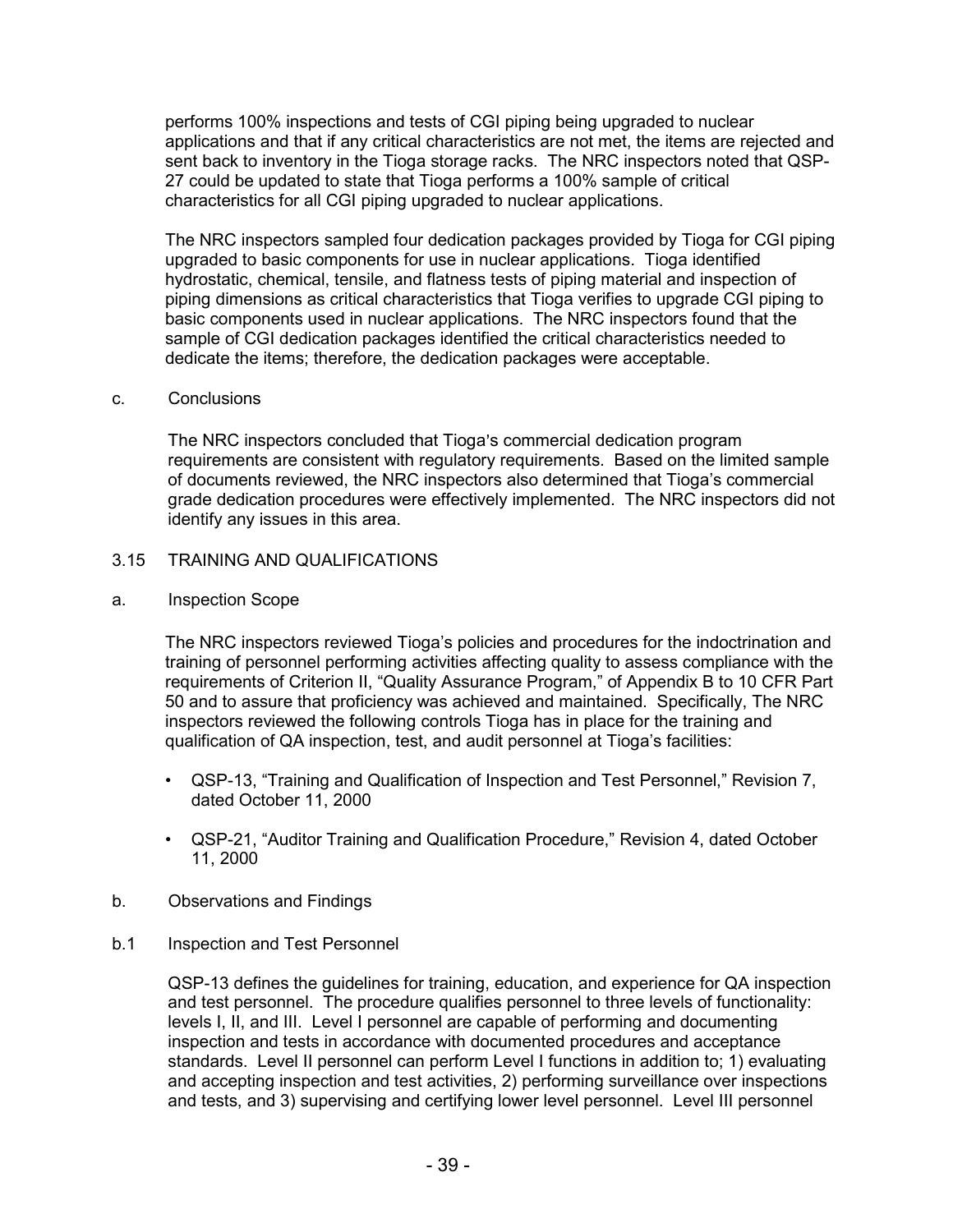performs 100% inspections and tests of CGI piping being upgraded to nuclear applications and that if any critical characteristics are not met, the items are rejected and sent back to inventory in the Tioga storage racks. The NRC inspectors noted that QSP-27 could be updated to state that Tioga performs a 100% sample of critical characteristics for all CGI piping upgraded to nuclear applications.

The NRC inspectors sampled four dedication packages provided by Tioga for CGI piping upgraded to basic components for use in nuclear applications. Tioga identified hydrostatic, chemical, tensile, and flatness tests of piping material and inspection of piping dimensions as critical characteristics that Tioga verifies to upgrade CGI piping to basic components used in nuclear applications. The NRC inspectors found that the sample of CGI dedication packages identified the critical characteristics needed to dedicate the items; therefore, the dedication packages were acceptable.

c. Conclusions

The NRC inspectors concluded that Tioga's commercial dedication program requirements are consistent with regulatory requirements. Based on the limited sample of documents reviewed, the NRC inspectors also determined that Tioga's commercial grade dedication procedures were effectively implemented. The NRC inspectors did not identify any issues in this area.

## 3.15 TRAINING AND QUALIFICATIONS

a. Inspection Scope

The NRC inspectors reviewed Tioga's policies and procedures for the indoctrination and training of personnel performing activities affecting quality to assess compliance with the requirements of Criterion II, "Quality Assurance Program," of Appendix B to 10 CFR Part 50 and to assure that proficiency was achieved and maintained. Specifically, The NRC inspectors reviewed the following controls Tioga has in place for the training and qualification of QA inspection, test, and audit personnel at Tioga's facilities:

- QSP-13, "Training and Qualification of Inspection and Test Personnel," Revision 7, dated October 11, 2000
- QSP-21, "Auditor Training and Qualification Procedure," Revision 4, dated October 11, 2000

b. Observations and Findings

b.1 Inspection and Test Personnel

QSP-13 defines the guidelines for training, education, and experience for QA inspection and test personnel. The procedure qualifies personnel to three levels of functionality: levels I, II, and III. Level I personnel are capable of performing and documenting inspection and tests in accordance with documented procedures and acceptance standards. Level II personnel can perform Level I functions in addition to; 1) evaluating and accepting inspection and test activities, 2) performing surveillance over inspections and tests, and 3) supervising and certifying lower level personnel. Level III personnel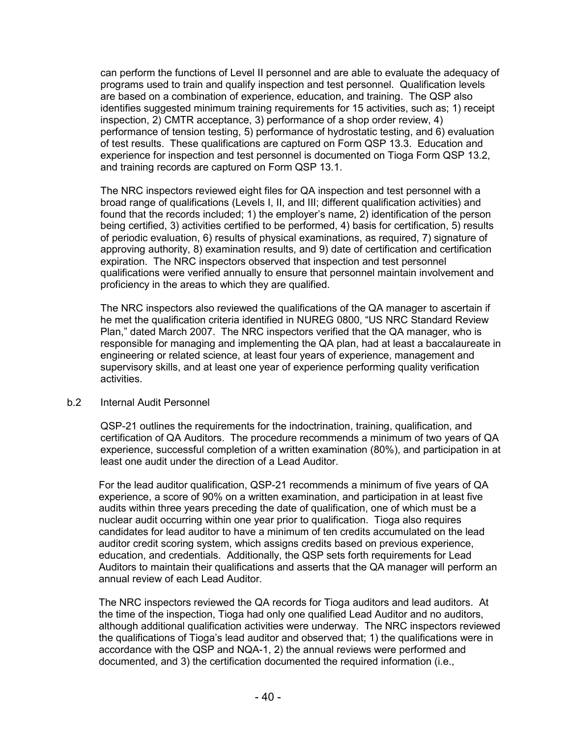can perform the functions of Level II personnel and are able to evaluate the adequacy of programs used to train and qualify inspection and test personnel. Qualification levels are based on a combination of experience, education, and training. The QSP also identifies suggested minimum training requirements for 15 activities, such as; 1) receipt inspection, 2) CMTR acceptance, 3) performance of a shop order review, 4) performance of tension testing, 5) performance of hydrostatic testing, and 6) evaluation of test results. These qualifications are captured on Form QSP 13.3. Education and experience for inspection and test personnel is documented on Tioga Form QSP 13.2, and training records are captured on Form QSP 13.1.

The NRC inspectors reviewed eight files for QA inspection and test personnel with a broad range of qualifications (Levels I, II, and III; different qualification activities) and found that the records included; 1) the employer's name, 2) identification of the person being certified, 3) activities certified to be performed, 4) basis for certification, 5) results of periodic evaluation, 6) results of physical examinations, as required, 7) signature of approving authority, 8) examination results, and 9) date of certification and certification expiration. The NRC inspectors observed that inspection and test personnel qualifications were verified annually to ensure that personnel maintain involvement and proficiency in the areas to which they are qualified.

The NRC inspectors also reviewed the qualifications of the QA manager to ascertain if he met the qualification criteria identified in NUREG 0800, "US NRC Standard Review Plan," dated March 2007. The NRC inspectors verified that the QA manager, who is responsible for managing and implementing the QA plan, had at least a baccalaureate in engineering or related science, at least four years of experience, management and supervisory skills, and at least one year of experience performing quality verification activities.

b.2 Internal Audit Personnel

QSP-21 outlines the requirements for the indoctrination, training, qualification, and certification of QA Auditors. The procedure recommends a minimum of two years of QA experience, successful completion of a written examination (80%), and participation in at least one audit under the direction of a Lead Auditor.

For the lead auditor qualification, QSP-21 recommends a minimum of five years of QA experience, a score of 90% on a written examination, and participation in at least five audits within three years preceding the date of qualification, one of which must be a nuclear audit occurring within one year prior to qualification. Tioga also requires candidates for lead auditor to have a minimum of ten credits accumulated on the lead auditor credit scoring system, which assigns credits based on previous experience, education, and credentials. Additionally, the QSP sets forth requirements for Lead Auditors to maintain their qualifications and asserts that the QA manager will perform an annual review of each Lead Auditor.

The NRC inspectors reviewed the QA records for Tioga auditors and lead auditors. At the time of the inspection, Tioga had only one qualified Lead Auditor and no auditors, although additional qualification activities were underway. The NRC inspectors reviewed the qualifications of Tioga's lead auditor and observed that; 1) the qualifications were in accordance with the QSP and NQA-1, 2) the annual reviews were performed and documented, and 3) the certification documented the required information (i.e.,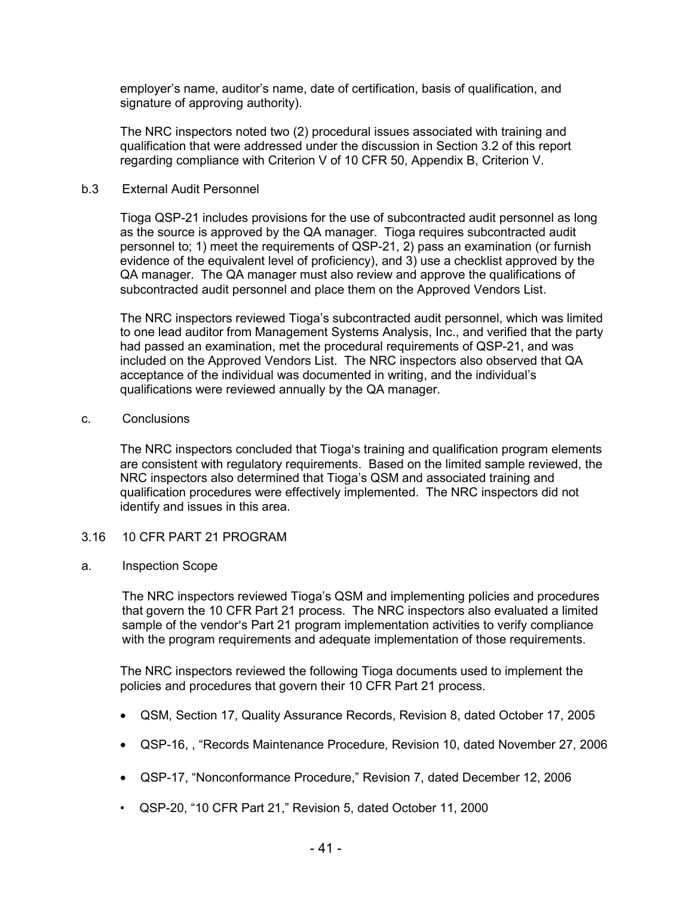employer's name, auditor's name, date of certification, basis of qualification, and signature of approving authority).

The NRC inspectors noted two (2) procedural issues associated with training and qualification that were addressed under the discussion in Section 3.2 of this report regarding compliance with Criterion V of 10 CFR 50, Appendix B, Criterion V.

b.3 External Audit Personnel

Tioga QSP-21 includes provisions for the use of subcontracted audit personnel as long as the source is approved by the QA manager. Tioga requires subcontracted audit personnel to; 1) meet the requirements of QSP-21, 2) pass an examination (or furnish evidence of the equivalent level of proficiency), and 3) use a checklist approved by the QA manager. The QA manager must also review and approve the qualifications of subcontracted audit personnel and place them on the Approved Vendors List.

The NRC inspectors reviewed Tioga's subcontracted audit personnel, which was limited to one lead auditor from Management Systems Analysis, Inc., and verified that the party had passed an examination, met the procedural requirements of QSP-21, and was included on the Approved Vendors List. The NRC inspectors also observed that QA acceptance of the individual was documented in writing, and the individual's qualifications were reviewed annually by the QA manager.

c. Conclusions

The NRC inspectors concluded that Tioga's training and qualification program elements are consistent with regulatory requirements. Based on the limited sample reviewed, the NRC inspectors also determined that Tioga's QSM and associated training and qualification procedures were effectively implemented. The NRC inspectors did not identify and issues in this area.

3.16 10 CFR PART 21 PROGRAM

a. Inspection Scope

The NRC inspectors reviewed Tioga's QSM and implementing policies and procedures that govern the 10 CFR Part 21 process. The NRC inspectors also evaluated a limited sample of the vendor's Part 21 program implementation activities to verify compliance with the program requirements and adequate implementation of those requirements.

The NRC inspectors reviewed the following Tioga documents used to implement the policies and procedures that govern their 10 CFR Part 21 process.

- QSM, Section 17, Quality Assurance Records, Revision 8, dated October 17, 2005
- QSP-16, , "Records Maintenance Procedure, Revision 10, dated November 27, 2006
- QSP-17, "Nonconformance Procedure," Revision 7, dated December 12, 2006
- QSP-20, "10 CFR Part 21," Revision 5, dated October 11, 2000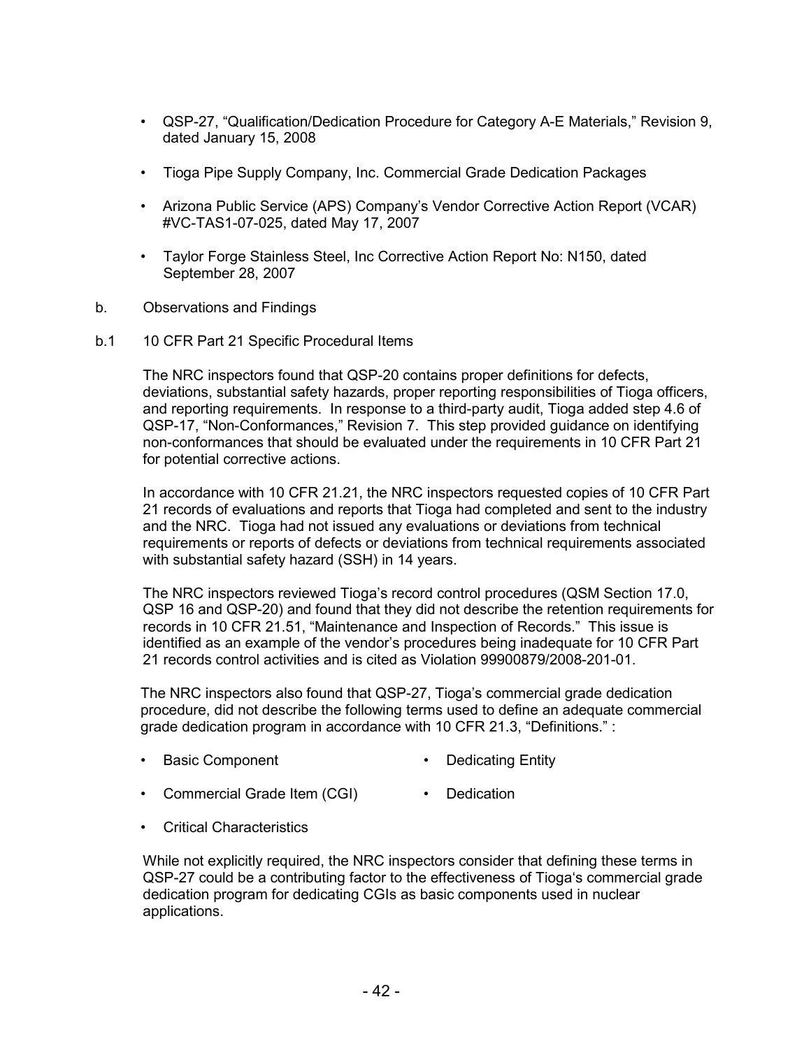- QSP-27, "Qualification/Dedication Procedure for Category A-E Materials," Revision 9, dated January 15, 2008

- Tioga Pipe Supply Company, Inc. Commercial Grade Dedication Packages

- Arizona Public Service (APS) Company's Vendor Corrective Action Report (VCAR) #VC-TAS1-07-025, dated May 17, 2007

- Taylor Forge Stainless Steel, Inc Corrective Action Report No: N150, dated September 28, 2007

b. Observations and Findings

b.1 10 CFR Part 21 Specific Procedural Items

The NRC inspectors found that QSP-20 contains proper definitions for defects, deviations, substantial safety hazards, proper reporting responsibilities of Tioga officers, and reporting requirements. In response to a third-party audit, Tioga added step 4.6 of QSP-17, "Non-Conformances," Revision 7. This step provided guidance on identifying non-conformances that should be evaluated under the requirements in 10 CFR Part 21 for potential corrective actions.

In accordance with 10 CFR 21.21, the NRC inspectors requested copies of 10 CFR Part 21 records of evaluations and reports that Tioga had completed and sent to the industry and the NRC. Tioga had not issued any evaluations or deviations from technical requirements or reports of defects or deviations from technical requirements associated with substantial safety hazard (SSH) in 14 years.

The NRC inspectors reviewed Tioga's record control procedures (QSM Section 17.0, QSP 16 and QSP-20) and found that they did not describe the retention requirements for records in 10 CFR 21.51, "Maintenance and Inspection of Records." This issue is identified as an example of the vendor's procedures being inadequate for 10 CFR Part 21 records control activities and is cited as Violation 99900879/2008-201-01.

The NRC inspectors also found that QSP-27, Tioga's commercial grade dedication procedure, did not describe the following terms used to define an adequate commercial grade dedication program in accordance with 10 CFR 21.3, "Definitions." :

- Basic Component
- Dedicating Entity
- Commercial Grade Item (CGI)
- Dedication
- Critical Characteristics

While not explicitly required, the NRC inspectors consider that defining these terms in QSP-27 could be a contributing factor to the effectiveness of Tioga's commercial grade dedication program for dedicating CGIs as basic components used in nuclear applications.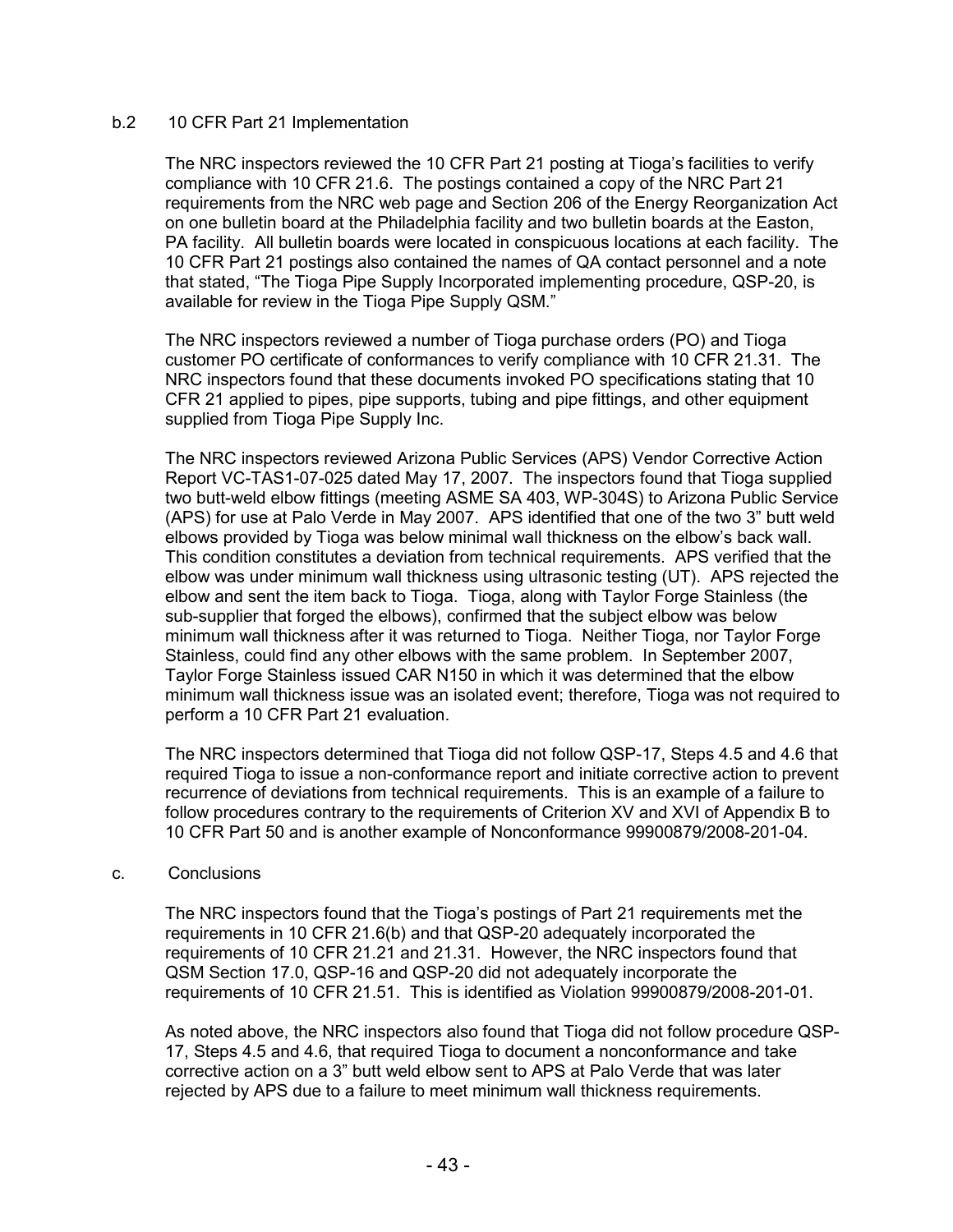### b.2 10 CFR Part 21 Implementation

The NRC inspectors reviewed the 10 CFR Part 21 posting at Tioga's facilities to verify compliance with 10 CFR 21.6. The postings contained a copy of the NRC Part 21 requirements from the NRC web page and Section 206 of the Energy Reorganization Act on one bulletin board at the Philadelphia facility and two bulletin boards at the Easton, PA facility. All bulletin boards were located in conspicuous locations at each facility. The 10 CFR Part 21 postings also contained the names of QA contact personnel and a note that stated, "The Tioga Pipe Supply Incorporated implementing procedure, QSP-20, is available for review in the Tioga Pipe Supply QSM."

The NRC inspectors reviewed a number of Tioga purchase orders (PO) and Tioga customer PO certificate of conformances to verify compliance with 10 CFR 21.31. The NRC inspectors found that these documents invoked PO specifications stating that 10 CFR 21 applied to pipes, pipe supports, tubing and pipe fittings, and other equipment supplied from Tioga Pipe Supply Inc.

The NRC inspectors reviewed Arizona Public Services (APS) Vendor Corrective Action Report VC-TAS1-07-025 dated May 17, 2007. The inspectors found that Tioga supplied two butt-weld elbow fittings (meeting ASME SA 403, WP-304S) to Arizona Public Service (APS) for use at Palo Verde in May 2007. APS identified that one of the two 3" butt weld elbows provided by Tioga was below minimal wall thickness on the elbow's back wall. This condition constitutes a deviation from technical requirements. APS verified that the elbow was under minimum wall thickness using ultrasonic testing (UT). APS rejected the elbow and sent the item back to Tioga. Tioga, along with Taylor Forge Stainless (the sub-supplier that forged the elbows), confirmed that the subject elbow was below minimum wall thickness after it was returned to Tioga. Neither Tioga, nor Taylor Forge Stainless, could find any other elbows with the same problem. In September 2007, Taylor Forge Stainless issued CAR N150 in which it was determined that the elbow minimum wall thickness issue was an isolated event; therefore, Tioga was not required to perform a 10 CFR Part 21 evaluation.

The NRC inspectors determined that Tioga did not follow QSP-17, Steps 4.5 and 4.6 that required Tioga to issue a non-conformance report and initiate corrective action to prevent recurrence of deviations from technical requirements. This is an example of a failure to follow procedures contrary to the requirements of Criterion XV and XVI of Appendix B to 10 CFR Part 50 and is another example of Nonconformance 99900879/2008-201-04.

### c. Conclusions

The NRC inspectors found that the Tioga's postings of Part 21 requirements met the requirements in 10 CFR 21.6(b) and that QSP-20 adequately incorporated the requirements of 10 CFR 21.21 and 21.31. However, the NRC inspectors found that QSM Section 17.0, QSP-16 and QSP-20 did not adequately incorporate the requirements of 10 CFR 21.51. This is identified as Violation 99900879/2008-201-01.

As noted above, the NRC inspectors also found that Tioga did not follow procedure QSP-17, Steps 4.5 and 4.6, that required Tioga to document a nonconformance and take corrective action on a 3" butt weld elbow sent to APS at Palo Verde that was later rejected by APS due to a failure to meet minimum wall thickness requirements.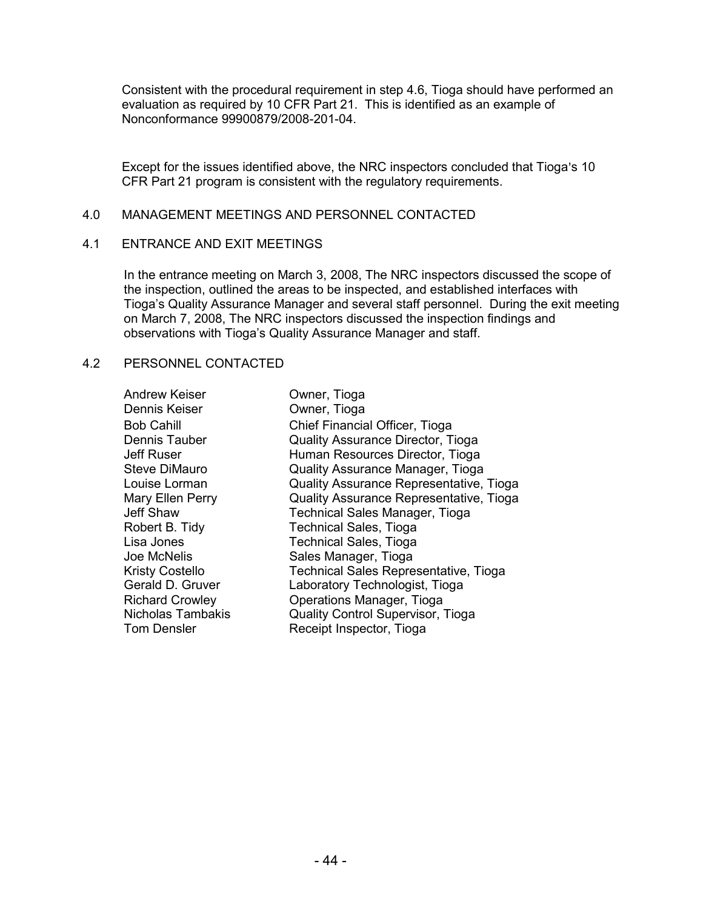Consistent with the procedural requirement in step 4.6, Tioga should have performed an evaluation as required by 10 CFR Part 21. This is identified as an example of Nonconformance 99900879/2008-201-04.

Except for the issues identified above, the NRC inspectors concluded that Tioga's 10 CFR Part 21 program is consistent with the regulatory requirements.

## 4.0 MANAGEMENT MEETINGS AND PERSONNEL CONTACTED

### 4.1 ENTRANCE AND EXIT MEETINGS

In the entrance meeting on March 3, 2008, The NRC inspectors discussed the scope of the inspection, outlined the areas to be inspected, and established interfaces with Tioga's Quality Assurance Manager and several staff personnel. During the exit meeting on March 7, 2008, The NRC inspectors discussed the inspection findings and observations with Tioga's Quality Assurance Manager and staff.

### 4.2 PERSONNEL CONTACTED

| | |
|---|---|
| Andrew Keiser | Owner, Tioga |
| Dennis Keiser | Owner, Tioga |
| Bob Cahill | Chief Financial Officer, Tioga |
| Dennis Tauber | Quality Assurance Director, Tioga |
| Jeff Ruser | Human Resources Director, Tioga |
| Steve DiMauro | Quality Assurance Manager, Tioga |
| Louise Lorman | Quality Assurance Representative, Tioga |
| Mary Ellen Perry | Quality Assurance Representative, Tioga |
| Jeff Shaw | Technical Sales Manager, Tioga |
| Robert B. Tidy | Technical Sales, Tioga |
| Lisa Jones | Technical Sales, Tioga |
| Joe McNelis | Sales Manager, Tioga |
| Kristy Costello | Technical Sales Representative, Tioga |
| Gerald D. Gruver | Laboratory Technologist, Tioga |
| Richard Crowley | Operations Manager, Tioga |
| Nicholas Tambakis | Quality Control Supervisor, Tioga |
| Tom Densler | Receipt Inspector, Tioga |